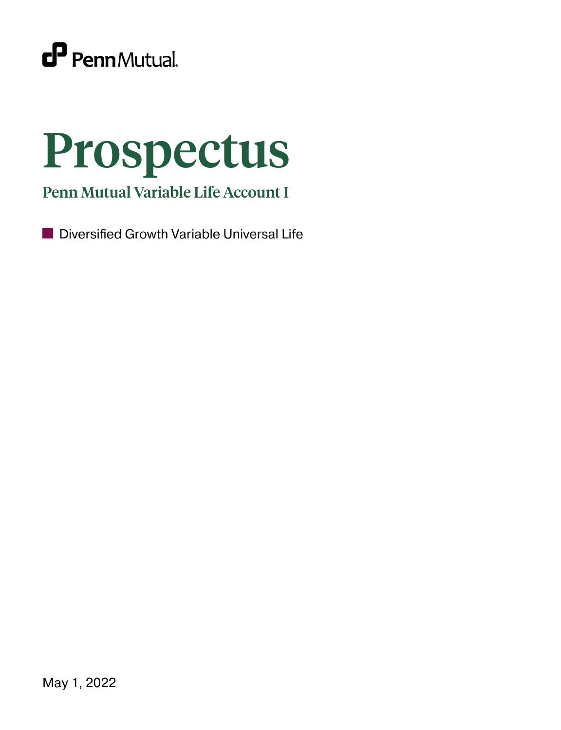PennMutual

# Prospectus

## Penn Mutual Variable Life Account I

- Diversified Growth Variable Universal Life

May 1, 2022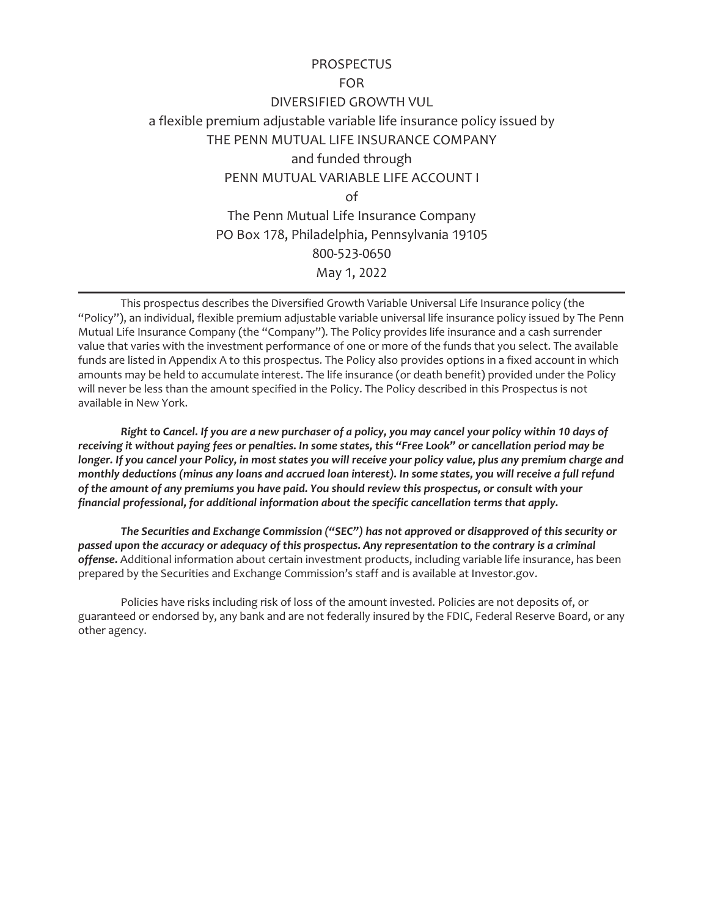# PROSPECTUS
# FOR
# DIVERSIFIED GROWTH VUL

a flexible premium adjustable variable life insurance policy issued by

THE PENN MUTUAL LIFE INSURANCE COMPANY

and funded through

PENN MUTUAL VARIABLE LIFE ACCOUNT I

of

The Penn Mutual Life Insurance Company

PO Box 178, Philadelphia, Pennsylvania 19105

800-523-0650

May 1, 2022

---

This prospectus describes the Diversified Growth Variable Universal Life Insurance policy (the "Policy"), an individual, flexible premium adjustable variable universal life insurance policy issued by The Penn Mutual Life Insurance Company (the "Company"). The Policy provides life insurance and a cash surrender value that varies with the investment performance of one or more of the funds that you select. The available funds are listed in Appendix A to this prospectus. The Policy also provides options in a fixed account in which amounts may be held to accumulate interest. The life insurance (or death benefit) provided under the Policy will never be less than the amount specified in the Policy. The Policy described in this Prospectus is not available in New York.

***Right to Cancel. If you are a new purchaser of a policy, you may cancel your policy within 10 days of receiving it without paying fees or penalties. In some states, this "Free Look" or cancellation period may be longer. If you cancel your Policy, in most states you will receive your policy value, plus any premium charge and monthly deductions (minus any loans and accrued loan interest). In some states, you will receive a full refund of the amount of any premiums you have paid. You should review this prospectus, or consult with your financial professional, for additional information about the specific cancellation terms that apply.***

***The Securities and Exchange Commission ("SEC") has not approved or disapproved of this security or passed upon the accuracy or adequacy of this prospectus. Any representation to the contrary is a criminal offense.*** Additional information about certain investment products, including variable life insurance, has been prepared by the Securities and Exchange Commission's staff and is available at Investor.gov.

Policies have risks including risk of loss of the amount invested. Policies are not deposits of, or guaranteed or endorsed by, any bank and are not federally insured by the FDIC, Federal Reserve Board, or any other agency.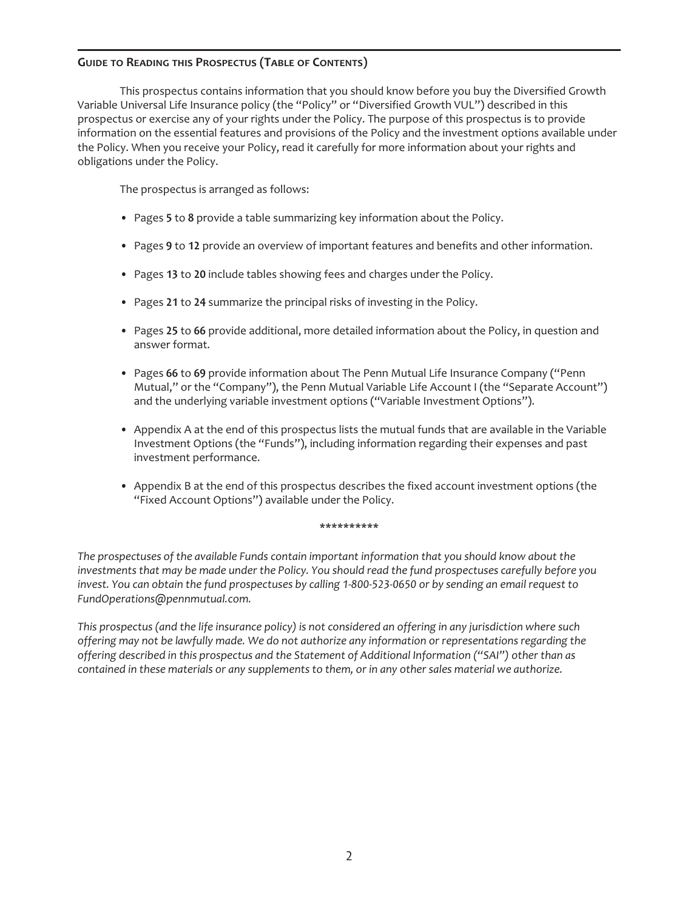## Guide to Reading this Prospectus (Table of Contents)

This prospectus contains information that you should know before you buy the Diversified Growth Variable Universal Life Insurance policy (the "Policy" or "Diversified Growth VUL") described in this prospectus or exercise any of your rights under the Policy. The purpose of this prospectus is to provide information on the essential features and provisions of the Policy and the investment options available under the Policy. When you receive your Policy, read it carefully for more information about your rights and obligations under the Policy.

The prospectus is arranged as follows:

- Pages **5** to **8** provide a table summarizing key information about the Policy.
- Pages **9** to **12** provide an overview of important features and benefits and other information.
- Pages **13** to **20** include tables showing fees and charges under the Policy.
- Pages **21** to **24** summarize the principal risks of investing in the Policy.
- Pages **25** to **66** provide additional, more detailed information about the Policy, in question and answer format.
- Pages **66** to **69** provide information about The Penn Mutual Life Insurance Company ("Penn Mutual," or the "Company"), the Penn Mutual Variable Life Account I (the "Separate Account") and the underlying variable investment options ("Variable Investment Options").
- Appendix A at the end of this prospectus lists the mutual funds that are available in the Variable Investment Options (the "Funds"), including information regarding their expenses and past investment performance.
- Appendix B at the end of this prospectus describes the fixed account investment options (the "Fixed Account Options") available under the Policy.

**********

*The prospectuses of the available Funds contain important information that you should know about the investments that may be made under the Policy. You should read the fund prospectuses carefully before you invest. You can obtain the fund prospectuses by calling 1-800-523-0650 or by sending an email request to FundOperations@pennmutual.com.*

*This prospectus (and the life insurance policy) is not considered an offering in any jurisdiction where such offering may not be lawfully made. We do not authorize any information or representations regarding the offering described in this prospectus and the Statement of Additional Information ("SAI") other than as contained in these materials or any supplements to them, or in any other sales material we authorize.*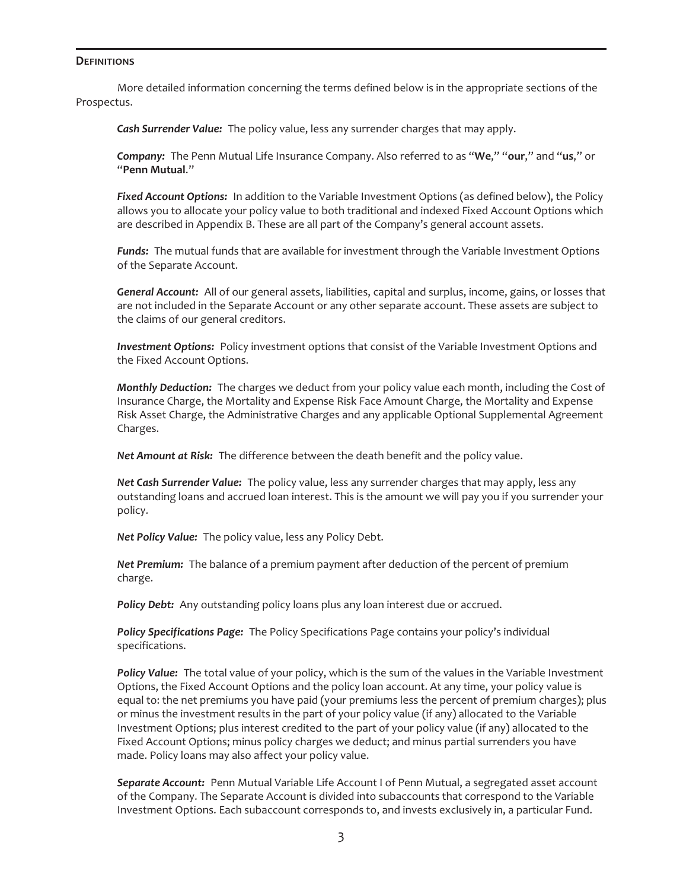## Definitions

More detailed information concerning the terms defined below is in the appropriate sections of the Prospectus.

***Cash Surrender Value:*** The policy value, less any surrender charges that may apply.

***Company:*** The Penn Mutual Life Insurance Company. Also referred to as "**We**," "**our**," and "**us**," or "**Penn Mutual**."

***Fixed Account Options:*** In addition to the Variable Investment Options (as defined below), the Policy allows you to allocate your policy value to both traditional and indexed Fixed Account Options which are described in Appendix B. These are all part of the Company's general account assets.

***Funds:*** The mutual funds that are available for investment through the Variable Investment Options of the Separate Account.

***General Account:*** All of our general assets, liabilities, capital and surplus, income, gains, or losses that are not included in the Separate Account or any other separate account. These assets are subject to the claims of our general creditors.

***Investment Options:*** Policy investment options that consist of the Variable Investment Options and the Fixed Account Options.

***Monthly Deduction:*** The charges we deduct from your policy value each month, including the Cost of Insurance Charge, the Mortality and Expense Risk Face Amount Charge, the Mortality and Expense Risk Asset Charge, the Administrative Charges and any applicable Optional Supplemental Agreement Charges.

***Net Amount at Risk:*** The difference between the death benefit and the policy value.

***Net Cash Surrender Value:*** The policy value, less any surrender charges that may apply, less any outstanding loans and accrued loan interest. This is the amount we will pay you if you surrender your policy.

***Net Policy Value:*** The policy value, less any Policy Debt.

***Net Premium:*** The balance of a premium payment after deduction of the percent of premium charge.

***Policy Debt:*** Any outstanding policy loans plus any loan interest due or accrued.

***Policy Specifications Page:*** The Policy Specifications Page contains your policy's individual specifications.

***Policy Value:*** The total value of your policy, which is the sum of the values in the Variable Investment Options, the Fixed Account Options and the policy loan account. At any time, your policy value is equal to: the net premiums you have paid (your premiums less the percent of premium charges); plus or minus the investment results in the part of your policy value (if any) allocated to the Variable Investment Options; plus interest credited to the part of your policy value (if any) allocated to the Fixed Account Options; minus policy charges we deduct; and minus partial surrenders you have made. Policy loans may also affect your policy value.

***Separate Account:*** Penn Mutual Variable Life Account I of Penn Mutual, a segregated asset account of the Company. The Separate Account is divided into subaccounts that correspond to the Variable Investment Options. Each subaccount corresponds to, and invests exclusively in, a particular Fund.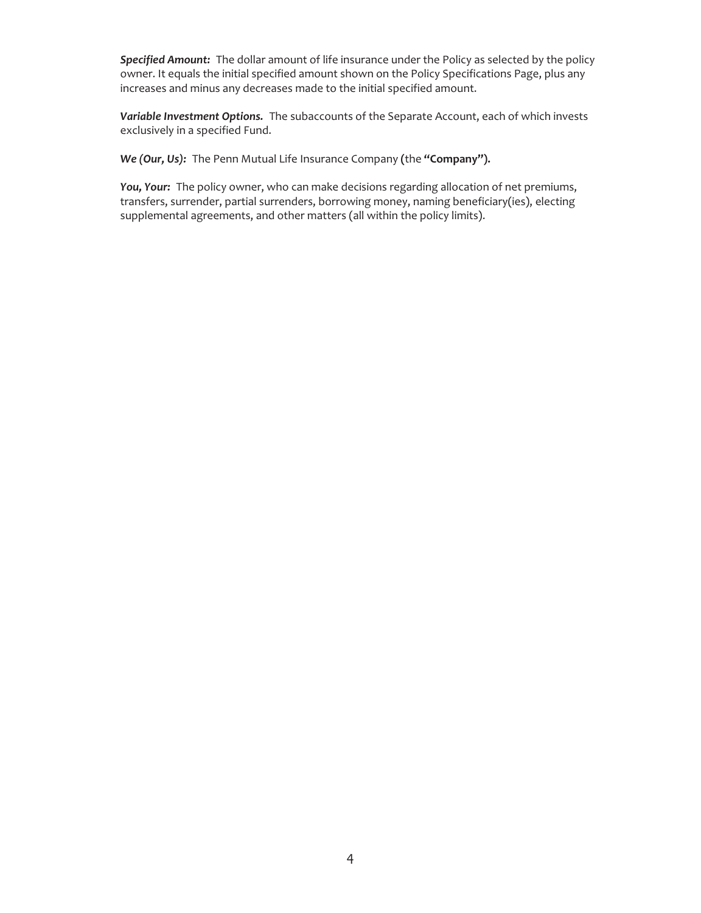***Specified Amount:*** The dollar amount of life insurance under the Policy as selected by the policy owner. It equals the initial specified amount shown on the Policy Specifications Page, plus any increases and minus any decreases made to the initial specified amount.

***Variable Investment Options.*** The subaccounts of the Separate Account, each of which invests exclusively in a specified Fund.

***We (Our, Us):*** The Penn Mutual Life Insurance Company (the **"Company").**

***You, Your:*** The policy owner, who can make decisions regarding allocation of net premiums, transfers, surrender, partial surrenders, borrowing money, naming beneficiary(ies), electing supplemental agreements, and other matters (all within the policy limits).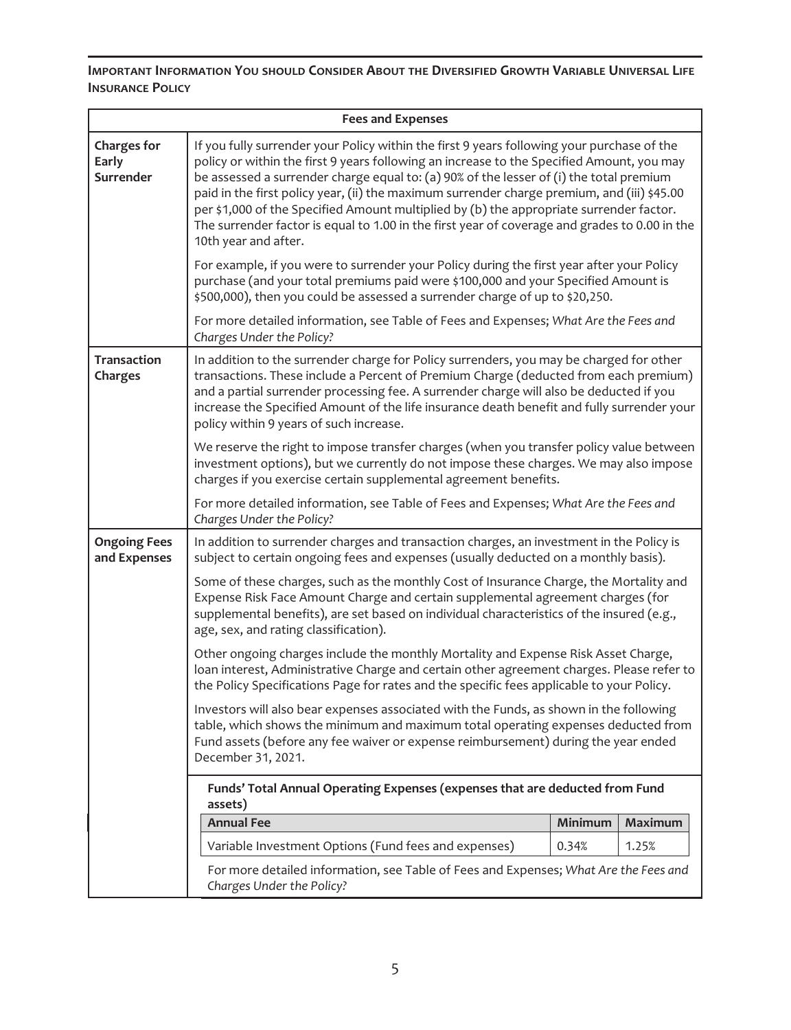**IMPORTANT INFORMATION YOU SHOULD CONSIDER ABOUT THE DIVERSIFIED GROWTH VARIABLE UNIVERSAL LIFE INSURANCE POLICY**

| Fees and Expenses | |
|---|---|
| **Charges for Early Surrender** | If you fully surrender your Policy within the first 9 years following your purchase of the policy or within the first 9 years following an increase to the Specified Amount, you may be assessed a surrender charge equal to: (a) 90% of the lesser of (i) the total premium paid in the first policy year, (ii) the maximum surrender charge premium, and (iii) $45.00 per $1,000 of the Specified Amount multiplied by (b) the appropriate surrender factor. The surrender factor is equal to 1.00 in the first year of coverage and grades to 0.00 in the 10th year and after.<br><br>For example, if you were to surrender your Policy during the first year after your Policy purchase (and your total premiums paid were $100,000 and your Specified Amount is $500,000), then you could be assessed a surrender charge of up to $20,250.<br><br>For more detailed information, see Table of Fees and Expenses; *What Are the Fees and Charges Under the Policy?* |
| **Transaction Charges** | In addition to the surrender charge for Policy surrenders, you may be charged for other transactions. These include a Percent of Premium Charge (deducted from each premium) and a partial surrender processing fee. A surrender charge will also be deducted if you increase the Specified Amount of the life insurance death benefit and fully surrender your policy within 9 years of such increase.<br><br>We reserve the right to impose transfer charges (when you transfer policy value between investment options), but we currently do not impose these charges. We may also impose charges if you exercise certain supplemental agreement benefits.<br><br>For more detailed information, see Table of Fees and Expenses; *What Are the Fees and Charges Under the Policy?* |
| **Ongoing Fees and Expenses** | In addition to surrender charges and transaction charges, an investment in the Policy is subject to certain ongoing fees and expenses (usually deducted on a monthly basis).<br><br>Some of these charges, such as the monthly Cost of Insurance Charge, the Mortality and Expense Risk Face Amount Charge and certain supplemental agreement charges (for supplemental benefits), are set based on individual characteristics of the insured (e.g., age, sex, and rating classification).<br><br>Other ongoing charges include the monthly Mortality and Expense Risk Asset Charge, loan interest, Administrative Charge and certain other agreement charges. Please refer to the Policy Specifications Page for rates and the specific fees applicable to your Policy.<br><br>Investors will also bear expenses associated with the Funds, as shown in the following table, which shows the minimum and maximum total operating expenses deducted from Fund assets (before any fee waiver or expense reimbursement) during the year ended December 31, 2021. |

**Funds' Total Annual Operating Expenses (expenses that are deducted from Fund assets)**

| Annual Fee | Minimum | Maximum |
|---|---|---|
| Variable Investment Options (Fund fees and expenses) | 0.34% | 1.25% |

For more detailed information, see Table of Fees and Expenses; *What Are the Fees and Charges Under the Policy?*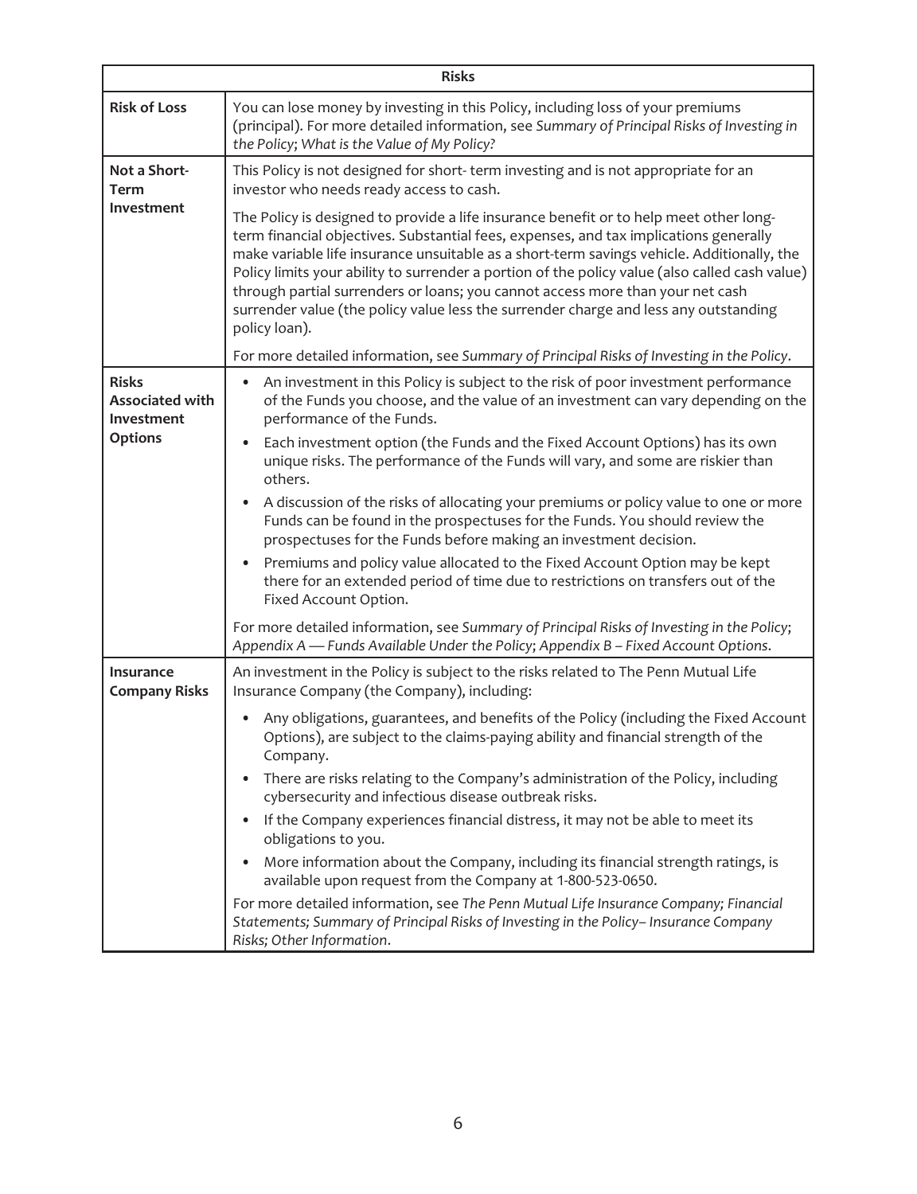| Risks | |
|---|---|
| **Risk of Loss** | You can lose money by investing in this Policy, including loss of your premiums (principal). For more detailed information, see *Summary of Principal Risks of Investing in the Policy; What is the Value of My Policy?* |
| **Not a Short-Term Investment** | This Policy is not designed for short- term investing and is not appropriate for an investor who needs ready access to cash.<br><br>The Policy is designed to provide a life insurance benefit or to help meet other long-term financial objectives. Substantial fees, expenses, and tax implications generally make variable life insurance unsuitable as a short-term savings vehicle. Additionally, the Policy limits your ability to surrender a portion of the policy value (also called cash value) through partial surrenders or loans; you cannot access more than your net cash surrender value (the policy value less the surrender charge and less any outstanding policy loan).<br><br>For more detailed information, see *Summary of Principal Risks of Investing in the Policy*. |
| **Risks Associated with Investment Options** | • An investment in this Policy is subject to the risk of poor investment performance of the Funds you choose, and the value of an investment can vary depending on the performance of the Funds.<br>• Each investment option (the Funds and the Fixed Account Options) has its own unique risks. The performance of the Funds will vary, and some are riskier than others.<br>• A discussion of the risks of allocating your premiums or policy value to one or more Funds can be found in the prospectuses for the Funds. You should review the prospectuses for the Funds before making an investment decision.<br>• Premiums and policy value allocated to the Fixed Account Option may be kept there for an extended period of time due to restrictions on transfers out of the Fixed Account Option.<br><br>For more detailed information, see *Summary of Principal Risks of Investing in the Policy; Appendix A — Funds Available Under the Policy; Appendix B – Fixed Account Options.* |
| **Insurance Company Risks** | An investment in the Policy is subject to the risks related to The Penn Mutual Life Insurance Company (the Company), including:<br><br>• Any obligations, guarantees, and benefits of the Policy (including the Fixed Account Options), are subject to the claims-paying ability and financial strength of the Company.<br>• There are risks relating to the Company's administration of the Policy, including cybersecurity and infectious disease outbreak risks.<br>• If the Company experiences financial distress, it may not be able to meet its obligations to you.<br>• More information about the Company, including its financial strength ratings, is available upon request from the Company at 1-800-523-0650.<br><br>For more detailed information, see *The Penn Mutual Life Insurance Company; Financial Statements; Summary of Principal Risks of Investing in the Policy– Insurance Company Risks; Other Information*. |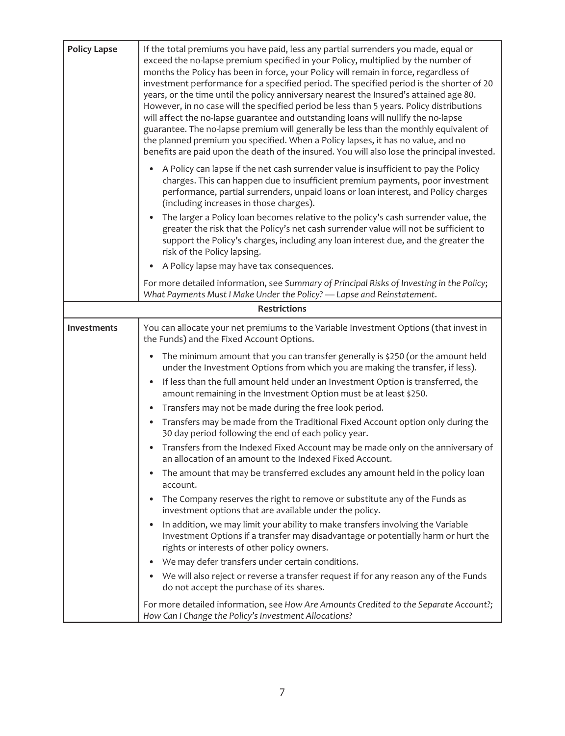| | |
|---|---|
| **Policy Lapse** | If the total premiums you have paid, less any partial surrenders you made, equal or exceed the no-lapse premium specified in your Policy, multiplied by the number of months the Policy has been in force, your Policy will remain in force, regardless of investment performance for a specified period. The specified period is the shorter of 20 years, or the time until the policy anniversary nearest the Insured's attained age 80. However, in no case will the specified period be less than 5 years. Policy distributions will affect the no-lapse guarantee and outstanding loans will nullify the no-lapse guarantee. The no-lapse premium will generally be less than the monthly equivalent of the planned premium you specified. When a Policy lapses, it has no value, and no benefits are paid upon the death of the insured. You will also lose the principal invested.<br><br>• A Policy can lapse if the net cash surrender value is insufficient to pay the Policy charges. This can happen due to insufficient premium payments, poor investment performance, partial surrenders, unpaid loans or loan interest, and Policy charges (including increases in those charges).<br>• The larger a Policy loan becomes relative to the policy's cash surrender value, the greater the risk that the Policy's net cash surrender value will not be sufficient to support the Policy's charges, including any loan interest due, and the greater the risk of the Policy lapsing.<br>• A Policy lapse may have tax consequences.<br><br>For more detailed information, see *Summary of Principal Risks of Investing in the Policy*; *What Payments Must I Make Under the Policy? — Lapse and Reinstatement.* |
| **Restrictions** | |
| **Investments** | You can allocate your net premiums to the Variable Investment Options (that invest in the Funds) and the Fixed Account Options.<br><br>• The minimum amount that you can transfer generally is $250 (or the amount held under the Investment Options from which you are making the transfer, if less).<br>• If less than the full amount held under an Investment Option is transferred, the amount remaining in the Investment Option must be at least $250.<br>• Transfers may not be made during the free look period.<br>• Transfers may be made from the Traditional Fixed Account option only during the 30 day period following the end of each policy year.<br>• Transfers from the Indexed Fixed Account may be made only on the anniversary of an allocation of an amount to the Indexed Fixed Account.<br>• The amount that may be transferred excludes any amount held in the policy loan account.<br>• The Company reserves the right to remove or substitute any of the Funds as investment options that are available under the policy.<br>• In addition, we may limit your ability to make transfers involving the Variable Investment Options if a transfer may disadvantage or potentially harm or hurt the rights or interests of other policy owners.<br>• We may defer transfers under certain conditions.<br>• We will also reject or reverse a transfer request if for any reason any of the Funds do not accept the purchase of its shares.<br><br>For more detailed information, see *How Are Amounts Credited to the Separate Account?; How Can I Change the Policy's Investment Allocations?* |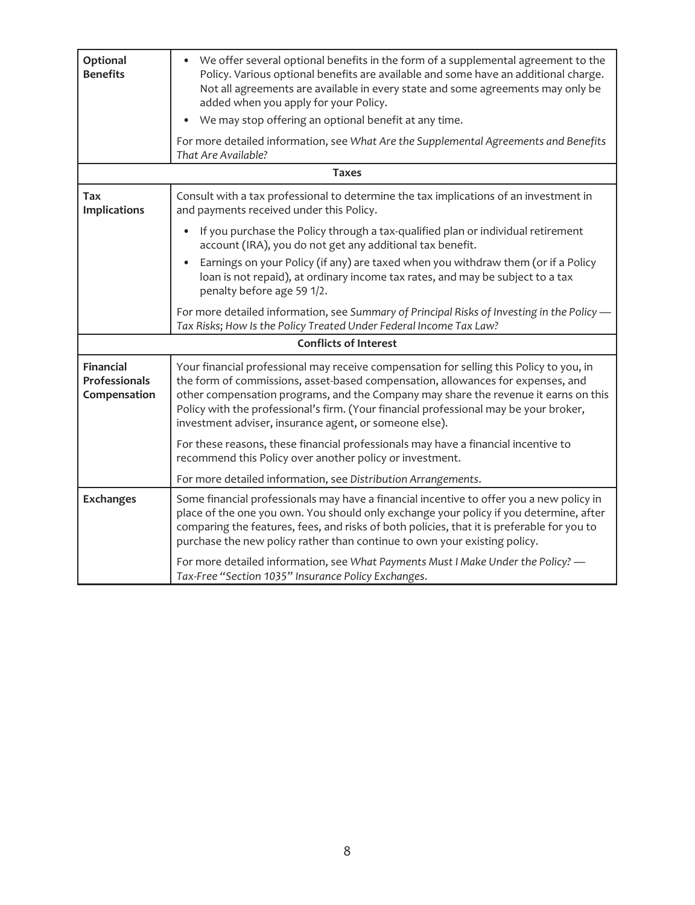| | |
|---|---|
| **Optional Benefits** | • We offer several optional benefits in the form of a supplemental agreement to the Policy. Various optional benefits are available and some have an additional charge. Not all agreements are available in every state and some agreements may only be added when you apply for your Policy.<br>• We may stop offering an optional benefit at any time.<br><br>For more detailed information, see *What Are the Supplemental Agreements and Benefits That Are Available?* |
| **Taxes** | |
| **Tax Implications** | Consult with a tax professional to determine the tax implications of an investment in and payments received under this Policy.<br><br>• If you purchase the Policy through a tax-qualified plan or individual retirement account (IRA), you do not get any additional tax benefit.<br>• Earnings on your Policy (if any) are taxed when you withdraw them (or if a Policy loan is not repaid), at ordinary income tax rates, and may be subject to a tax penalty before age 59 1/2.<br><br>For more detailed information, see *Summary of Principal Risks of Investing in the Policy — Tax Risks*; *How Is the Policy Treated Under Federal Income Tax Law?* |
| **Conflicts of Interest** | |
| **Financial Professionals Compensation** | Your financial professional may receive compensation for selling this Policy to you, in the form of commissions, asset-based compensation, allowances for expenses, and other compensation programs, and the Company may share the revenue it earns on this Policy with the professional's firm. (Your financial professional may be your broker, investment adviser, insurance agent, or someone else).<br><br>For these reasons, these financial professionals may have a financial incentive to recommend this Policy over another policy or investment.<br><br>For more detailed information, see *Distribution Arrangements*. |
| **Exchanges** | Some financial professionals may have a financial incentive to offer you a new policy in place of the one you own. You should only exchange your policy if you determine, after comparing the features, fees, and risks of both policies, that it is preferable for you to purchase the new policy rather than continue to own your existing policy.<br><br>For more detailed information, see *What Payments Must I Make Under the Policy? — Tax-Free "Section 1035" Insurance Policy Exchanges*. |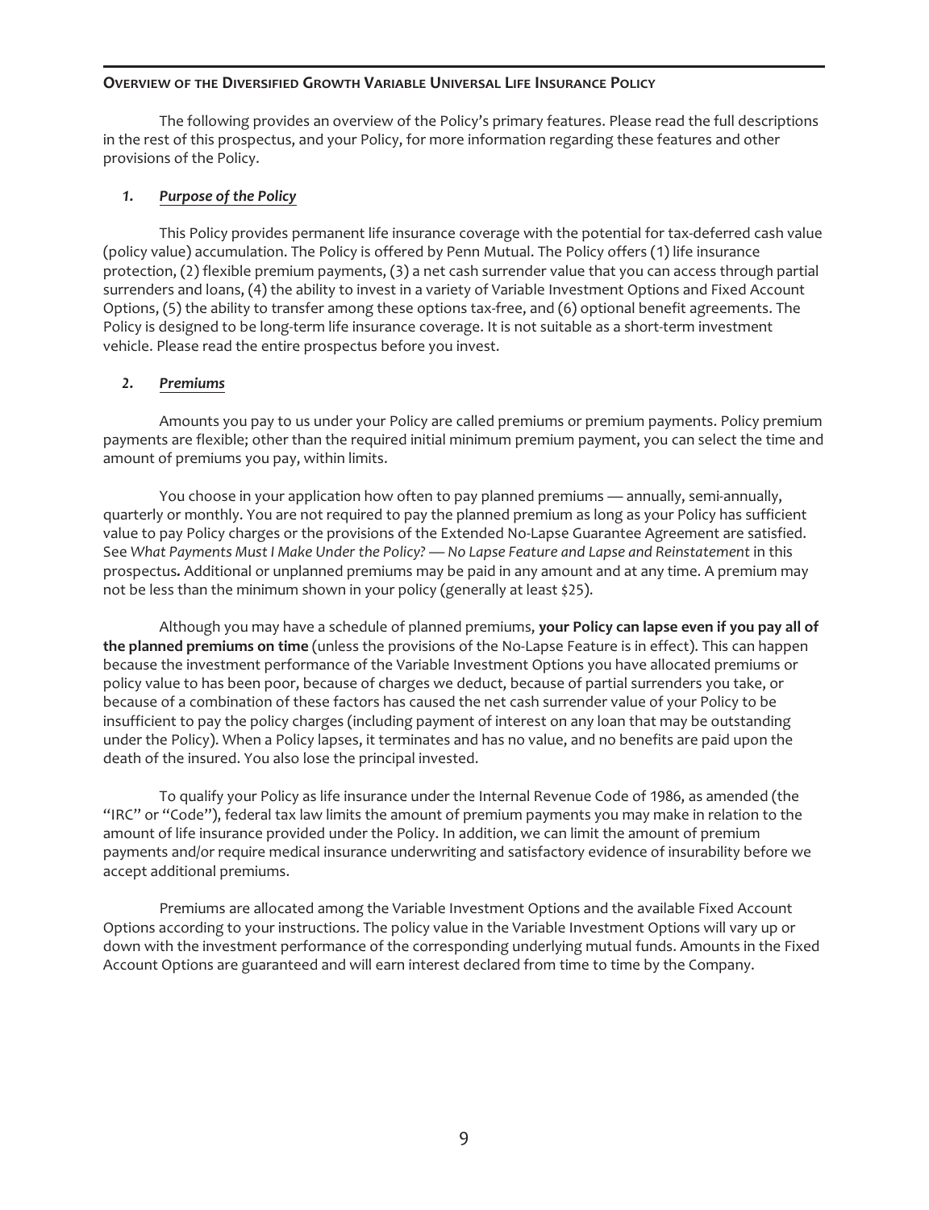## Overview of the Diversified Growth Variable Universal Life Insurance Policy

The following provides an overview of the Policy's primary features. Please read the full descriptions in the rest of this prospectus, and your Policy, for more information regarding these features and other provisions of the Policy.

### *1. Purpose of the Policy*

This Policy provides permanent life insurance coverage with the potential for tax-deferred cash value (policy value) accumulation. The Policy is offered by Penn Mutual. The Policy offers (1) life insurance protection, (2) flexible premium payments, (3) a net cash surrender value that you can access through partial surrenders and loans, (4) the ability to invest in a variety of Variable Investment Options and Fixed Account Options, (5) the ability to transfer among these options tax-free, and (6) optional benefit agreements. The Policy is designed to be long-term life insurance coverage. It is not suitable as a short-term investment vehicle. Please read the entire prospectus before you invest.

### *2. Premiums*

Amounts you pay to us under your Policy are called premiums or premium payments. Policy premium payments are flexible; other than the required initial minimum premium payment, you can select the time and amount of premiums you pay, within limits.

You choose in your application how often to pay planned premiums — annually, semi-annually, quarterly or monthly. You are not required to pay the planned premium as long as your Policy has sufficient value to pay Policy charges or the provisions of the Extended No-Lapse Guarantee Agreement are satisfied. See *What Payments Must I Make Under the Policy? — No Lapse Feature and Lapse and Reinstatement* in this prospectus**.** Additional or unplanned premiums may be paid in any amount and at any time. A premium may not be less than the minimum shown in your policy (generally at least $25).

Although you may have a schedule of planned premiums, **your Policy can lapse even if you pay all of the planned premiums on time** (unless the provisions of the No-Lapse Feature is in effect). This can happen because the investment performance of the Variable Investment Options you have allocated premiums or policy value to has been poor, because of charges we deduct, because of partial surrenders you take, or because of a combination of these factors has caused the net cash surrender value of your Policy to be insufficient to pay the policy charges (including payment of interest on any loan that may be outstanding under the Policy). When a Policy lapses, it terminates and has no value, and no benefits are paid upon the death of the insured. You also lose the principal invested.

To qualify your Policy as life insurance under the Internal Revenue Code of 1986, as amended (the "IRC" or "Code"), federal tax law limits the amount of premium payments you may make in relation to the amount of life insurance provided under the Policy. In addition, we can limit the amount of premium payments and/or require medical insurance underwriting and satisfactory evidence of insurability before we accept additional premiums.

Premiums are allocated among the Variable Investment Options and the available Fixed Account Options according to your instructions. The policy value in the Variable Investment Options will vary up or down with the investment performance of the corresponding underlying mutual funds. Amounts in the Fixed Account Options are guaranteed and will earn interest declared from time to time by the Company.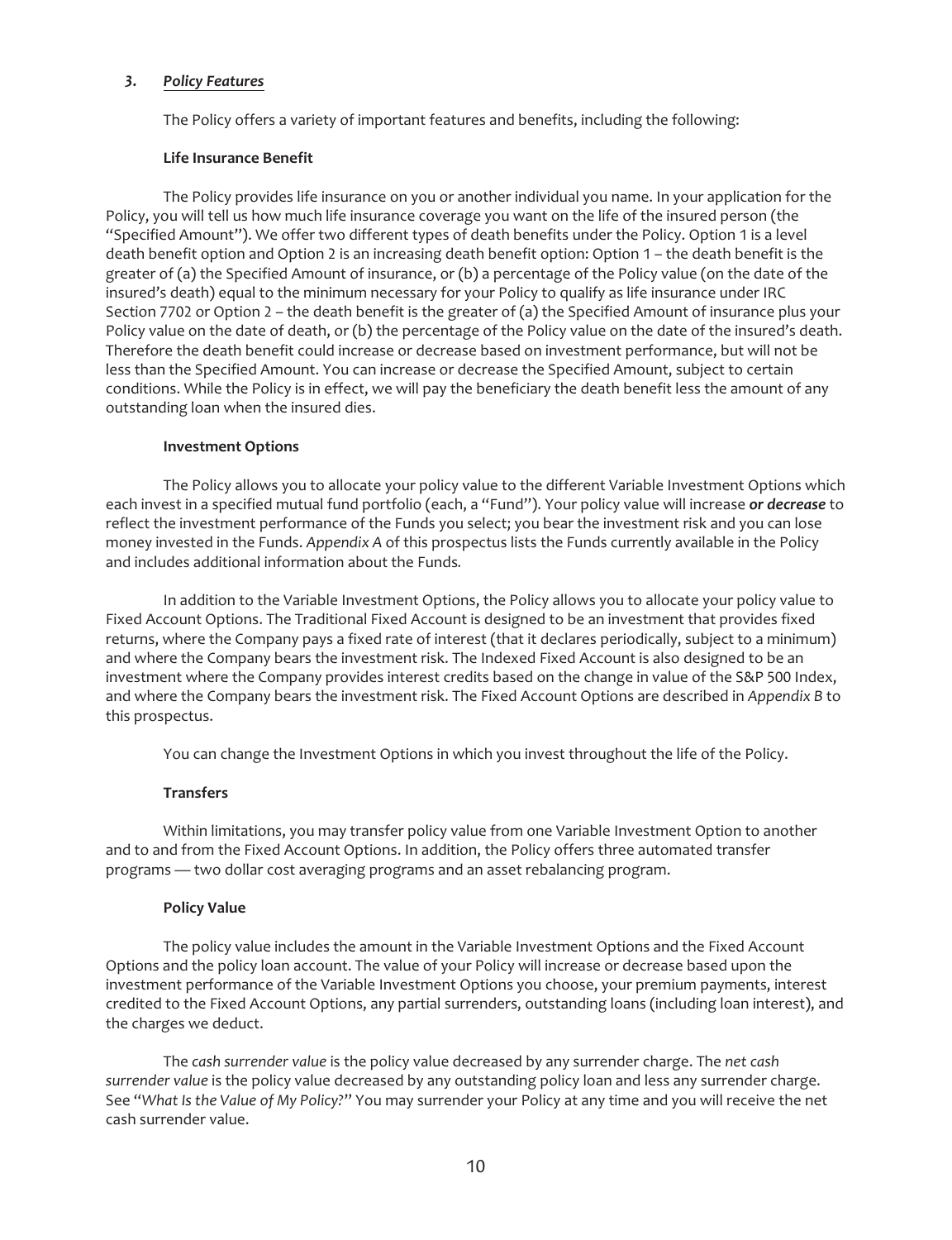### *3. Policy Features*

The Policy offers a variety of important features and benefits, including the following:

#### Life Insurance Benefit

The Policy provides life insurance on you or another individual you name. In your application for the Policy, you will tell us how much life insurance coverage you want on the life of the insured person (the "Specified Amount"). We offer two different types of death benefits under the Policy. Option 1 is a level death benefit option and Option 2 is an increasing death benefit option: Option 1 – the death benefit is the greater of (a) the Specified Amount of insurance, or (b) a percentage of the Policy value (on the date of the insured's death) equal to the minimum necessary for your Policy to qualify as life insurance under IRC Section 7702 or Option 2 – the death benefit is the greater of (a) the Specified Amount of insurance plus your Policy value on the date of death, or (b) the percentage of the Policy value on the date of the insured's death. Therefore the death benefit could increase or decrease based on investment performance, but will not be less than the Specified Amount. You can increase or decrease the Specified Amount, subject to certain conditions. While the Policy is in effect, we will pay the beneficiary the death benefit less the amount of any outstanding loan when the insured dies.

#### Investment Options

The Policy allows you to allocate your policy value to the different Variable Investment Options which each invest in a specified mutual fund portfolio (each, a "Fund"). Your policy value will increase ***or decrease*** to reflect the investment performance of the Funds you select; you bear the investment risk and you can lose money invested in the Funds. *Appendix A* of this prospectus lists the Funds currently available in the Policy and includes additional information about the Funds.

In addition to the Variable Investment Options, the Policy allows you to allocate your policy value to Fixed Account Options. The Traditional Fixed Account is designed to be an investment that provides fixed returns, where the Company pays a fixed rate of interest (that it declares periodically, subject to a minimum) and where the Company bears the investment risk. The Indexed Fixed Account is also designed to be an investment where the Company provides interest credits based on the change in value of the S&P 500 Index, and where the Company bears the investment risk. The Fixed Account Options are described in *Appendix B* to this prospectus.

You can change the Investment Options in which you invest throughout the life of the Policy.

#### Transfers

Within limitations, you may transfer policy value from one Variable Investment Option to another and to and from the Fixed Account Options. In addition, the Policy offers three automated transfer programs — two dollar cost averaging programs and an asset rebalancing program.

#### Policy Value

The policy value includes the amount in the Variable Investment Options and the Fixed Account Options and the policy loan account. The value of your Policy will increase or decrease based upon the investment performance of the Variable Investment Options you choose, your premium payments, interest credited to the Fixed Account Options, any partial surrenders, outstanding loans (including loan interest), and the charges we deduct.

The *cash surrender value* is the policy value decreased by any surrender charge. The *net cash surrender value* is the policy value decreased by any outstanding policy loan and less any surrender charge. See "*What Is the Value of My Policy?*" You may surrender your Policy at any time and you will receive the net cash surrender value.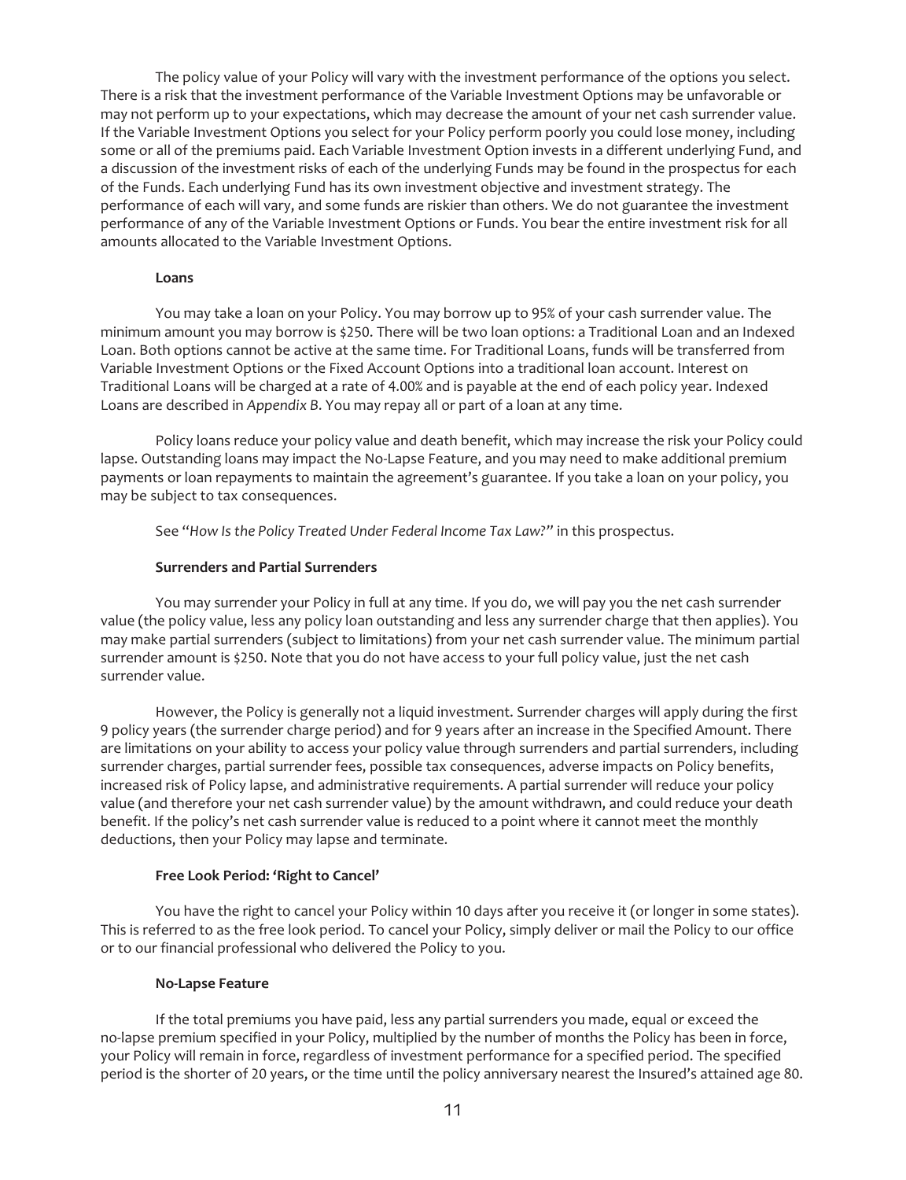The policy value of your Policy will vary with the investment performance of the options you select. There is a risk that the investment performance of the Variable Investment Options may be unfavorable or may not perform up to your expectations, which may decrease the amount of your net cash surrender value. If the Variable Investment Options you select for your Policy perform poorly you could lose money, including some or all of the premiums paid. Each Variable Investment Option invests in a different underlying Fund, and a discussion of the investment risks of each of the underlying Funds may be found in the prospectus for each of the Funds. Each underlying Fund has its own investment objective and investment strategy. The performance of each will vary, and some funds are riskier than others. We do not guarantee the investment performance of any of the Variable Investment Options or Funds. You bear the entire investment risk for all amounts allocated to the Variable Investment Options.

**Loans**

You may take a loan on your Policy. You may borrow up to 95% of your cash surrender value. The minimum amount you may borrow is $250. There will be two loan options: a Traditional Loan and an Indexed Loan. Both options cannot be active at the same time. For Traditional Loans, funds will be transferred from Variable Investment Options or the Fixed Account Options into a traditional loan account. Interest on Traditional Loans will be charged at a rate of 4.00% and is payable at the end of each policy year. Indexed Loans are described in *Appendix B*. You may repay all or part of a loan at any time.

Policy loans reduce your policy value and death benefit, which may increase the risk your Policy could lapse. Outstanding loans may impact the No-Lapse Feature, and you may need to make additional premium payments or loan repayments to maintain the agreement's guarantee. If you take a loan on your policy, you may be subject to tax consequences.

See "*How Is the Policy Treated Under Federal Income Tax Law?*" in this prospectus.

**Surrenders and Partial Surrenders**

You may surrender your Policy in full at any time. If you do, we will pay you the net cash surrender value (the policy value, less any policy loan outstanding and less any surrender charge that then applies). You may make partial surrenders (subject to limitations) from your net cash surrender value. The minimum partial surrender amount is $250. Note that you do not have access to your full policy value, just the net cash surrender value.

However, the Policy is generally not a liquid investment. Surrender charges will apply during the first 9 policy years (the surrender charge period) and for 9 years after an increase in the Specified Amount. There are limitations on your ability to access your policy value through surrenders and partial surrenders, including surrender charges, partial surrender fees, possible tax consequences, adverse impacts on Policy benefits, increased risk of Policy lapse, and administrative requirements. A partial surrender will reduce your policy value (and therefore your net cash surrender value) by the amount withdrawn, and could reduce your death benefit. If the policy's net cash surrender value is reduced to a point where it cannot meet the monthly deductions, then your Policy may lapse and terminate.

**Free Look Period: 'Right to Cancel'**

You have the right to cancel your Policy within 10 days after you receive it (or longer in some states). This is referred to as the free look period. To cancel your Policy, simply deliver or mail the Policy to our office or to our financial professional who delivered the Policy to you.

**No-Lapse Feature**

If the total premiums you have paid, less any partial surrenders you made, equal or exceed the no-lapse premium specified in your Policy, multiplied by the number of months the Policy has been in force, your Policy will remain in force, regardless of investment performance for a specified period. The specified period is the shorter of 20 years, or the time until the policy anniversary nearest the Insured's attained age 80.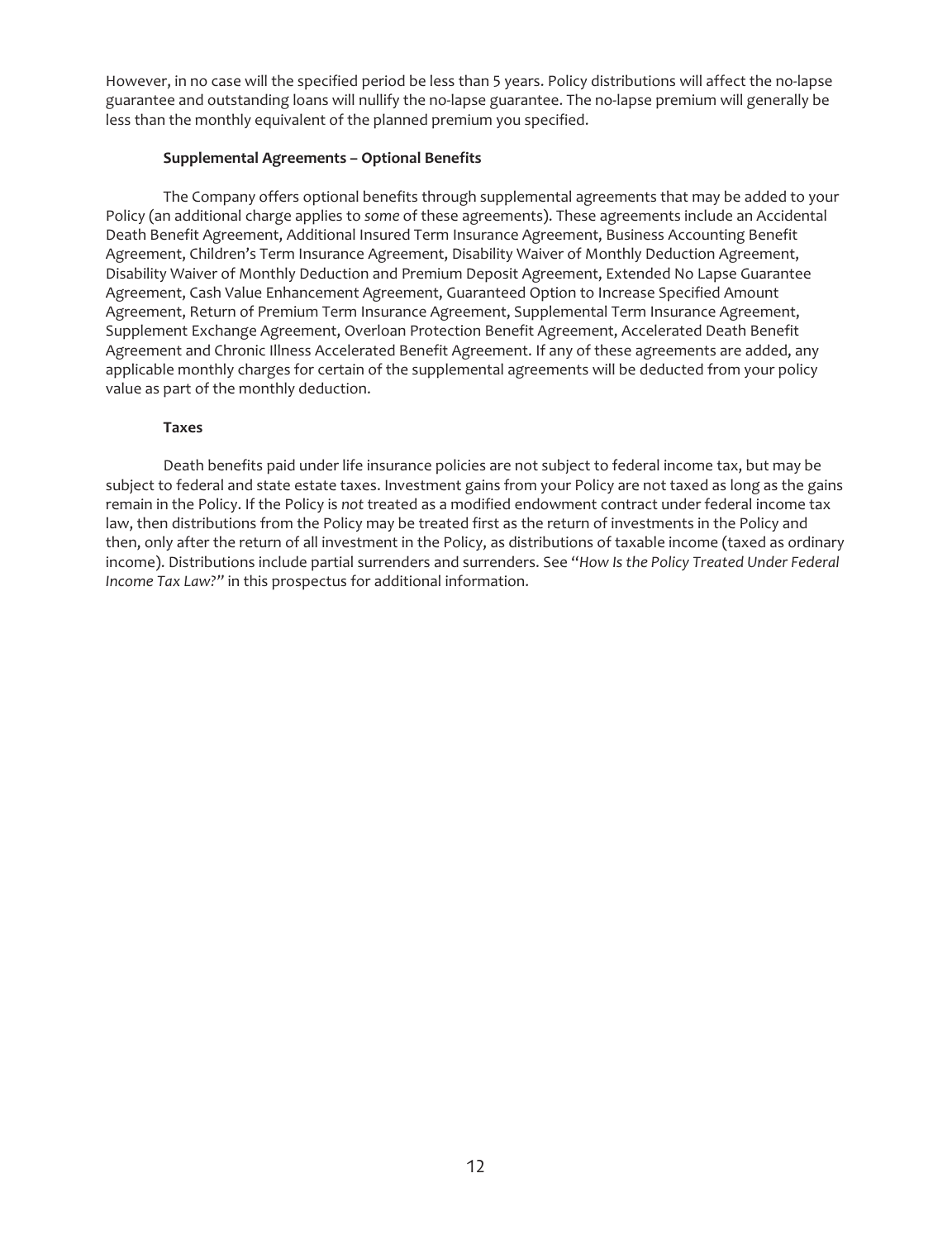However, in no case will the specified period be less than 5 years. Policy distributions will affect the no-lapse guarantee and outstanding loans will nullify the no-lapse guarantee. The no-lapse premium will generally be less than the monthly equivalent of the planned premium you specified.

**Supplemental Agreements – Optional Benefits**

The Company offers optional benefits through supplemental agreements that may be added to your Policy (an additional charge applies to *some* of these agreements). These agreements include an Accidental Death Benefit Agreement, Additional Insured Term Insurance Agreement, Business Accounting Benefit Agreement, Children's Term Insurance Agreement, Disability Waiver of Monthly Deduction Agreement, Disability Waiver of Monthly Deduction and Premium Deposit Agreement, Extended No Lapse Guarantee Agreement, Cash Value Enhancement Agreement, Guaranteed Option to Increase Specified Amount Agreement, Return of Premium Term Insurance Agreement, Supplemental Term Insurance Agreement, Supplement Exchange Agreement, Overloan Protection Benefit Agreement, Accelerated Death Benefit Agreement and Chronic Illness Accelerated Benefit Agreement. If any of these agreements are added, any applicable monthly charges for certain of the supplemental agreements will be deducted from your policy value as part of the monthly deduction.

**Taxes**

Death benefits paid under life insurance policies are not subject to federal income tax, but may be subject to federal and state estate taxes. Investment gains from your Policy are not taxed as long as the gains remain in the Policy. If the Policy is *not* treated as a modified endowment contract under federal income tax law, then distributions from the Policy may be treated first as the return of investments in the Policy and then, only after the return of all investment in the Policy, as distributions of taxable income (taxed as ordinary income). Distributions include partial surrenders and surrenders. See "*How Is the Policy Treated Under Federal Income Tax Law?*" in this prospectus for additional information.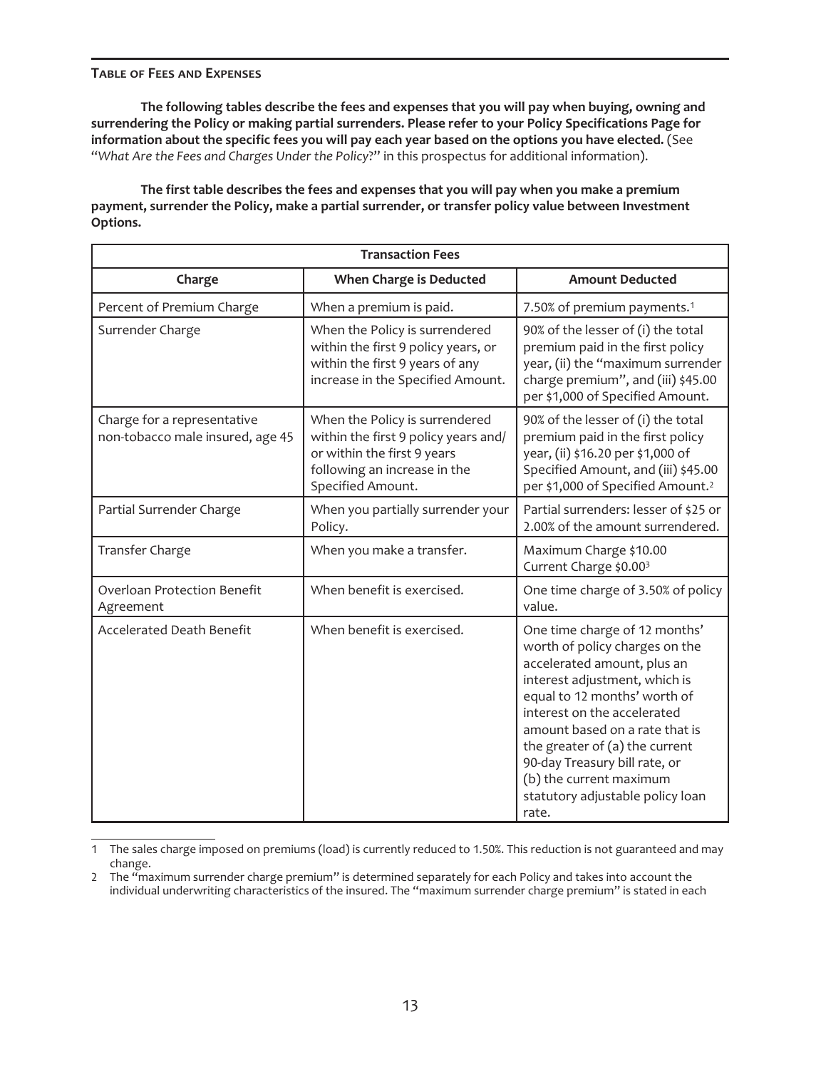## TABLE OF FEES AND EXPENSES

**The following tables describe the fees and expenses that you will pay when buying, owning and surrendering the Policy or making partial surrenders. Please refer to your Policy Specifications Page for information about the specific fees you will pay each year based on the options you have elected.** (See "*What Are the Fees and Charges Under the Policy?*" in this prospectus for additional information).

**The first table describes the fees and expenses that you will pay when you make a premium payment, surrender the Policy, make a partial surrender, or transfer policy value between Investment Options.**

| Transaction Fees | | |
|---|---|---|
| **Charge** | **When Charge is Deducted** | **Amount Deducted** |
| Percent of Premium Charge | When a premium is paid. | 7.50% of premium payments.[1] |
| Surrender Charge | When the Policy is surrendered within the first 9 policy years, or within the first 9 years of any increase in the Specified Amount. | 90% of the lesser of (i) the total premium paid in the first policy year, (ii) the "maximum surrender charge premium", and (iii) $45.00 per $1,000 of Specified Amount. |
| Charge for a representative non-tobacco male insured, age 45 | When the Policy is surrendered within the first 9 policy years and/ or within the first 9 years following an increase in the Specified Amount. | 90% of the lesser of (i) the total premium paid in the first policy year, (ii) $16.20 per $1,000 of Specified Amount, and (iii) $45.00 per $1,000 of Specified Amount.[2] |
| Partial Surrender Charge | When you partially surrender your Policy. | Partial surrenders: lesser of $25 or 2.00% of the amount surrendered. |
| Transfer Charge | When you make a transfer. | Maximum Charge $10.00<br>Current Charge $0.00[3] |
| Overloan Protection Benefit Agreement | When benefit is exercised. | One time charge of 3.50% of policy value. |
| Accelerated Death Benefit | When benefit is exercised. | One time charge of 12 months' worth of policy charges on the accelerated amount, plus an interest adjustment, which is equal to 12 months' worth of interest on the accelerated amount based on a rate that is the greater of (a) the current 90-day Treasury bill rate, or (b) the current maximum statutory adjustable policy loan rate. |

1 The sales charge imposed on premiums (load) is currently reduced to 1.50%. This reduction is not guaranteed and may change.

2 The "maximum surrender charge premium" is determined separately for each Policy and takes into account the individual underwriting characteristics of the insured. The "maximum surrender charge premium" is stated in each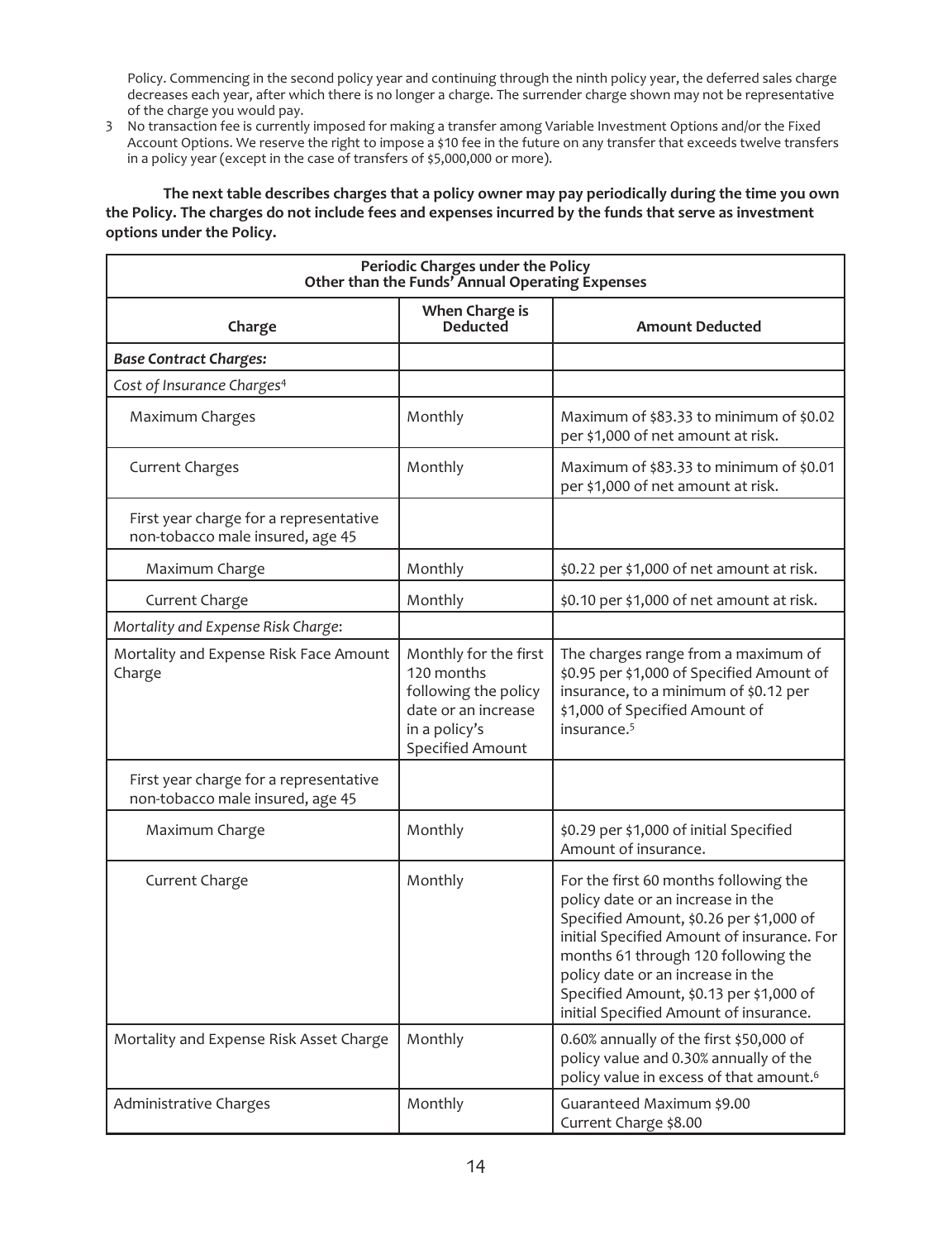Policy. Commencing in the second policy year and continuing through the ninth policy year, the deferred sales charge decreases each year, after which there is no longer a charge. The surrender charge shown may not be representative of the charge you would pay.

3 No transaction fee is currently imposed for making a transfer among Variable Investment Options and/or the Fixed Account Options. We reserve the right to impose a $10 fee in the future on any transfer that exceeds twelve transfers in a policy year (except in the case of transfers of $5,000,000 or more).

**The next table describes charges that a policy owner may pay periodically during the time you own the Policy. The charges do not include fees and expenses incurred by the funds that serve as investment options under the Policy.**

| Periodic Charges under the Policy Other than the Funds' Annual Operating Expenses | | |
|---|---|---|
| **Charge** | **When Charge is Deducted** | **Amount Deducted** |
| ***Base Contract Charges:*** | | |
| *Cost of Insurance Charges*[4] | | |
| Maximum Charges | Monthly | Maximum of $83.33 to minimum of $0.02 per $1,000 of net amount at risk. |
| Current Charges | Monthly | Maximum of $83.33 to minimum of $0.01 per $1,000 of net amount at risk. |
| First year charge for a representative non-tobacco male insured, age 45 | | |
| Maximum Charge | Monthly | $0.22 per $1,000 of net amount at risk. |
| Current Charge | Monthly | $0.10 per $1,000 of net amount at risk. |
| *Mortality and Expense Risk Charge*: | | |
| Mortality and Expense Risk Face Amount Charge | Monthly for the first 120 months following the policy date or an increase in a policy's Specified Amount | The charges range from a maximum of $0.95 per $1,000 of Specified Amount of insurance, to a minimum of $0.12 per $1,000 of Specified Amount of insurance.[5] |
| First year charge for a representative non-tobacco male insured, age 45 | | |
| Maximum Charge | Monthly | $0.29 per $1,000 of initial Specified Amount of insurance. |
| Current Charge | Monthly | For the first 60 months following the policy date or an increase in the Specified Amount, $0.26 per $1,000 of initial Specified Amount of insurance. For months 61 through 120 following the policy date or an increase in the Specified Amount, $0.13 per $1,000 of initial Specified Amount of insurance. |
| Mortality and Expense Risk Asset Charge | Monthly | 0.60% annually of the first $50,000 of policy value and 0.30% annually of the policy value in excess of that amount.[6] |
| Administrative Charges | Monthly | Guaranteed Maximum $9.00<br>Current Charge $8.00 |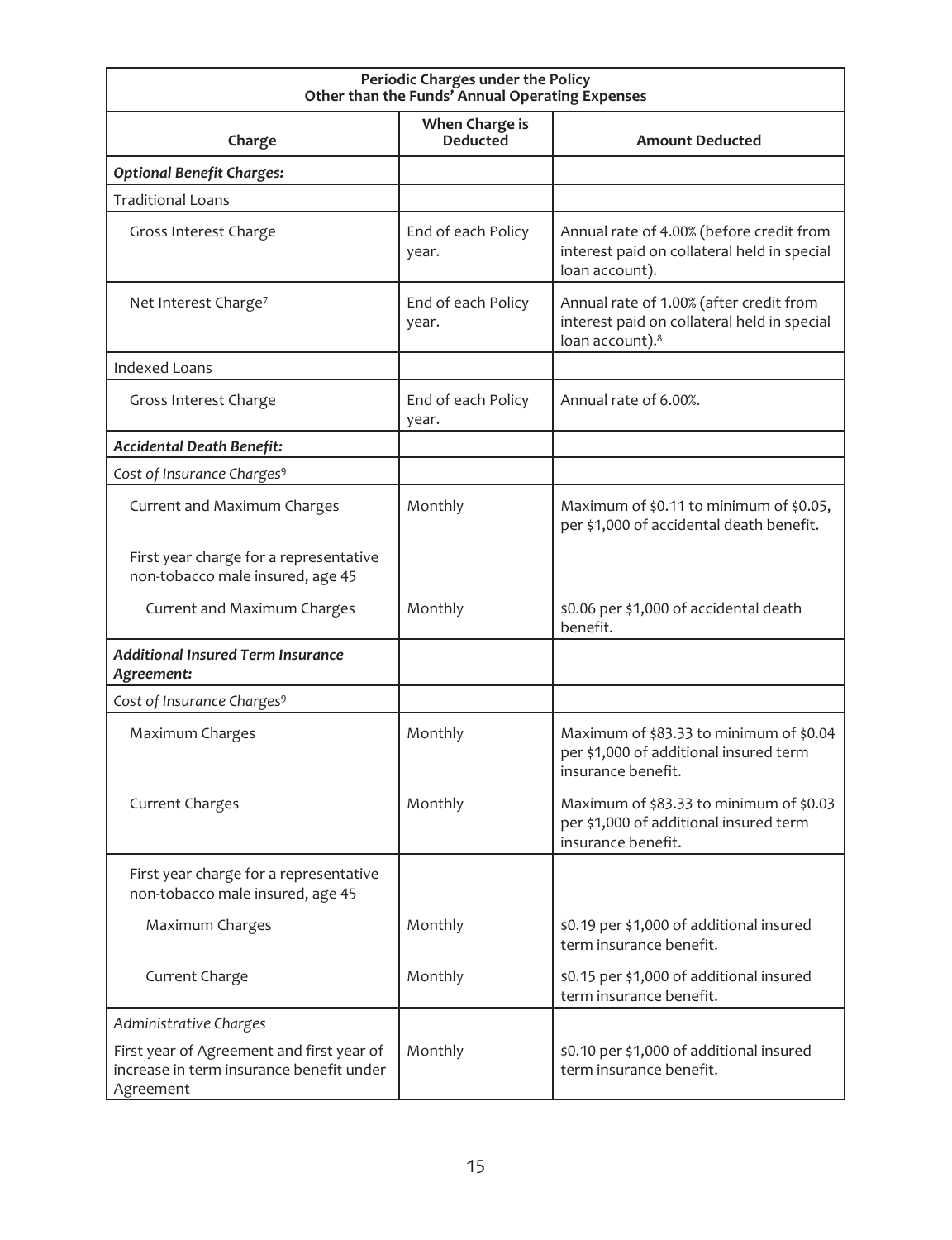| Periodic Charges under the Policy Other than the Funds' Annual Operating Expenses | | |
|---|---|---|
| **Charge** | **When Charge is Deducted** | **Amount Deducted** |
| ***Optional Benefit Charges:*** | | |
| Traditional Loans | | |
| Gross Interest Charge | End of each Policy year. | Annual rate of 4.00% (before credit from interest paid on collateral held in special loan account). |
| Net Interest Charge[7] | End of each Policy year. | Annual rate of 1.00% (after credit from interest paid on collateral held in special loan account).[8] |
| Indexed Loans | | |
| Gross Interest Charge | End of each Policy year. | Annual rate of 6.00%. |
| ***Accidental Death Benefit:*** | | |
| *Cost of Insurance Charges*[9] | | |
| Current and Maximum Charges | Monthly | Maximum of $0.11 to minimum of $0.05, per $1,000 of accidental death benefit. |
| First year charge for a representative non-tobacco male insured, age 45 | | |
| Current and Maximum Charges | Monthly | $0.06 per $1,000 of accidental death benefit. |
| ***Additional Insured Term Insurance Agreement:*** | | |
| *Cost of Insurance Charges*[9] | | |
| Maximum Charges | Monthly | Maximum of $83.33 to minimum of $0.04 per $1,000 of additional insured term insurance benefit. |
| Current Charges | Monthly | Maximum of $83.33 to minimum of $0.03 per $1,000 of additional insured term insurance benefit. |
| First year charge for a representative non-tobacco male insured, age 45 | | |
| Maximum Charges | Monthly | $0.19 per $1,000 of additional insured term insurance benefit. |
| Current Charge | Monthly | $0.15 per $1,000 of additional insured term insurance benefit. |
| *Administrative Charges* | | |
| First year of Agreement and first year of increase in term insurance benefit under Agreement | Monthly | $0.10 per $1,000 of additional insured term insurance benefit. |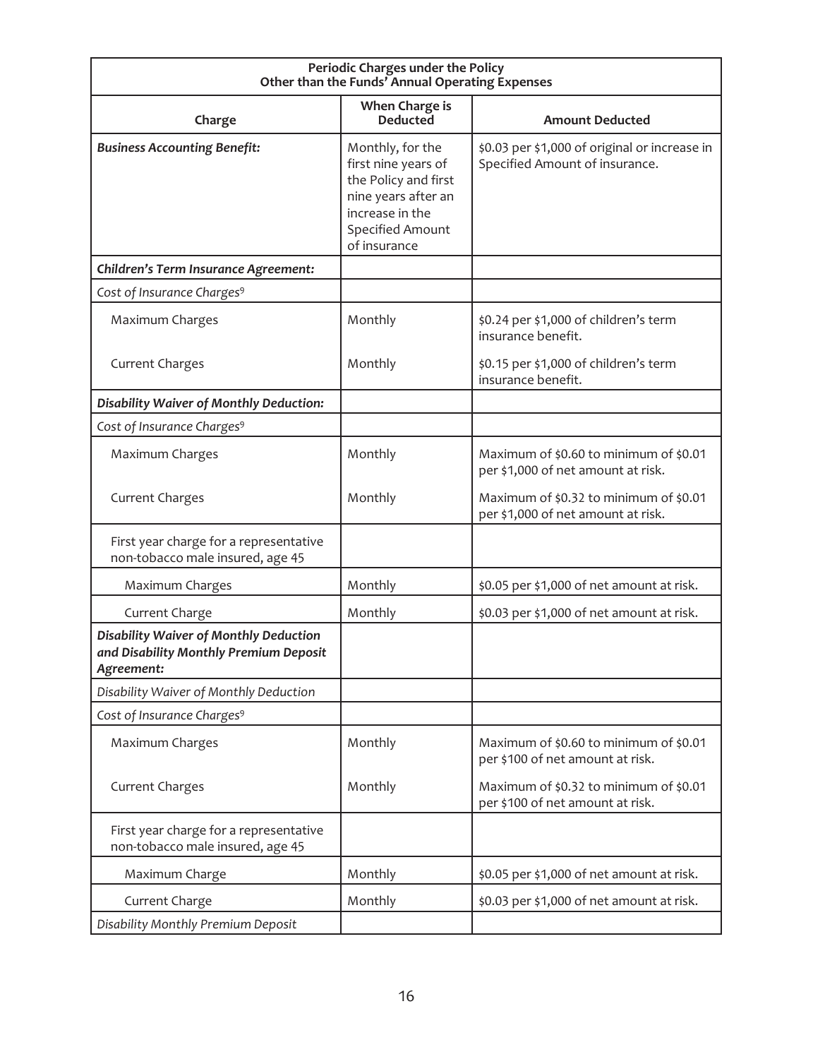| Periodic Charges under the Policy Other than the Funds' Annual Operating Expenses | | |
|---|---|---|
| **Charge** | **When Charge is Deducted** | **Amount Deducted** |
| ***Business Accounting Benefit:*** | Monthly, for the first nine years of the Policy and first nine years after an increase in the Specified Amount of insurance | \$0.03 per \$1,000 of original or increase in Specified Amount of insurance. |
| ***Children's Term Insurance Agreement:*** | | |
| *Cost of Insurance Charges*[9] | | |
| Maximum Charges | Monthly | \$0.24 per \$1,000 of children's term insurance benefit. |
| Current Charges | Monthly | \$0.15 per \$1,000 of children's term insurance benefit. |
| ***Disability Waiver of Monthly Deduction:*** | | |
| *Cost of Insurance Charges*[9] | | |
| Maximum Charges | Monthly | Maximum of \$0.60 to minimum of \$0.01 per \$1,000 of net amount at risk. |
| Current Charges | Monthly | Maximum of \$0.32 to minimum of \$0.01 per \$1,000 of net amount at risk. |
| First year charge for a representative non-tobacco male insured, age 45 | | |
| Maximum Charges | Monthly | \$0.05 per \$1,000 of net amount at risk. |
| Current Charge | Monthly | \$0.03 per \$1,000 of net amount at risk. |
| ***Disability Waiver of Monthly Deduction and Disability Monthly Premium Deposit Agreement:*** | | |
| *Disability Waiver of Monthly Deduction* | | |
| *Cost of Insurance Charges*[9] | | |
| Maximum Charges | Monthly | Maximum of \$0.60 to minimum of \$0.01 per \$100 of net amount at risk. |
| Current Charges | Monthly | Maximum of \$0.32 to minimum of \$0.01 per \$100 of net amount at risk. |
| First year charge for a representative non-tobacco male insured, age 45 | | |
| Maximum Charge | Monthly | \$0.05 per \$1,000 of net amount at risk. |
| Current Charge | Monthly | \$0.03 per \$1,000 of net amount at risk. |
| *Disability Monthly Premium Deposit* | | |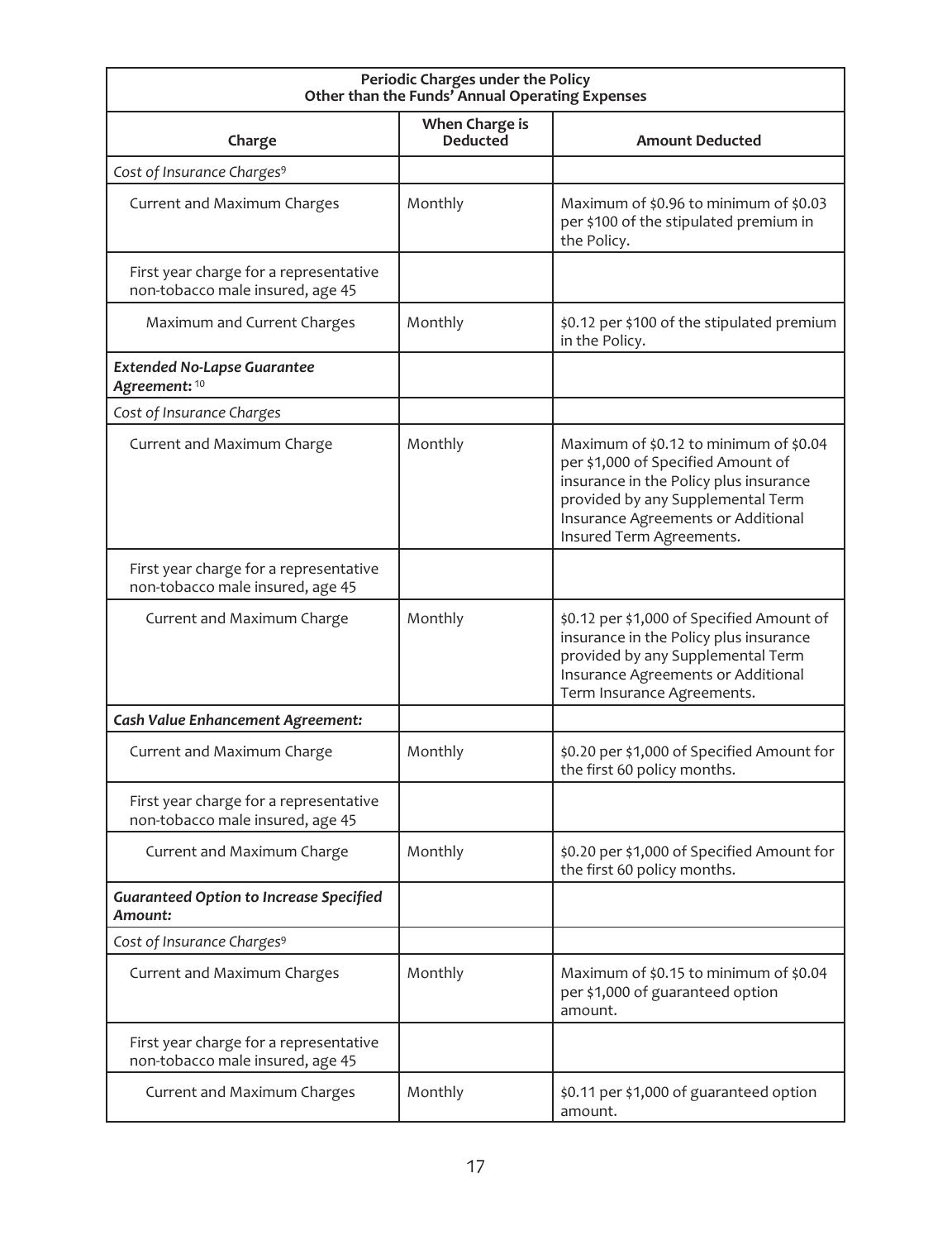| Periodic Charges under the Policy<br>Other than the Funds' Annual Operating Expenses | | |
|---|---|---|
| **Charge** | **When Charge is Deducted** | **Amount Deducted** |
| *Cost of Insurance Charges*[9] | | |
| Current and Maximum Charges | Monthly | Maximum of $0.96 to minimum of $0.03 per $100 of the stipulated premium in the Policy. |
| First year charge for a representative non-tobacco male insured, age 45 | | |
| Maximum and Current Charges | Monthly | $0.12 per $100 of the stipulated premium in the Policy. |
| ***Extended No-Lapse Guarantee Agreement:***[10] | | |
| *Cost of Insurance Charges* | | |
| Current and Maximum Charge | Monthly | Maximum of $0.12 to minimum of $0.04 per $1,000 of Specified Amount of insurance in the Policy plus insurance provided by any Supplemental Term Insurance Agreements or Additional Insured Term Agreements. |
| First year charge for a representative non-tobacco male insured, age 45 | | |
| Current and Maximum Charge | Monthly | $0.12 per $1,000 of Specified Amount of insurance in the Policy plus insurance provided by any Supplemental Term Insurance Agreements or Additional Term Insurance Agreements. |
| ***Cash Value Enhancement Agreement:*** | | |
| Current and Maximum Charge | Monthly | $0.20 per $1,000 of Specified Amount for the first 60 policy months. |
| First year charge for a representative non-tobacco male insured, age 45 | | |
| Current and Maximum Charge | Monthly | $0.20 per $1,000 of Specified Amount for the first 60 policy months. |
| ***Guaranteed Option to Increase Specified Amount:*** | | |
| *Cost of Insurance Charges*[9] | | |
| Current and Maximum Charges | Monthly | Maximum of $0.15 to minimum of $0.04 per $1,000 of guaranteed option amount. |
| First year charge for a representative non-tobacco male insured, age 45 | | |
| Current and Maximum Charges | Monthly | $0.11 per $1,000 of guaranteed option amount. |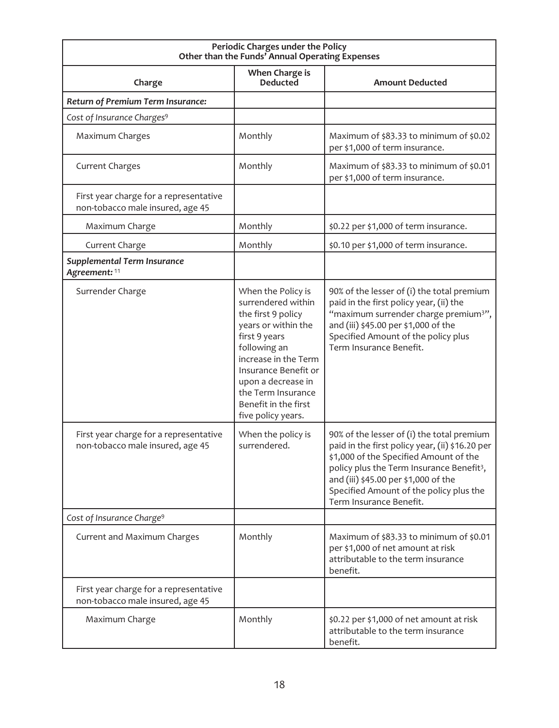| Periodic Charges under the Policy Other than the Funds' Annual Operating Expenses | | |
|---|---|---|
| **Charge** | **When Charge is Deducted** | **Amount Deducted** |
| ***Return of Premium Term Insurance:*** | | |
| *Cost of Insurance Charges*[9] | | |
| Maximum Charges | Monthly | Maximum of \$83.33 to minimum of \$0.02 per \$1,000 of term insurance. |
| Current Charges | Monthly | Maximum of \$83.33 to minimum of \$0.01 per \$1,000 of term insurance. |
| First year charge for a representative non-tobacco male insured, age 45 | | |
| Maximum Charge | Monthly | \$0.22 per \$1,000 of term insurance. |
| Current Charge | Monthly | \$0.10 per \$1,000 of term insurance. |
| ***Supplemental Term Insurance Agreement:***[11] | | |
| Surrender Charge | When the Policy is surrendered within the first 9 policy years or within the first 9 years following an increase in the Term Insurance Benefit or upon a decrease in the Term Insurance Benefit in the first five policy years. | 90% of the lesser of (i) the total premium paid in the first policy year, (ii) the "maximum surrender charge premium[3]", and (iii) \$45.00 per \$1,000 of the Specified Amount of the policy plus Term Insurance Benefit. |
| First year charge for a representative non-tobacco male insured, age 45 | When the policy is surrendered. | 90% of the lesser of (i) the total premium paid in the first policy year, (ii) \$16.20 per \$1,000 of the Specified Amount of the policy plus the Term Insurance Benefit[3], and (iii) \$45.00 per \$1,000 of the Specified Amount of the policy plus the Term Insurance Benefit. |
| *Cost of Insurance Charge*[9] | | |
| Current and Maximum Charges | Monthly | Maximum of \$83.33 to minimum of \$0.01 per \$1,000 of net amount at risk attributable to the term insurance benefit. |
| First year charge for a representative non-tobacco male insured, age 45 | | |
| Maximum Charge | Monthly | \$0.22 per \$1,000 of net amount at risk attributable to the term insurance benefit. |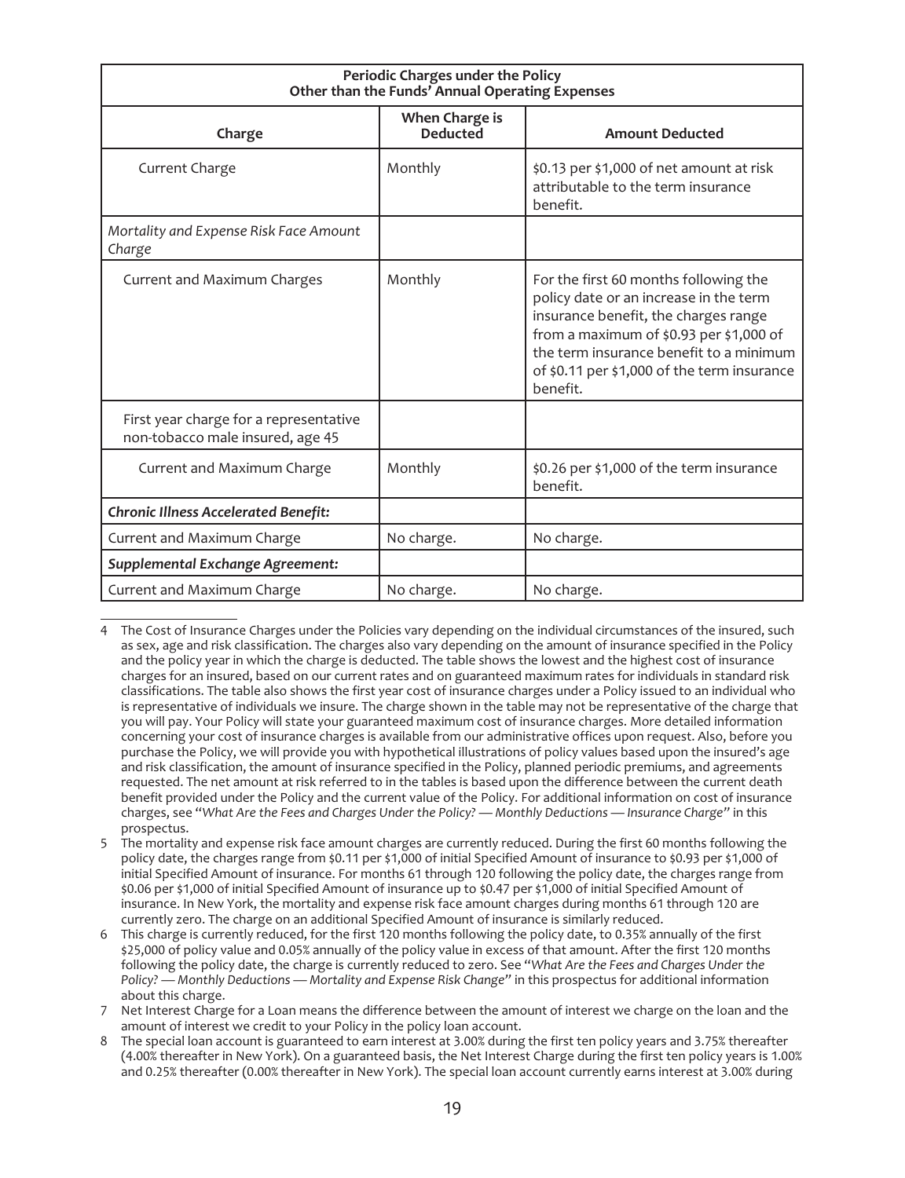| Periodic Charges under the Policy<br>Other than the Funds' Annual Operating Expenses | | |
|---|---|---|
| **Charge** | **When Charge is Deducted** | **Amount Deducted** |
| Current Charge | Monthly | \$0.13 per \$1,000 of net amount at risk attributable to the term insurance benefit. |
| *Mortality and Expense Risk Face Amount Charge* | | |
| Current and Maximum Charges | Monthly | For the first 60 months following the policy date or an increase in the term insurance benefit, the charges range from a maximum of \$0.93 per \$1,000 of the term insurance benefit to a minimum of \$0.11 per \$1,000 of the term insurance benefit. |
| First year charge for a representative non-tobacco male insured, age 45 | | |
| Current and Maximum Charge | Monthly | \$0.26 per \$1,000 of the term insurance benefit. |
| ***Chronic Illness Accelerated Benefit:*** | | |
| Current and Maximum Charge | No charge. | No charge. |
| ***Supplemental Exchange Agreement:*** | | |
| Current and Maximum Charge | No charge. | No charge. |

4 The Cost of Insurance Charges under the Policies vary depending on the individual circumstances of the insured, such as sex, age and risk classification. The charges also vary depending on the amount of insurance specified in the Policy and the policy year in which the charge is deducted. The table shows the lowest and the highest cost of insurance charges for an insured, based on our current rates and on guaranteed maximum rates for individuals in standard risk classifications. The table also shows the first year cost of insurance charges under a Policy issued to an individual who is representative of individuals we insure. The charge shown in the table may not be representative of the charge that you will pay. Your Policy will state your guaranteed maximum cost of insurance charges. More detailed information concerning your cost of insurance charges is available from our administrative offices upon request. Also, before you purchase the Policy, we will provide you with hypothetical illustrations of policy values based upon the insured's age and risk classification, the amount of insurance specified in the Policy, planned periodic premiums, and agreements requested. The net amount at risk referred to in the tables is based upon the difference between the current death benefit provided under the Policy and the current value of the Policy. For additional information on cost of insurance charges, see "*What Are the Fees and Charges Under the Policy? — Monthly Deductions — Insurance Charge*" in this prospectus.

5 The mortality and expense risk face amount charges are currently reduced. During the first 60 months following the policy date, the charges range from \$0.11 per \$1,000 of initial Specified Amount of insurance to \$0.93 per \$1,000 of initial Specified Amount of insurance. For months 61 through 120 following the policy date, the charges range from \$0.06 per \$1,000 of initial Specified Amount of insurance up to \$0.47 per \$1,000 of initial Specified Amount of insurance. In New York, the mortality and expense risk face amount charges during months 61 through 120 are currently zero. The charge on an additional Specified Amount of insurance is similarly reduced.

6 This charge is currently reduced, for the first 120 months following the policy date, to 0.35% annually of the first \$25,000 of policy value and 0.05% annually of the policy value in excess of that amount. After the first 120 months following the policy date, the charge is currently reduced to zero. See "*What Are the Fees and Charges Under the Policy? — Monthly Deductions — Mortality and Expense Risk Change*" in this prospectus for additional information about this charge.

7 Net Interest Charge for a Loan means the difference between the amount of interest we charge on the loan and the amount of interest we credit to your Policy in the policy loan account.

8 The special loan account is guaranteed to earn interest at 3.00% during the first ten policy years and 3.75% thereafter (4.00% thereafter in New York). On a guaranteed basis, the Net Interest Charge during the first ten policy years is 1.00% and 0.25% thereafter (0.00% thereafter in New York). The special loan account currently earns interest at 3.00% during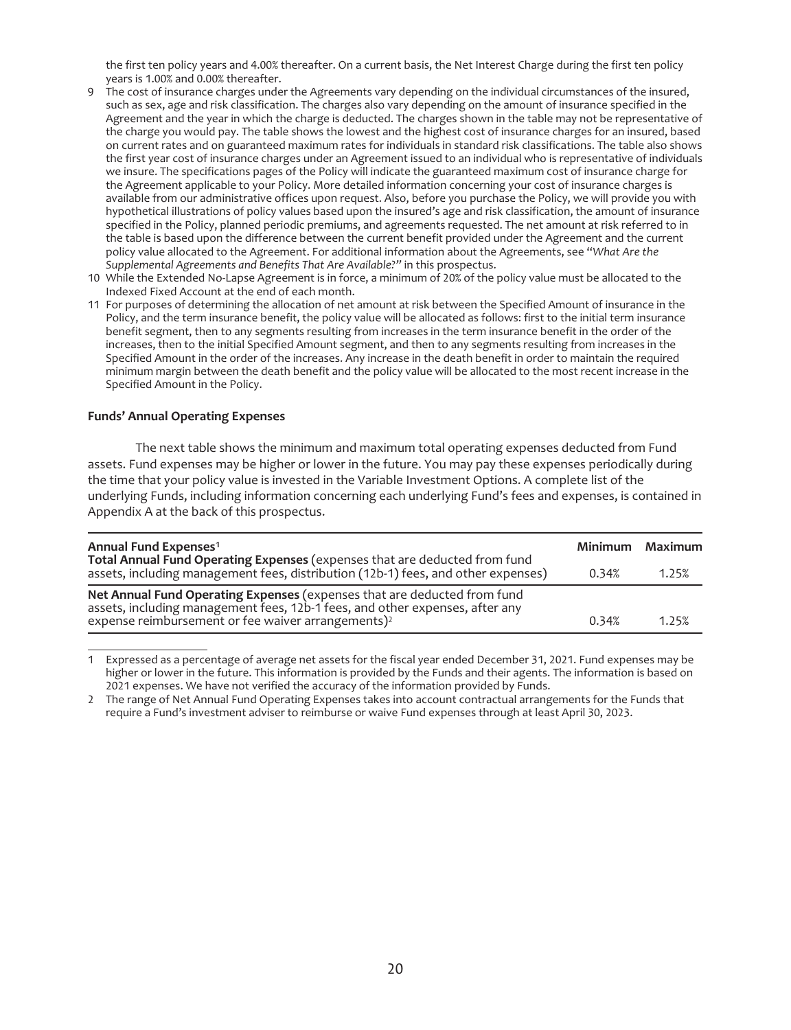the first ten policy years and 4.00% thereafter. On a current basis, the Net Interest Charge during the first ten policy years is 1.00% and 0.00% thereafter.

9 The cost of insurance charges under the Agreements vary depending on the individual circumstances of the insured, such as sex, age and risk classification. The charges also vary depending on the amount of insurance specified in the Agreement and the year in which the charge is deducted. The charges shown in the table may not be representative of the charge you would pay. The table shows the lowest and the highest cost of insurance charges for an insured, based on current rates and on guaranteed maximum rates for individuals in standard risk classifications. The table also shows the first year cost of insurance charges under an Agreement issued to an individual who is representative of individuals we insure. The specifications pages of the Policy will indicate the guaranteed maximum cost of insurance charge for the Agreement applicable to your Policy. More detailed information concerning your cost of insurance charges is available from our administrative offices upon request. Also, before you purchase the Policy, we will provide you with hypothetical illustrations of policy values based upon the insured's age and risk classification, the amount of insurance specified in the Policy, planned periodic premiums, and agreements requested. The net amount at risk referred to in the table is based upon the difference between the current benefit provided under the Agreement and the current policy value allocated to the Agreement. For additional information about the Agreements, see "*What Are the Supplemental Agreements and Benefits That Are Available?*" in this prospectus.

10 While the Extended No-Lapse Agreement is in force, a minimum of 20% of the policy value must be allocated to the Indexed Fixed Account at the end of each month.

11 For purposes of determining the allocation of net amount at risk between the Specified Amount of insurance in the Policy, and the term insurance benefit, the policy value will be allocated as follows: first to the initial term insurance benefit segment, then to any segments resulting from increases in the term insurance benefit in the order of the increases, then to the initial Specified Amount segment, and then to any segments resulting from increases in the Specified Amount in the order of the increases. Any increase in the death benefit in order to maintain the required minimum margin between the death benefit and the policy value will be allocated to the most recent increase in the Specified Amount in the Policy.

**Funds' Annual Operating Expenses**

The next table shows the minimum and maximum total operating expenses deducted from Fund assets. Fund expenses may be higher or lower in the future. You may pay these expenses periodically during the time that your policy value is invested in the Variable Investment Options. A complete list of the underlying Funds, including information concerning each underlying Fund's fees and expenses, is contained in Appendix A at the back of this prospectus.

| Annual Fund Expenses[1] | Minimum | Maximum |
|---|---|---|
| **Total Annual Fund Operating Expenses** (expenses that are deducted from fund assets, including management fees, distribution (12b-1) fees, and other expenses) | 0.34% | 1.25% |
| **Net Annual Fund Operating Expenses** (expenses that are deducted from fund assets, including management fees, 12b-1 fees, and other expenses, after any expense reimbursement or fee waiver arrangements)[2] | 0.34% | 1.25% |

1 Expressed as a percentage of average net assets for the fiscal year ended December 31, 2021. Fund expenses may be higher or lower in the future. This information is provided by the Funds and their agents. The information is based on 2021 expenses. We have not verified the accuracy of the information provided by Funds.

2 The range of Net Annual Fund Operating Expenses takes into account contractual arrangements for the Funds that require a Fund's investment adviser to reimburse or waive Fund expenses through at least April 30, 2023.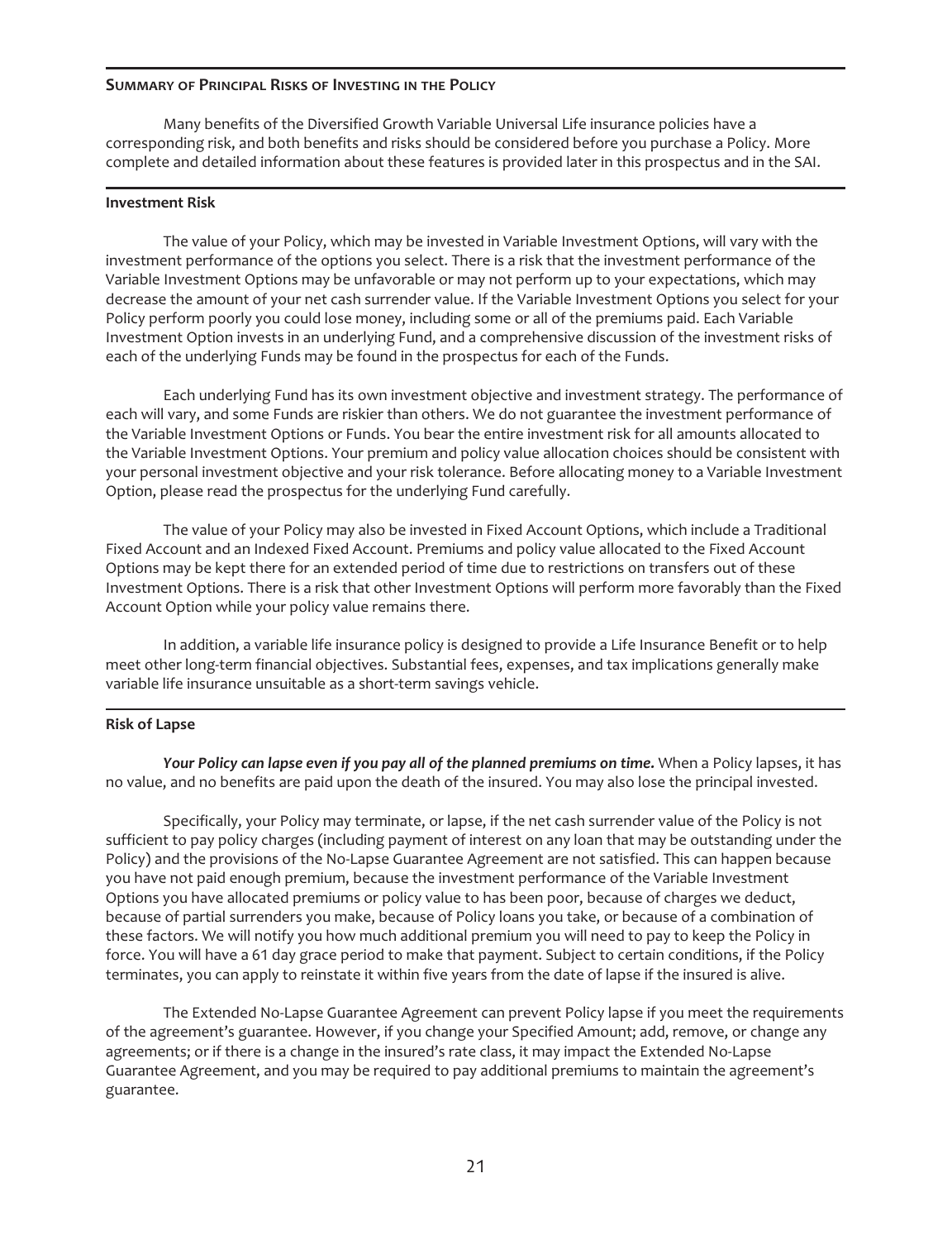## Summary of Principal Risks of Investing in the Policy

Many benefits of the Diversified Growth Variable Universal Life insurance policies have a corresponding risk, and both benefits and risks should be considered before you purchase a Policy. More complete and detailed information about these features is provided later in this prospectus and in the SAI.

### Investment Risk

The value of your Policy, which may be invested in Variable Investment Options, will vary with the investment performance of the options you select. There is a risk that the investment performance of the Variable Investment Options may be unfavorable or may not perform up to your expectations, which may decrease the amount of your net cash surrender value. If the Variable Investment Options you select for your Policy perform poorly you could lose money, including some or all of the premiums paid. Each Variable Investment Option invests in an underlying Fund, and a comprehensive discussion of the investment risks of each of the underlying Funds may be found in the prospectus for each of the Funds.

Each underlying Fund has its own investment objective and investment strategy. The performance of each will vary, and some Funds are riskier than others. We do not guarantee the investment performance of the Variable Investment Options or Funds. You bear the entire investment risk for all amounts allocated to the Variable Investment Options. Your premium and policy value allocation choices should be consistent with your personal investment objective and your risk tolerance. Before allocating money to a Variable Investment Option, please read the prospectus for the underlying Fund carefully.

The value of your Policy may also be invested in Fixed Account Options, which include a Traditional Fixed Account and an Indexed Fixed Account. Premiums and policy value allocated to the Fixed Account Options may be kept there for an extended period of time due to restrictions on transfers out of these Investment Options. There is a risk that other Investment Options will perform more favorably than the Fixed Account Option while your policy value remains there.

In addition, a variable life insurance policy is designed to provide a Life Insurance Benefit or to help meet other long-term financial objectives. Substantial fees, expenses, and tax implications generally make variable life insurance unsuitable as a short-term savings vehicle.

### Risk of Lapse

***Your Policy can lapse even if you pay all of the planned premiums on time.*** When a Policy lapses, it has no value, and no benefits are paid upon the death of the insured. You may also lose the principal invested.

Specifically, your Policy may terminate, or lapse, if the net cash surrender value of the Policy is not sufficient to pay policy charges (including payment of interest on any loan that may be outstanding under the Policy) and the provisions of the No-Lapse Guarantee Agreement are not satisfied. This can happen because you have not paid enough premium, because the investment performance of the Variable Investment Options you have allocated premiums or policy value to has been poor, because of charges we deduct, because of partial surrenders you make, because of Policy loans you take, or because of a combination of these factors. We will notify you how much additional premium you will need to pay to keep the Policy in force. You will have a 61 day grace period to make that payment. Subject to certain conditions, if the Policy terminates, you can apply to reinstate it within five years from the date of lapse if the insured is alive.

The Extended No-Lapse Guarantee Agreement can prevent Policy lapse if you meet the requirements of the agreement's guarantee. However, if you change your Specified Amount; add, remove, or change any agreements; or if there is a change in the insured's rate class, it may impact the Extended No-Lapse Guarantee Agreement, and you may be required to pay additional premiums to maintain the agreement's guarantee.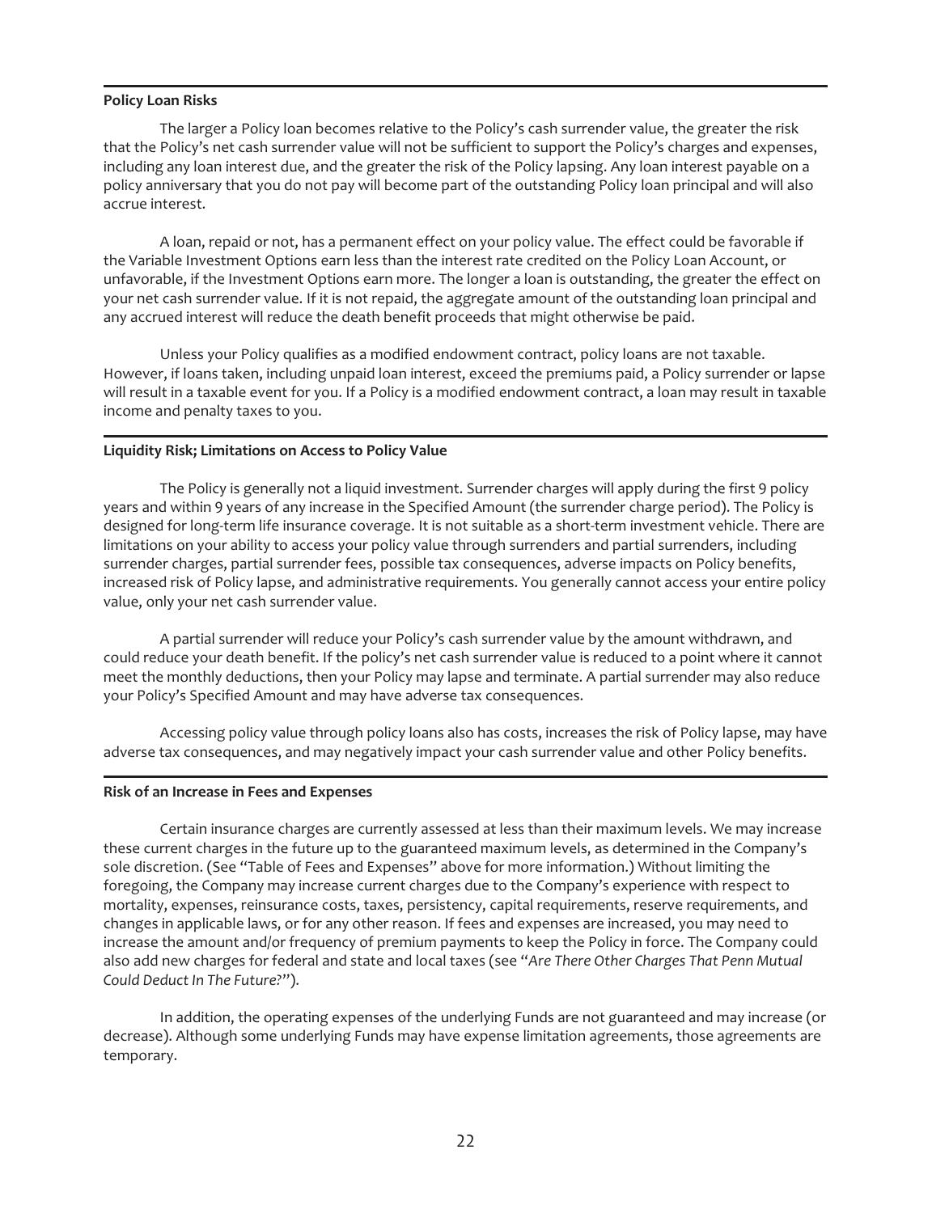**Policy Loan Risks**

The larger a Policy loan becomes relative to the Policy's cash surrender value, the greater the risk that the Policy's net cash surrender value will not be sufficient to support the Policy's charges and expenses, including any loan interest due, and the greater the risk of the Policy lapsing. Any loan interest payable on a policy anniversary that you do not pay will become part of the outstanding Policy loan principal and will also accrue interest.

A loan, repaid or not, has a permanent effect on your policy value. The effect could be favorable if the Variable Investment Options earn less than the interest rate credited on the Policy Loan Account, or unfavorable, if the Investment Options earn more. The longer a loan is outstanding, the greater the effect on your net cash surrender value. If it is not repaid, the aggregate amount of the outstanding loan principal and any accrued interest will reduce the death benefit proceeds that might otherwise be paid.

Unless your Policy qualifies as a modified endowment contract, policy loans are not taxable. However, if loans taken, including unpaid loan interest, exceed the premiums paid, a Policy surrender or lapse will result in a taxable event for you. If a Policy is a modified endowment contract, a loan may result in taxable income and penalty taxes to you.

**Liquidity Risk; Limitations on Access to Policy Value**

The Policy is generally not a liquid investment. Surrender charges will apply during the first 9 policy years and within 9 years of any increase in the Specified Amount (the surrender charge period). The Policy is designed for long-term life insurance coverage. It is not suitable as a short-term investment vehicle. There are limitations on your ability to access your policy value through surrenders and partial surrenders, including surrender charges, partial surrender fees, possible tax consequences, adverse impacts on Policy benefits, increased risk of Policy lapse, and administrative requirements. You generally cannot access your entire policy value, only your net cash surrender value.

A partial surrender will reduce your Policy's cash surrender value by the amount withdrawn, and could reduce your death benefit. If the policy's net cash surrender value is reduced to a point where it cannot meet the monthly deductions, then your Policy may lapse and terminate. A partial surrender may also reduce your Policy's Specified Amount and may have adverse tax consequences.

Accessing policy value through policy loans also has costs, increases the risk of Policy lapse, may have adverse tax consequences, and may negatively impact your cash surrender value and other Policy benefits.

**Risk of an Increase in Fees and Expenses**

Certain insurance charges are currently assessed at less than their maximum levels. We may increase these current charges in the future up to the guaranteed maximum levels, as determined in the Company's sole discretion. (See "Table of Fees and Expenses" above for more information.) Without limiting the foregoing, the Company may increase current charges due to the Company's experience with respect to mortality, expenses, reinsurance costs, taxes, persistency, capital requirements, reserve requirements, and changes in applicable laws, or for any other reason. If fees and expenses are increased, you may need to increase the amount and/or frequency of premium payments to keep the Policy in force. The Company could also add new charges for federal and state and local taxes (see "*Are There Other Charges That Penn Mutual Could Deduct In The Future?*").

In addition, the operating expenses of the underlying Funds are not guaranteed and may increase (or decrease). Although some underlying Funds may have expense limitation agreements, those agreements are temporary.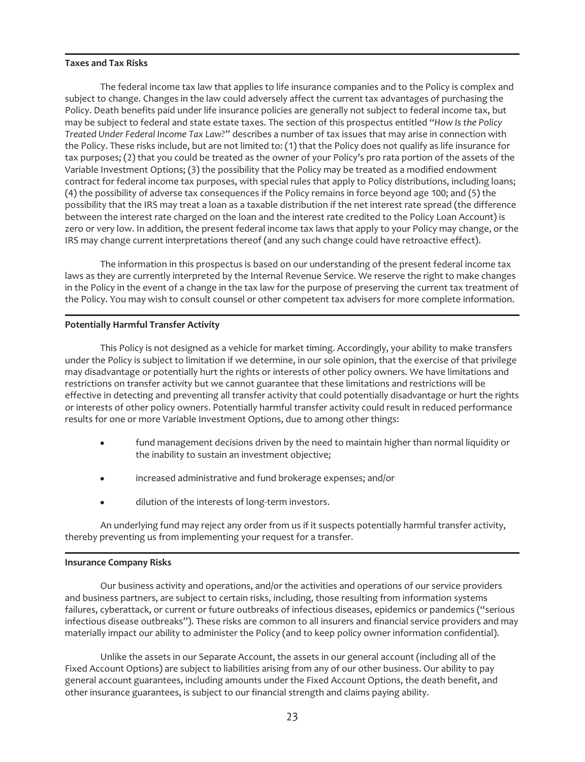**Taxes and Tax Risks**

The federal income tax law that applies to life insurance companies and to the Policy is complex and subject to change. Changes in the law could adversely affect the current tax advantages of purchasing the Policy. Death benefits paid under life insurance policies are generally not subject to federal income tax, but may be subject to federal and state estate taxes. The section of this prospectus entitled "*How Is the Policy Treated Under Federal Income Tax Law?*" describes a number of tax issues that may arise in connection with the Policy. These risks include, but are not limited to: (1) that the Policy does not qualify as life insurance for tax purposes; (2) that you could be treated as the owner of your Policy's pro rata portion of the assets of the Variable Investment Options; (3) the possibility that the Policy may be treated as a modified endowment contract for federal income tax purposes, with special rules that apply to Policy distributions, including loans; (4) the possibility of adverse tax consequences if the Policy remains in force beyond age 100; and (5) the possibility that the IRS may treat a loan as a taxable distribution if the net interest rate spread (the difference between the interest rate charged on the loan and the interest rate credited to the Policy Loan Account) is zero or very low. In addition, the present federal income tax laws that apply to your Policy may change, or the IRS may change current interpretations thereof (and any such change could have retroactive effect).

The information in this prospectus is based on our understanding of the present federal income tax laws as they are currently interpreted by the Internal Revenue Service. We reserve the right to make changes in the Policy in the event of a change in the tax law for the purpose of preserving the current tax treatment of the Policy. You may wish to consult counsel or other competent tax advisers for more complete information.

**Potentially Harmful Transfer Activity**

This Policy is not designed as a vehicle for market timing. Accordingly, your ability to make transfers under the Policy is subject to limitation if we determine, in our sole opinion, that the exercise of that privilege may disadvantage or potentially hurt the rights or interests of other policy owners. We have limitations and restrictions on transfer activity but we cannot guarantee that these limitations and restrictions will be effective in detecting and preventing all transfer activity that could potentially disadvantage or hurt the rights or interests of other policy owners. Potentially harmful transfer activity could result in reduced performance results for one or more Variable Investment Options, due to among other things:

- fund management decisions driven by the need to maintain higher than normal liquidity or the inability to sustain an investment objective;
- increased administrative and fund brokerage expenses; and/or
- dilution of the interests of long-term investors.

An underlying fund may reject any order from us if it suspects potentially harmful transfer activity, thereby preventing us from implementing your request for a transfer.

**Insurance Company Risks**

Our business activity and operations, and/or the activities and operations of our service providers and business partners, are subject to certain risks, including, those resulting from information systems failures, cyberattack, or current or future outbreaks of infectious diseases, epidemics or pandemics ("serious infectious disease outbreaks"). These risks are common to all insurers and financial service providers and may materially impact our ability to administer the Policy (and to keep policy owner information confidential).

Unlike the assets in our Separate Account, the assets in our general account (including all of the Fixed Account Options) are subject to liabilities arising from any of our other business. Our ability to pay general account guarantees, including amounts under the Fixed Account Options, the death benefit, and other insurance guarantees, is subject to our financial strength and claims paying ability.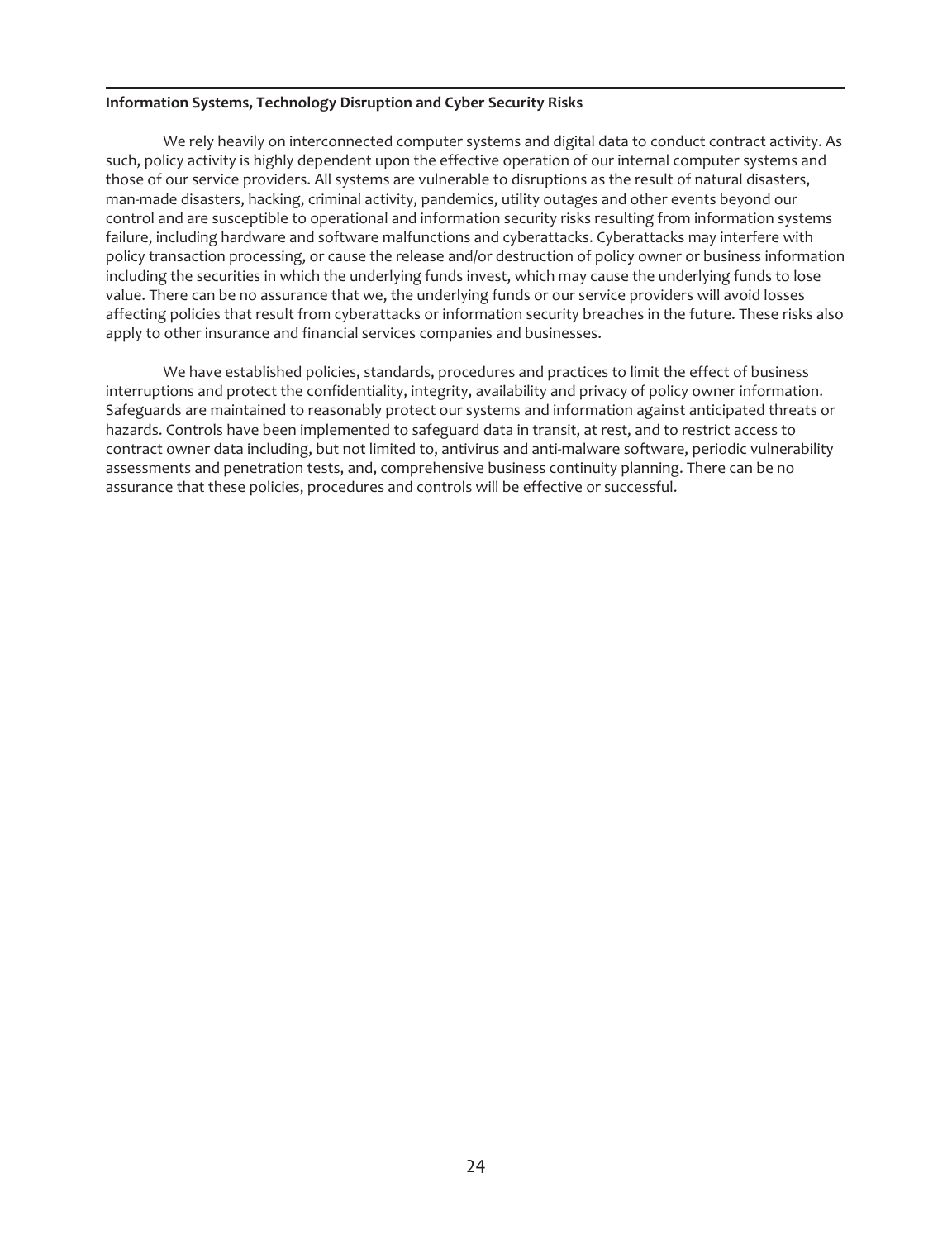**Information Systems, Technology Disruption and Cyber Security Risks**

We rely heavily on interconnected computer systems and digital data to conduct contract activity. As such, policy activity is highly dependent upon the effective operation of our internal computer systems and those of our service providers. All systems are vulnerable to disruptions as the result of natural disasters, man-made disasters, hacking, criminal activity, pandemics, utility outages and other events beyond our control and are susceptible to operational and information security risks resulting from information systems failure, including hardware and software malfunctions and cyberattacks. Cyberattacks may interfere with policy transaction processing, or cause the release and/or destruction of policy owner or business information including the securities in which the underlying funds invest, which may cause the underlying funds to lose value. There can be no assurance that we, the underlying funds or our service providers will avoid losses affecting policies that result from cyberattacks or information security breaches in the future. These risks also apply to other insurance and financial services companies and businesses.

We have established policies, standards, procedures and practices to limit the effect of business interruptions and protect the confidentiality, integrity, availability and privacy of policy owner information. Safeguards are maintained to reasonably protect our systems and information against anticipated threats or hazards. Controls have been implemented to safeguard data in transit, at rest, and to restrict access to contract owner data including, but not limited to, antivirus and anti-malware software, periodic vulnerability assessments and penetration tests, and, comprehensive business continuity planning. There can be no assurance that these policies, procedures and controls will be effective or successful.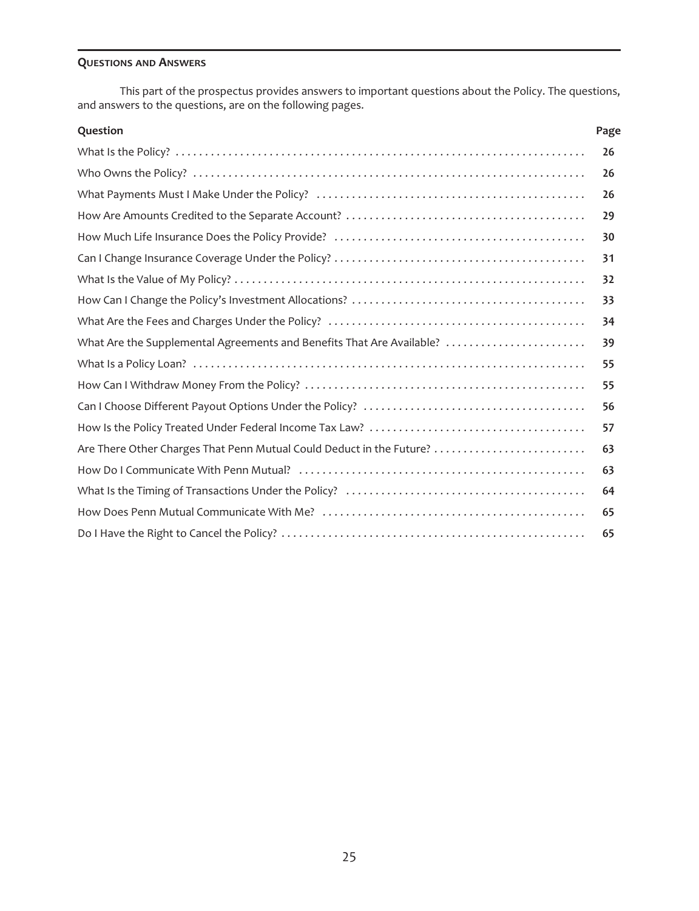## Questions and Answers

This part of the prospectus provides answers to important questions about the Policy. The questions, and answers to the questions, are on the following pages.

| Question | Page |
|---|---|
| What Is the Policy? | 26 |
| Who Owns the Policy? | 26 |
| What Payments Must I Make Under the Policy? | 26 |
| How Are Amounts Credited to the Separate Account? | 29 |
| How Much Life Insurance Does the Policy Provide? | 30 |
| Can I Change Insurance Coverage Under the Policy? | 31 |
| What Is the Value of My Policy? | 32 |
| How Can I Change the Policy's Investment Allocations? | 33 |
| What Are the Fees and Charges Under the Policy? | 34 |
| What Are the Supplemental Agreements and Benefits That Are Available? | 39 |
| What Is a Policy Loan? | 55 |
| How Can I Withdraw Money From the Policy? | 55 |
| Can I Choose Different Payout Options Under the Policy? | 56 |
| How Is the Policy Treated Under Federal Income Tax Law? | 57 |
| Are There Other Charges That Penn Mutual Could Deduct in the Future? | 63 |
| How Do I Communicate With Penn Mutual? | 63 |
| What Is the Timing of Transactions Under the Policy? | 64 |
| How Does Penn Mutual Communicate With Me? | 65 |
| Do I Have the Right to Cancel the Policy? | 65 |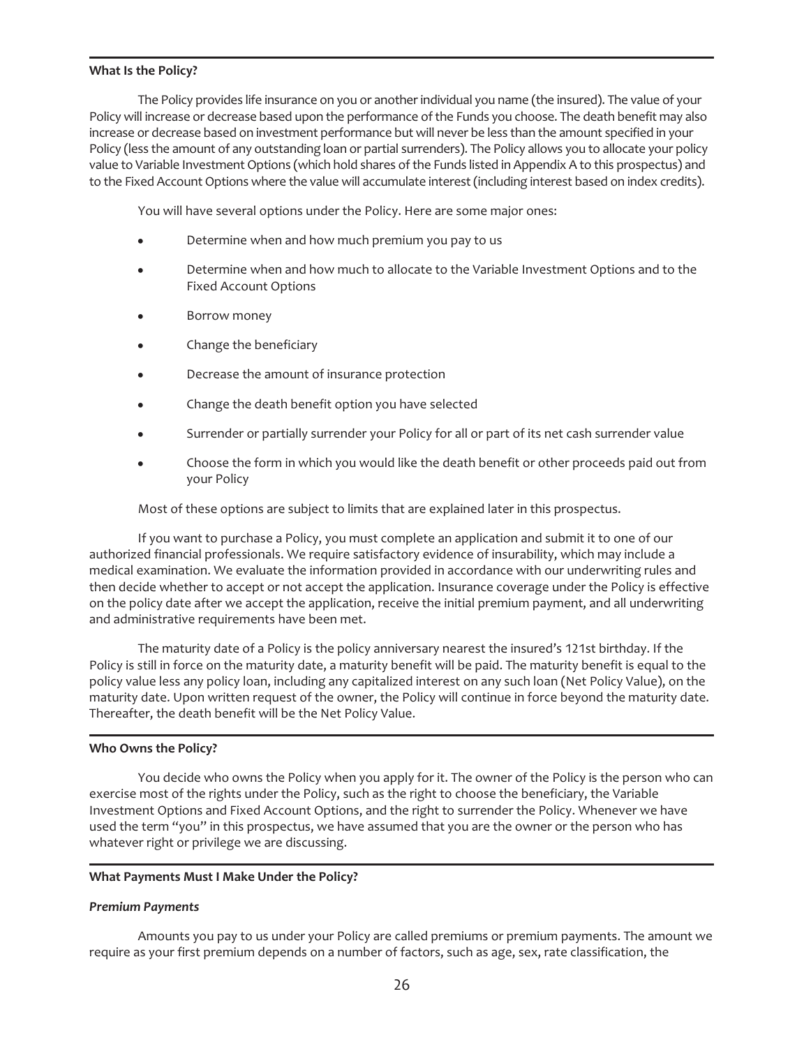**What Is the Policy?**

The Policy provides life insurance on you or another individual you name (the insured). The value of your Policy will increase or decrease based upon the performance of the Funds you choose. The death benefit may also increase or decrease based on investment performance but will never be less than the amount specified in your Policy (less the amount of any outstanding loan or partial surrenders). The Policy allows you to allocate your policy value to Variable Investment Options (which hold shares of the Funds listed in Appendix A to this prospectus) and to the Fixed Account Options where the value will accumulate interest (including interest based on index credits).

You will have several options under the Policy. Here are some major ones:

- Determine when and how much premium you pay to us
- Determine when and how much to allocate to the Variable Investment Options and to the Fixed Account Options
- Borrow money
- Change the beneficiary
- Decrease the amount of insurance protection
- Change the death benefit option you have selected
- Surrender or partially surrender your Policy for all or part of its net cash surrender value
- Choose the form in which you would like the death benefit or other proceeds paid out from your Policy

Most of these options are subject to limits that are explained later in this prospectus.

If you want to purchase a Policy, you must complete an application and submit it to one of our authorized financial professionals. We require satisfactory evidence of insurability, which may include a medical examination. We evaluate the information provided in accordance with our underwriting rules and then decide whether to accept or not accept the application. Insurance coverage under the Policy is effective on the policy date after we accept the application, receive the initial premium payment, and all underwriting and administrative requirements have been met.

The maturity date of a Policy is the policy anniversary nearest the insured's 121st birthday. If the Policy is still in force on the maturity date, a maturity benefit will be paid. The maturity benefit is equal to the policy value less any policy loan, including any capitalized interest on any such loan (Net Policy Value), on the maturity date. Upon written request of the owner, the Policy will continue in force beyond the maturity date. Thereafter, the death benefit will be the Net Policy Value.

**Who Owns the Policy?**

You decide who owns the Policy when you apply for it. The owner of the Policy is the person who can exercise most of the rights under the Policy, such as the right to choose the beneficiary, the Variable Investment Options and Fixed Account Options, and the right to surrender the Policy. Whenever we have used the term "you" in this prospectus, we have assumed that you are the owner or the person who has whatever right or privilege we are discussing.

**What Payments Must I Make Under the Policy?**

***Premium Payments***

Amounts you pay to us under your Policy are called premiums or premium payments. The amount we require as your first premium depends on a number of factors, such as age, sex, rate classification, the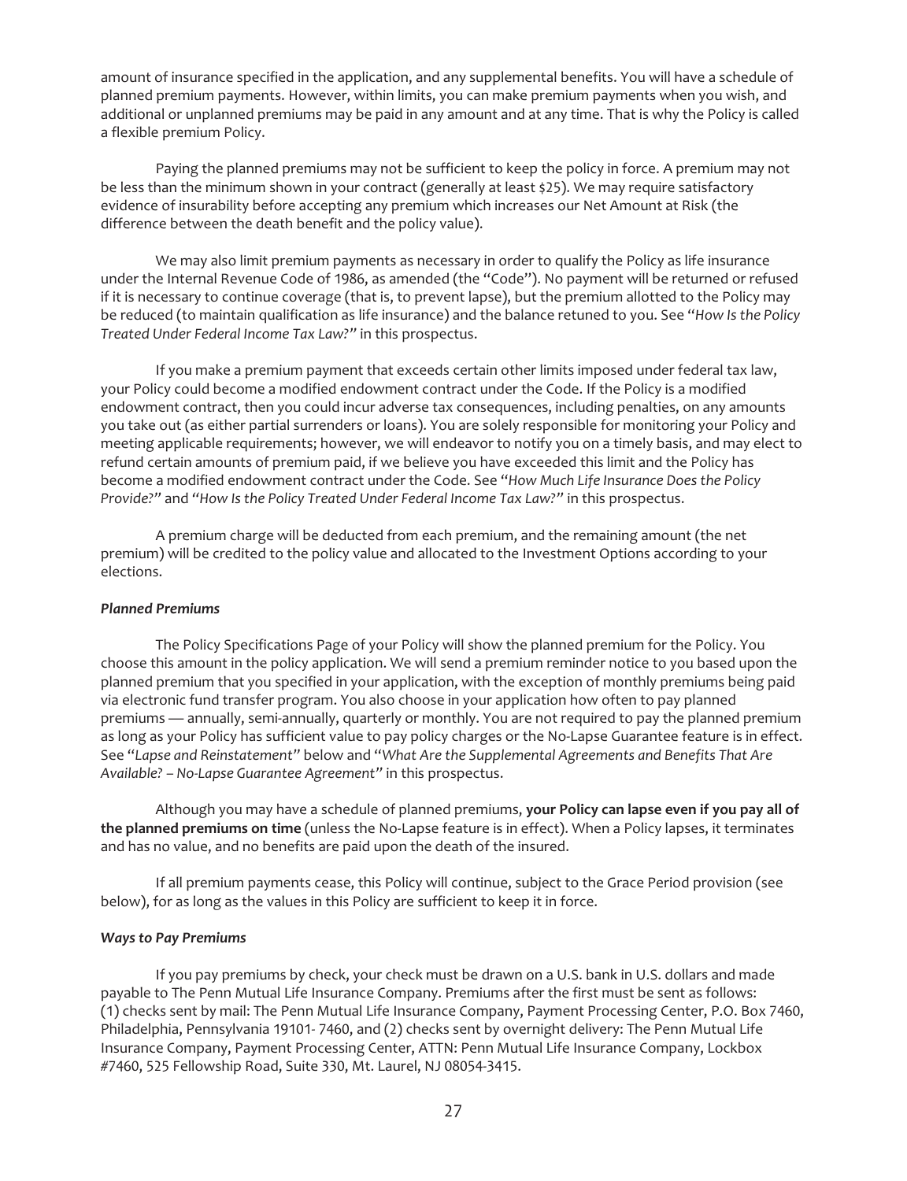amount of insurance specified in the application, and any supplemental benefits. You will have a schedule of planned premium payments. However, within limits, you can make premium payments when you wish, and additional or unplanned premiums may be paid in any amount and at any time. That is why the Policy is called a flexible premium Policy.

Paying the planned premiums may not be sufficient to keep the policy in force. A premium may not be less than the minimum shown in your contract (generally at least $25). We may require satisfactory evidence of insurability before accepting any premium which increases our Net Amount at Risk (the difference between the death benefit and the policy value).

We may also limit premium payments as necessary in order to qualify the Policy as life insurance under the Internal Revenue Code of 1986, as amended (the "Code"). No payment will be returned or refused if it is necessary to continue coverage (that is, to prevent lapse), but the premium allotted to the Policy may be reduced (to maintain qualification as life insurance) and the balance retuned to you. See "*How Is the Policy Treated Under Federal Income Tax Law?"* in this prospectus.

If you make a premium payment that exceeds certain other limits imposed under federal tax law, your Policy could become a modified endowment contract under the Code. If the Policy is a modified endowment contract, then you could incur adverse tax consequences, including penalties, on any amounts you take out (as either partial surrenders or loans). You are solely responsible for monitoring your Policy and meeting applicable requirements; however, we will endeavor to notify you on a timely basis, and may elect to refund certain amounts of premium paid, if we believe you have exceeded this limit and the Policy has become a modified endowment contract under the Code. See "*How Much Life Insurance Does the Policy Provide?*" and *"How Is the Policy Treated Under Federal Income Tax Law?"* in this prospectus.

A premium charge will be deducted from each premium, and the remaining amount (the net premium) will be credited to the policy value and allocated to the Investment Options according to your elections.

***Planned Premiums***

The Policy Specifications Page of your Policy will show the planned premium for the Policy. You choose this amount in the policy application. We will send a premium reminder notice to you based upon the planned premium that you specified in your application, with the exception of monthly premiums being paid via electronic fund transfer program. You also choose in your application how often to pay planned premiums — annually, semi-annually, quarterly or monthly. You are not required to pay the planned premium as long as your Policy has sufficient value to pay policy charges or the No-Lapse Guarantee feature is in effect. See "*Lapse and Reinstatement"* below and "*What Are the Supplemental Agreements and Benefits That Are Available? – No-Lapse Guarantee Agreement"* in this prospectus.

Although you may have a schedule of planned premiums, **your Policy can lapse even if you pay all of the planned premiums on time** (unless the No-Lapse feature is in effect). When a Policy lapses, it terminates and has no value, and no benefits are paid upon the death of the insured.

If all premium payments cease, this Policy will continue, subject to the Grace Period provision (see below), for as long as the values in this Policy are sufficient to keep it in force.

***Ways to Pay Premiums***

If you pay premiums by check, your check must be drawn on a U.S. bank in U.S. dollars and made payable to The Penn Mutual Life Insurance Company. Premiums after the first must be sent as follows: (1) checks sent by mail: The Penn Mutual Life Insurance Company, Payment Processing Center, P.O. Box 7460, Philadelphia, Pennsylvania 19101- 7460, and (2) checks sent by overnight delivery: The Penn Mutual Life Insurance Company, Payment Processing Center, ATTN: Penn Mutual Life Insurance Company, Lockbox #7460, 525 Fellowship Road, Suite 330, Mt. Laurel, NJ 08054-3415.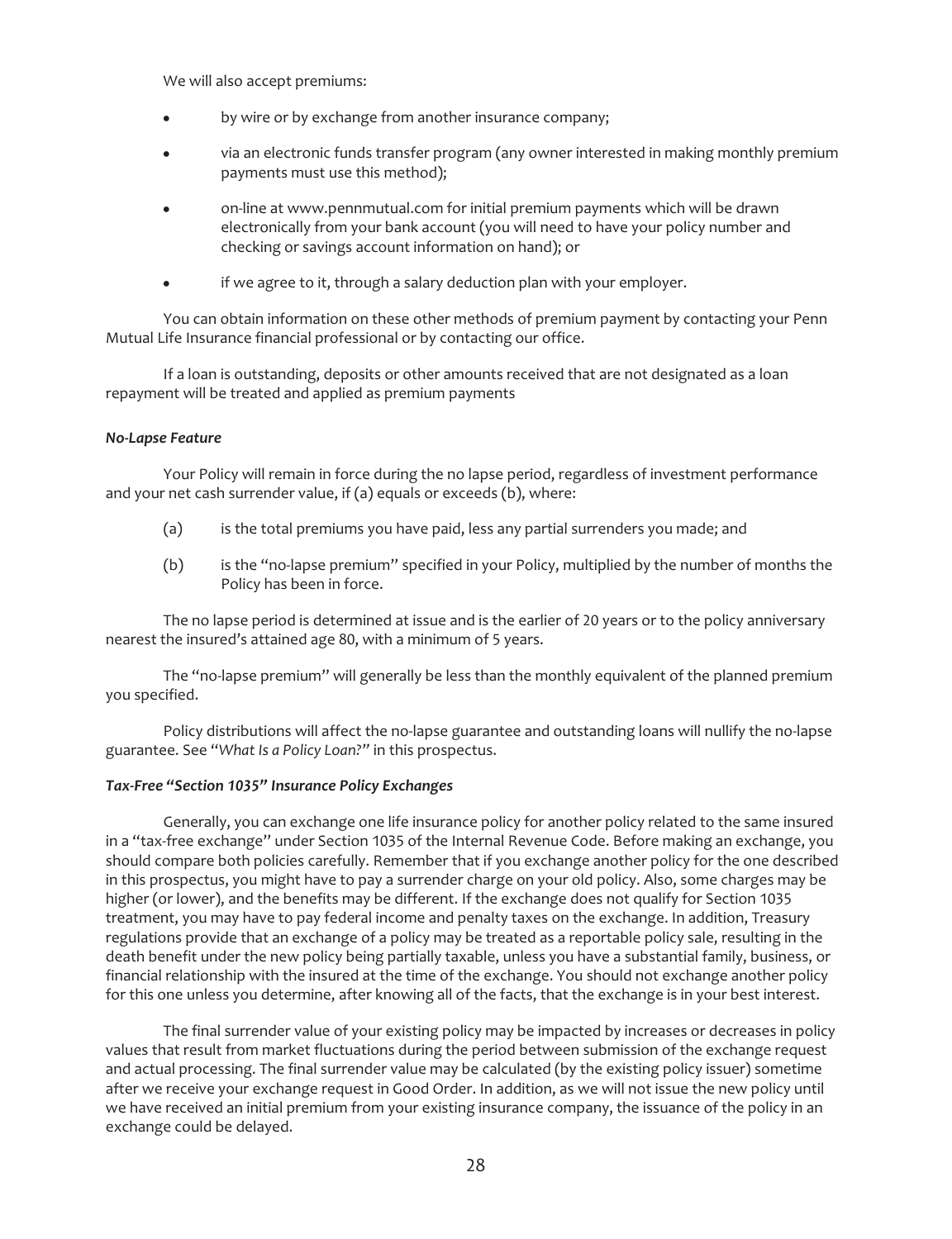We will also accept premiums:

- by wire or by exchange from another insurance company;
- via an electronic funds transfer program (any owner interested in making monthly premium payments must use this method);
- on-line at www.pennmutual.com for initial premium payments which will be drawn electronically from your bank account (you will need to have your policy number and checking or savings account information on hand); or
- if we agree to it, through a salary deduction plan with your employer.

You can obtain information on these other methods of premium payment by contacting your Penn Mutual Life Insurance financial professional or by contacting our office.

If a loan is outstanding, deposits or other amounts received that are not designated as a loan repayment will be treated and applied as premium payments

***No-Lapse Feature***

Your Policy will remain in force during the no lapse period, regardless of investment performance and your net cash surrender value, if (a) equals or exceeds (b), where:

(a) is the total premiums you have paid, less any partial surrenders you made; and

(b) is the "no-lapse premium" specified in your Policy, multiplied by the number of months the Policy has been in force.

The no lapse period is determined at issue and is the earlier of 20 years or to the policy anniversary nearest the insured's attained age 80, with a minimum of 5 years.

The "no-lapse premium" will generally be less than the monthly equivalent of the planned premium you specified.

Policy distributions will affect the no-lapse guarantee and outstanding loans will nullify the no-lapse guarantee. See "*What Is a Policy Loan?*" in this prospectus.

***Tax-Free "Section 1035" Insurance Policy Exchanges***

Generally, you can exchange one life insurance policy for another policy related to the same insured in a "tax-free exchange" under Section 1035 of the Internal Revenue Code. Before making an exchange, you should compare both policies carefully. Remember that if you exchange another policy for the one described in this prospectus, you might have to pay a surrender charge on your old policy. Also, some charges may be higher (or lower), and the benefits may be different. If the exchange does not qualify for Section 1035 treatment, you may have to pay federal income and penalty taxes on the exchange. In addition, Treasury regulations provide that an exchange of a policy may be treated as a reportable policy sale, resulting in the death benefit under the new policy being partially taxable, unless you have a substantial family, business, or financial relationship with the insured at the time of the exchange. You should not exchange another policy for this one unless you determine, after knowing all of the facts, that the exchange is in your best interest.

The final surrender value of your existing policy may be impacted by increases or decreases in policy values that result from market fluctuations during the period between submission of the exchange request and actual processing. The final surrender value may be calculated (by the existing policy issuer) sometime after we receive your exchange request in Good Order. In addition, as we will not issue the new policy until we have received an initial premium from your existing insurance company, the issuance of the policy in an exchange could be delayed.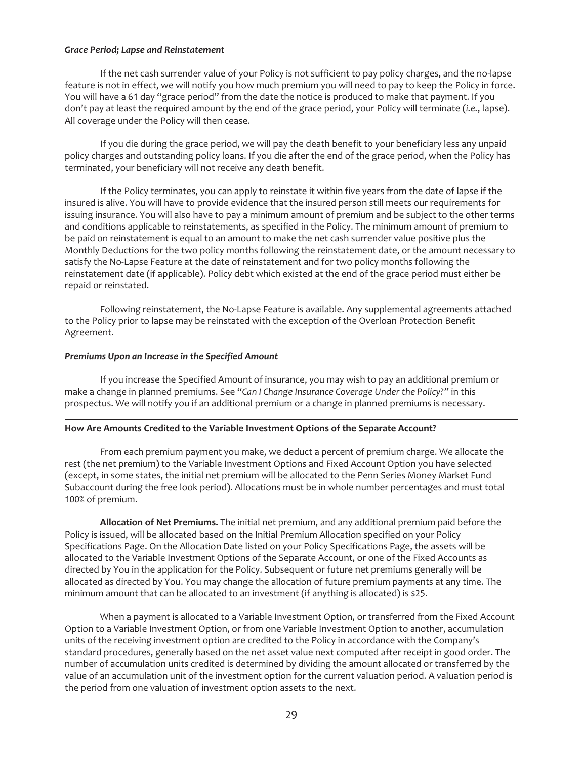***Grace Period; Lapse and Reinstatement***

If the net cash surrender value of your Policy is not sufficient to pay policy charges, and the no-lapse feature is not in effect, we will notify you how much premium you will need to pay to keep the Policy in force. You will have a 61 day "grace period" from the date the notice is produced to make that payment. If you don't pay at least the required amount by the end of the grace period, your Policy will terminate (*i.e.*, lapse). All coverage under the Policy will then cease.

If you die during the grace period, we will pay the death benefit to your beneficiary less any unpaid policy charges and outstanding policy loans. If you die after the end of the grace period, when the Policy has terminated, your beneficiary will not receive any death benefit.

If the Policy terminates, you can apply to reinstate it within five years from the date of lapse if the insured is alive. You will have to provide evidence that the insured person still meets our requirements for issuing insurance. You will also have to pay a minimum amount of premium and be subject to the other terms and conditions applicable to reinstatements, as specified in the Policy. The minimum amount of premium to be paid on reinstatement is equal to an amount to make the net cash surrender value positive plus the Monthly Deductions for the two policy months following the reinstatement date, or the amount necessary to satisfy the No-Lapse Feature at the date of reinstatement and for two policy months following the reinstatement date (if applicable). Policy debt which existed at the end of the grace period must either be repaid or reinstated.

Following reinstatement, the No-Lapse Feature is available. Any supplemental agreements attached to the Policy prior to lapse may be reinstated with the exception of the Overloan Protection Benefit Agreement.

***Premiums Upon an Increase in the Specified Amount***

If you increase the Specified Amount of insurance, you may wish to pay an additional premium or make a change in planned premiums. See "*Can I Change Insurance Coverage Under the Policy?*" in this prospectus. We will notify you if an additional premium or a change in planned premiums is necessary.

---

**How Are Amounts Credited to the Variable Investment Options of the Separate Account?**

From each premium payment you make, we deduct a percent of premium charge. We allocate the rest (the net premium) to the Variable Investment Options and Fixed Account Option you have selected (except, in some states, the initial net premium will be allocated to the Penn Series Money Market Fund Subaccount during the free look period). Allocations must be in whole number percentages and must total 100% of premium.

**Allocation of Net Premiums.** The initial net premium, and any additional premium paid before the Policy is issued, will be allocated based on the Initial Premium Allocation specified on your Policy Specifications Page. On the Allocation Date listed on your Policy Specifications Page, the assets will be allocated to the Variable Investment Options of the Separate Account, or one of the Fixed Accounts as directed by You in the application for the Policy. Subsequent or future net premiums generally will be allocated as directed by You. You may change the allocation of future premium payments at any time. The minimum amount that can be allocated to an investment (if anything is allocated) is $25.

When a payment is allocated to a Variable Investment Option, or transferred from the Fixed Account Option to a Variable Investment Option, or from one Variable Investment Option to another, accumulation units of the receiving investment option are credited to the Policy in accordance with the Company's standard procedures, generally based on the net asset value next computed after receipt in good order. The number of accumulation units credited is determined by dividing the amount allocated or transferred by the value of an accumulation unit of the investment option for the current valuation period. A valuation period is the period from one valuation of investment option assets to the next.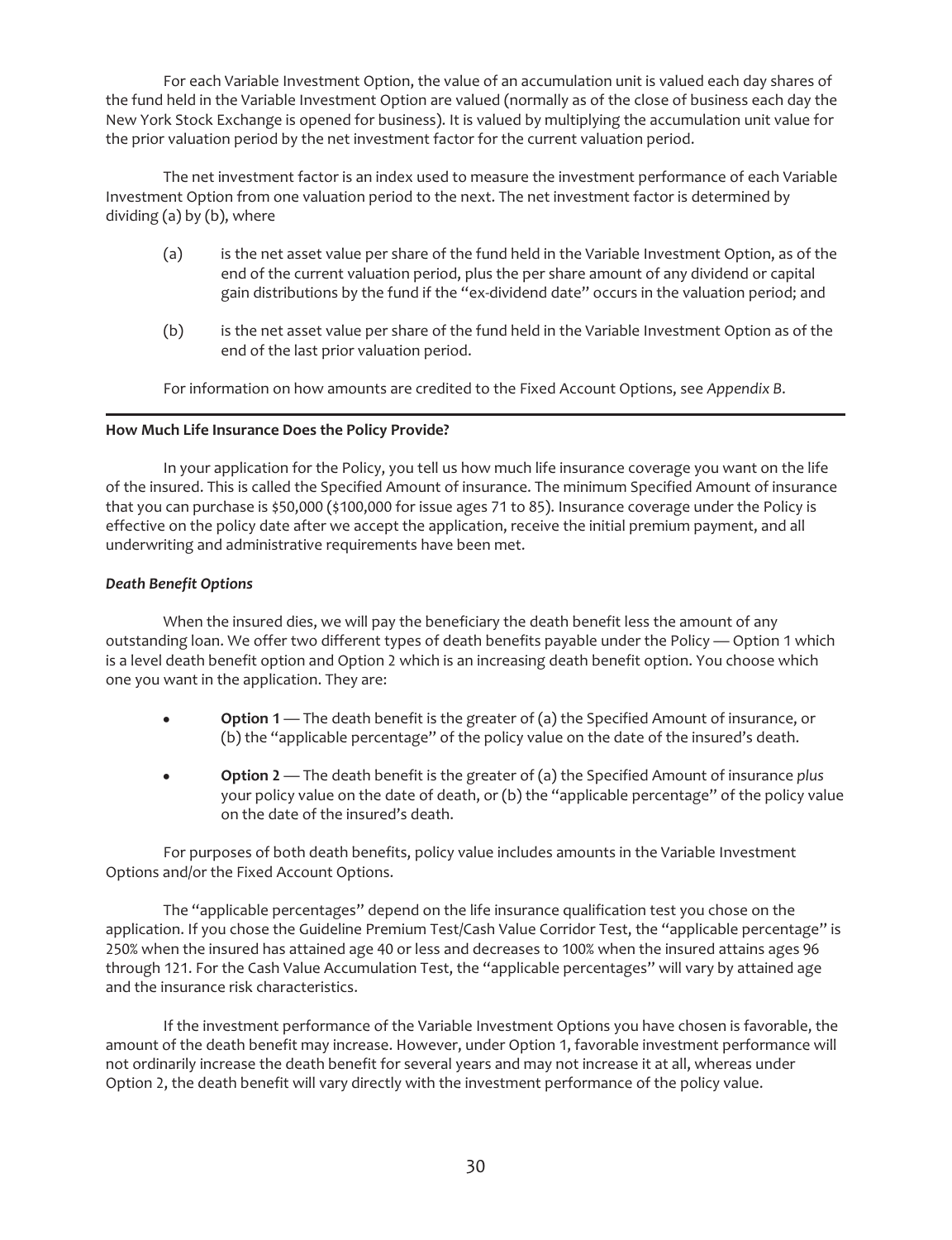For each Variable Investment Option, the value of an accumulation unit is valued each day shares of the fund held in the Variable Investment Option are valued (normally as of the close of business each day the New York Stock Exchange is opened for business). It is valued by multiplying the accumulation unit value for the prior valuation period by the net investment factor for the current valuation period.

The net investment factor is an index used to measure the investment performance of each Variable Investment Option from one valuation period to the next. The net investment factor is determined by dividing (a) by (b), where

(a) is the net asset value per share of the fund held in the Variable Investment Option, as of the end of the current valuation period, plus the per share amount of any dividend or capital gain distributions by the fund if the "ex-dividend date" occurs in the valuation period; and

(b) is the net asset value per share of the fund held in the Variable Investment Option as of the end of the last prior valuation period.

For information on how amounts are credited to the Fixed Account Options, see *Appendix B*.

---

**How Much Life Insurance Does the Policy Provide?**

In your application for the Policy, you tell us how much life insurance coverage you want on the life of the insured. This is called the Specified Amount of insurance. The minimum Specified Amount of insurance that you can purchase is $50,000 ($100,000 for issue ages 71 to 85). Insurance coverage under the Policy is effective on the policy date after we accept the application, receive the initial premium payment, and all underwriting and administrative requirements have been met.

***Death Benefit Options***

When the insured dies, we will pay the beneficiary the death benefit less the amount of any outstanding loan. We offer two different types of death benefits payable under the Policy — Option 1 which is a level death benefit option and Option 2 which is an increasing death benefit option. You choose which one you want in the application. They are:

- **Option 1** — The death benefit is the greater of (a) the Specified Amount of insurance, or (b) the "applicable percentage" of the policy value on the date of the insured's death.
- **Option 2** — The death benefit is the greater of (a) the Specified Amount of insurance *plus* your policy value on the date of death, or (b) the "applicable percentage" of the policy value on the date of the insured's death.

For purposes of both death benefits, policy value includes amounts in the Variable Investment Options and/or the Fixed Account Options.

The "applicable percentages" depend on the life insurance qualification test you chose on the application. If you chose the Guideline Premium Test/Cash Value Corridor Test, the "applicable percentage" is 250% when the insured has attained age 40 or less and decreases to 100% when the insured attains ages 96 through 121. For the Cash Value Accumulation Test, the "applicable percentages" will vary by attained age and the insurance risk characteristics.

If the investment performance of the Variable Investment Options you have chosen is favorable, the amount of the death benefit may increase. However, under Option 1, favorable investment performance will not ordinarily increase the death benefit for several years and may not increase it at all, whereas under Option 2, the death benefit will vary directly with the investment performance of the policy value.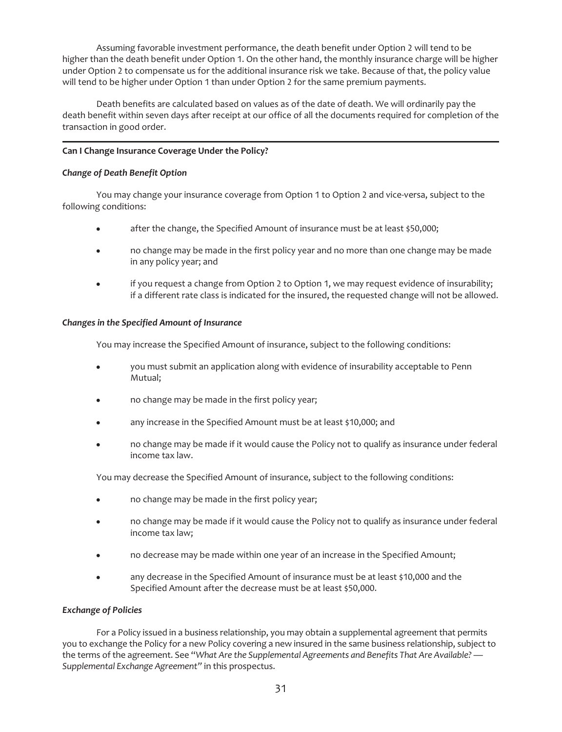Assuming favorable investment performance, the death benefit under Option 2 will tend to be higher than the death benefit under Option 1. On the other hand, the monthly insurance charge will be higher under Option 2 to compensate us for the additional insurance risk we take. Because of that, the policy value will tend to be higher under Option 1 than under Option 2 for the same premium payments.

Death benefits are calculated based on values as of the date of death. We will ordinarily pay the death benefit within seven days after receipt at our office of all the documents required for completion of the transaction in good order.

---

**Can I Change Insurance Coverage Under the Policy?**

***Change of Death Benefit Option***

You may change your insurance coverage from Option 1 to Option 2 and vice-versa, subject to the following conditions:

- after the change, the Specified Amount of insurance must be at least $50,000;
- no change may be made in the first policy year and no more than one change may be made in any policy year; and
- if you request a change from Option 2 to Option 1, we may request evidence of insurability; if a different rate class is indicated for the insured, the requested change will not be allowed.

***Changes in the Specified Amount of Insurance***

You may increase the Specified Amount of insurance, subject to the following conditions:

- you must submit an application along with evidence of insurability acceptable to Penn Mutual;
- no change may be made in the first policy year;
- any increase in the Specified Amount must be at least $10,000; and
- no change may be made if it would cause the Policy not to qualify as insurance under federal income tax law.

You may decrease the Specified Amount of insurance, subject to the following conditions:

- no change may be made in the first policy year;
- no change may be made if it would cause the Policy not to qualify as insurance under federal income tax law;
- no decrease may be made within one year of an increase in the Specified Amount;
- any decrease in the Specified Amount of insurance must be at least $10,000 and the Specified Amount after the decrease must be at least $50,000.

***Exchange of Policies***

For a Policy issued in a business relationship, you may obtain a supplemental agreement that permits you to exchange the Policy for a new Policy covering a new insured in the same business relationship, subject to the terms of the agreement. See "*What Are the Supplemental Agreements and Benefits That Are Available? — Supplemental Exchange Agreement*" in this prospectus.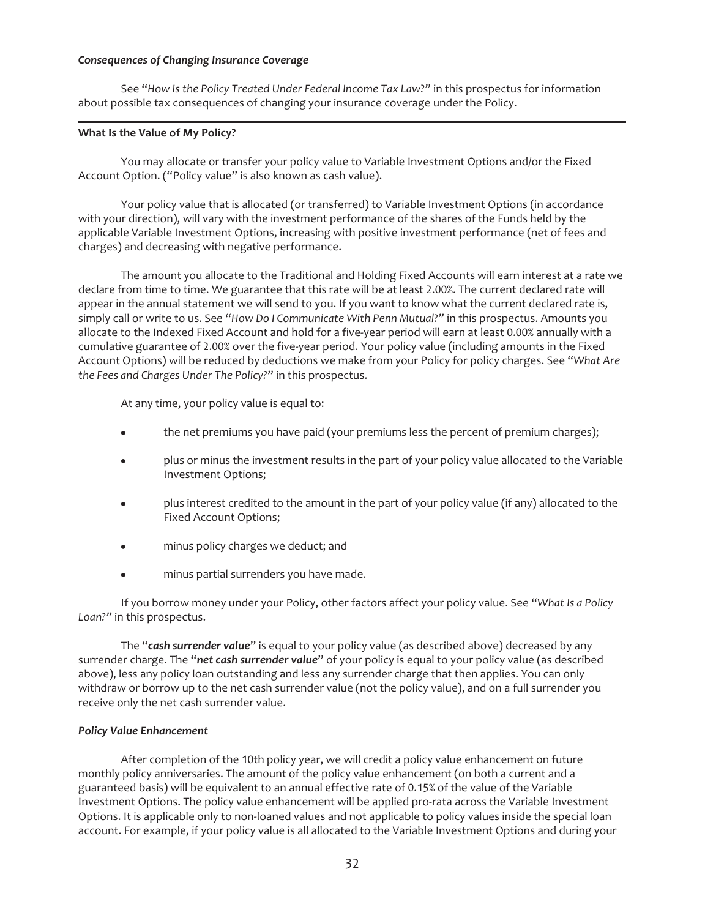### *Consequences of Changing Insurance Coverage*

See "*How Is the Policy Treated Under Federal Income Tax Law?*" in this prospectus for information about possible tax consequences of changing your insurance coverage under the Policy.

---

**What Is the Value of My Policy?**

You may allocate or transfer your policy value to Variable Investment Options and/or the Fixed Account Option. ("Policy value" is also known as cash value).

Your policy value that is allocated (or transferred) to Variable Investment Options (in accordance with your direction), will vary with the investment performance of the shares of the Funds held by the applicable Variable Investment Options, increasing with positive investment performance (net of fees and charges) and decreasing with negative performance.

The amount you allocate to the Traditional and Holding Fixed Accounts will earn interest at a rate we declare from time to time. We guarantee that this rate will be at least 2.00%. The current declared rate will appear in the annual statement we will send to you. If you want to know what the current declared rate is, simply call or write to us. See "*How Do I Communicate With Penn Mutual?*" in this prospectus. Amounts you allocate to the Indexed Fixed Account and hold for a five-year period will earn at least 0.00% annually with a cumulative guarantee of 2.00% over the five-year period. Your policy value (including amounts in the Fixed Account Options) will be reduced by deductions we make from your Policy for policy charges. See "*What Are the Fees and Charges Under The Policy?*" in this prospectus.

At any time, your policy value is equal to:

- the net premiums you have paid (your premiums less the percent of premium charges);
- plus or minus the investment results in the part of your policy value allocated to the Variable Investment Options;
- plus interest credited to the amount in the part of your policy value (if any) allocated to the Fixed Account Options;
- minus policy charges we deduct; and
- minus partial surrenders you have made.

If you borrow money under your Policy, other factors affect your policy value. See "*What Is a Policy Loan?*" in this prospectus.

The "***cash surrender value***" is equal to your policy value (as described above) decreased by any surrender charge. The "***net cash surrender value***" of your policy is equal to your policy value (as described above), less any policy loan outstanding and less any surrender charge that then applies. You can only withdraw or borrow up to the net cash surrender value (not the policy value), and on a full surrender you receive only the net cash surrender value.

### *Policy Value Enhancement*

After completion of the 10th policy year, we will credit a policy value enhancement on future monthly policy anniversaries. The amount of the policy value enhancement (on both a current and a guaranteed basis) will be equivalent to an annual effective rate of 0.15% of the value of the Variable Investment Options. The policy value enhancement will be applied pro-rata across the Variable Investment Options. It is applicable only to non-loaned values and not applicable to policy values inside the special loan account. For example, if your policy value is all allocated to the Variable Investment Options and during your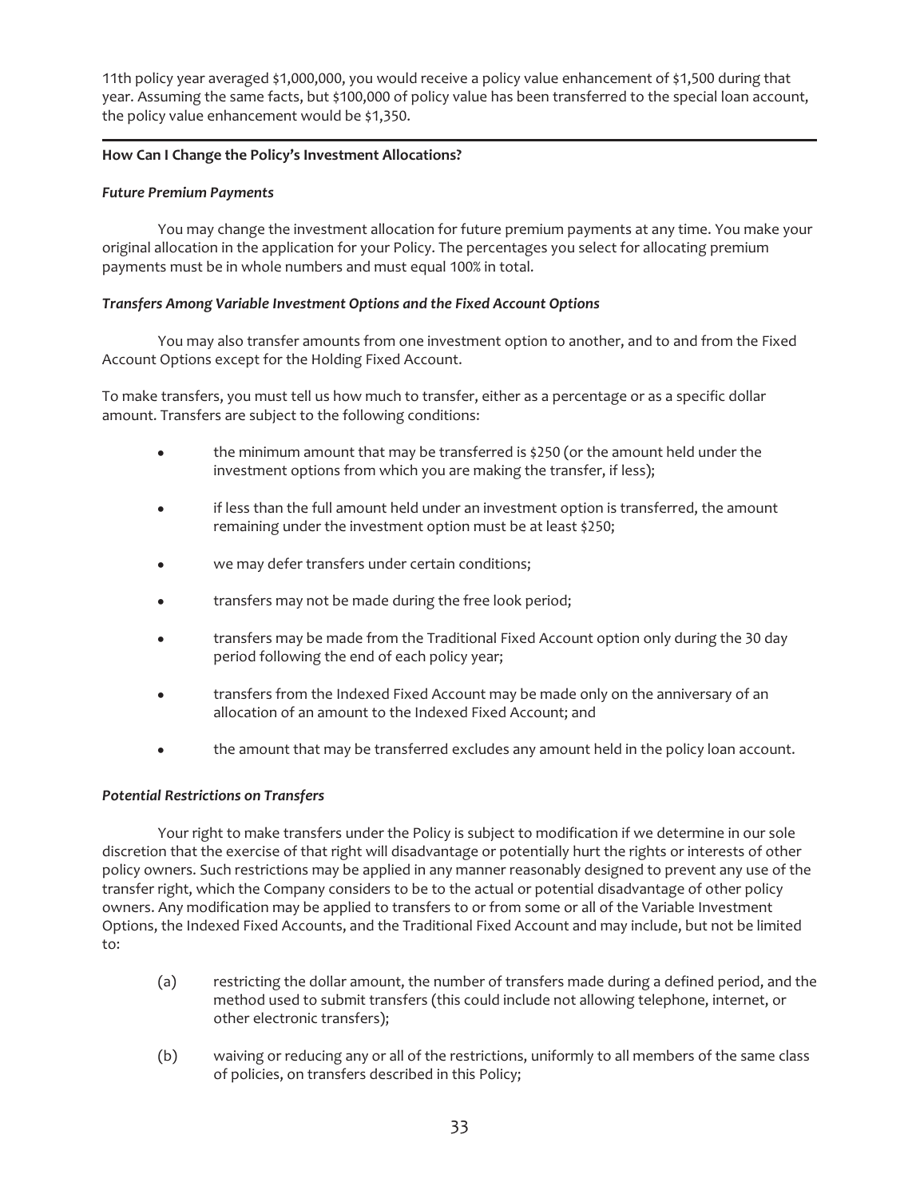11th policy year averaged $1,000,000, you would receive a policy value enhancement of $1,500 during that year. Assuming the same facts, but $100,000 of policy value has been transferred to the special loan account, the policy value enhancement would be $1,350.

---

**How Can I Change the Policy's Investment Allocations?**

***Future Premium Payments***

You may change the investment allocation for future premium payments at any time. You make your original allocation in the application for your Policy. The percentages you select for allocating premium payments must be in whole numbers and must equal 100% in total.

***Transfers Among Variable Investment Options and the Fixed Account Options***

You may also transfer amounts from one investment option to another, and to and from the Fixed Account Options except for the Holding Fixed Account.

To make transfers, you must tell us how much to transfer, either as a percentage or as a specific dollar amount. Transfers are subject to the following conditions:

- the minimum amount that may be transferred is $250 (or the amount held under the investment options from which you are making the transfer, if less);
- if less than the full amount held under an investment option is transferred, the amount remaining under the investment option must be at least $250;
- we may defer transfers under certain conditions;
- transfers may not be made during the free look period;
- transfers may be made from the Traditional Fixed Account option only during the 30 day period following the end of each policy year;
- transfers from the Indexed Fixed Account may be made only on the anniversary of an allocation of an amount to the Indexed Fixed Account; and
- the amount that may be transferred excludes any amount held in the policy loan account.

***Potential Restrictions on Transfers***

Your right to make transfers under the Policy is subject to modification if we determine in our sole discretion that the exercise of that right will disadvantage or potentially hurt the rights or interests of other policy owners. Such restrictions may be applied in any manner reasonably designed to prevent any use of the transfer right, which the Company considers to be to the actual or potential disadvantage of other policy owners. Any modification may be applied to transfers to or from some or all of the Variable Investment Options, the Indexed Fixed Accounts, and the Traditional Fixed Account and may include, but not be limited to:

(a) restricting the dollar amount, the number of transfers made during a defined period, and the method used to submit transfers (this could include not allowing telephone, internet, or other electronic transfers);

(b) waiving or reducing any or all of the restrictions, uniformly to all members of the same class of policies, on transfers described in this Policy;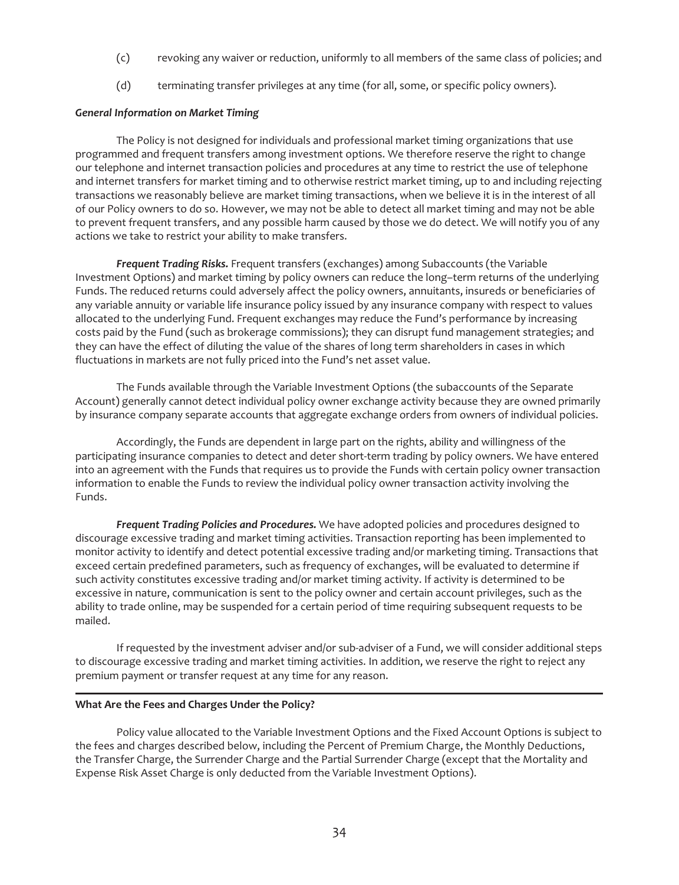(c) revoking any waiver or reduction, uniformly to all members of the same class of policies; and

(d) terminating transfer privileges at any time (for all, some, or specific policy owners).

***General Information on Market Timing***

The Policy is not designed for individuals and professional market timing organizations that use programmed and frequent transfers among investment options. We therefore reserve the right to change our telephone and internet transaction policies and procedures at any time to restrict the use of telephone and internet transfers for market timing and to otherwise restrict market timing, up to and including rejecting transactions we reasonably believe are market timing transactions, when we believe it is in the interest of all of our Policy owners to do so. However, we may not be able to detect all market timing and may not be able to prevent frequent transfers, and any possible harm caused by those we do detect. We will notify you of any actions we take to restrict your ability to make transfers.

***Frequent Trading Risks.*** Frequent transfers (exchanges) among Subaccounts (the Variable Investment Options) and market timing by policy owners can reduce the long–term returns of the underlying Funds. The reduced returns could adversely affect the policy owners, annuitants, insureds or beneficiaries of any variable annuity or variable life insurance policy issued by any insurance company with respect to values allocated to the underlying Fund. Frequent exchanges may reduce the Fund's performance by increasing costs paid by the Fund (such as brokerage commissions); they can disrupt fund management strategies; and they can have the effect of diluting the value of the shares of long term shareholders in cases in which fluctuations in markets are not fully priced into the Fund's net asset value.

The Funds available through the Variable Investment Options (the subaccounts of the Separate Account) generally cannot detect individual policy owner exchange activity because they are owned primarily by insurance company separate accounts that aggregate exchange orders from owners of individual policies.

Accordingly, the Funds are dependent in large part on the rights, ability and willingness of the participating insurance companies to detect and deter short-term trading by policy owners. We have entered into an agreement with the Funds that requires us to provide the Funds with certain policy owner transaction information to enable the Funds to review the individual policy owner transaction activity involving the Funds.

***Frequent Trading Policies and Procedures.*** We have adopted policies and procedures designed to discourage excessive trading and market timing activities. Transaction reporting has been implemented to monitor activity to identify and detect potential excessive trading and/or marketing timing. Transactions that exceed certain predefined parameters, such as frequency of exchanges, will be evaluated to determine if such activity constitutes excessive trading and/or market timing activity. If activity is determined to be excessive in nature, communication is sent to the policy owner and certain account privileges, such as the ability to trade online, may be suspended for a certain period of time requiring subsequent requests to be mailed.

If requested by the investment adviser and/or sub-adviser of a Fund, we will consider additional steps to discourage excessive trading and market timing activities. In addition, we reserve the right to reject any premium payment or transfer request at any time for any reason.

## What Are the Fees and Charges Under the Policy?

Policy value allocated to the Variable Investment Options and the Fixed Account Options is subject to the fees and charges described below, including the Percent of Premium Charge, the Monthly Deductions, the Transfer Charge, the Surrender Charge and the Partial Surrender Charge (except that the Mortality and Expense Risk Asset Charge is only deducted from the Variable Investment Options).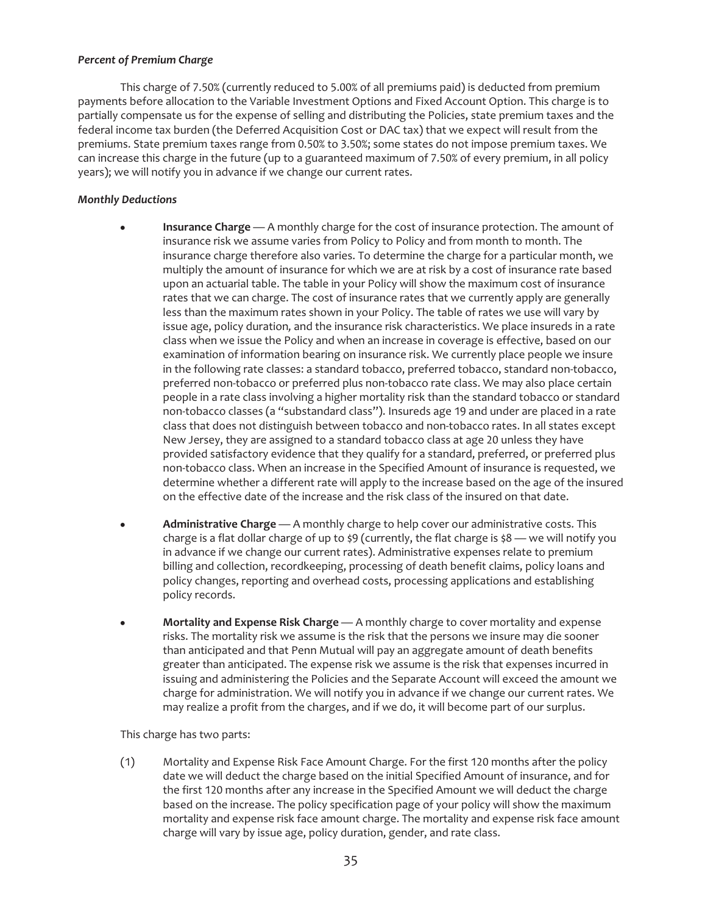***Percent of Premium Charge***

This charge of 7.50% (currently reduced to 5.00% of all premiums paid) is deducted from premium payments before allocation to the Variable Investment Options and Fixed Account Option. This charge is to partially compensate us for the expense of selling and distributing the Policies, state premium taxes and the federal income tax burden (the Deferred Acquisition Cost or DAC tax) that we expect will result from the premiums. State premium taxes range from 0.50% to 3.50%; some states do not impose premium taxes. We can increase this charge in the future (up to a guaranteed maximum of 7.50% of every premium, in all policy years); we will notify you in advance if we change our current rates.

***Monthly Deductions***

- **Insurance Charge** — A monthly charge for the cost of insurance protection. The amount of insurance risk we assume varies from Policy to Policy and from month to month. The insurance charge therefore also varies. To determine the charge for a particular month, we multiply the amount of insurance for which we are at risk by a cost of insurance rate based upon an actuarial table. The table in your Policy will show the maximum cost of insurance rates that we can charge. The cost of insurance rates that we currently apply are generally less than the maximum rates shown in your Policy. The table of rates we use will vary by issue age, policy duration, and the insurance risk characteristics. We place insureds in a rate class when we issue the Policy and when an increase in coverage is effective, based on our examination of information bearing on insurance risk. We currently place people we insure in the following rate classes: a standard tobacco, preferred tobacco, standard non-tobacco, preferred non-tobacco or preferred plus non-tobacco rate class. We may also place certain people in a rate class involving a higher mortality risk than the standard tobacco or standard non-tobacco classes (a "substandard class"). Insureds age 19 and under are placed in a rate class that does not distinguish between tobacco and non-tobacco rates. In all states except New Jersey, they are assigned to a standard tobacco class at age 20 unless they have provided satisfactory evidence that they qualify for a standard, preferred, or preferred plus non-tobacco class. When an increase in the Specified Amount of insurance is requested, we determine whether a different rate will apply to the increase based on the age of the insured on the effective date of the increase and the risk class of the insured on that date.

- **Administrative Charge** — A monthly charge to help cover our administrative costs. This charge is a flat dollar charge of up to $9 (currently, the flat charge is $8 — we will notify you in advance if we change our current rates). Administrative expenses relate to premium billing and collection, recordkeeping, processing of death benefit claims, policy loans and policy changes, reporting and overhead costs, processing applications and establishing policy records.

- **Mortality and Expense Risk Charge** — A monthly charge to cover mortality and expense risks. The mortality risk we assume is the risk that the persons we insure may die sooner than anticipated and that Penn Mutual will pay an aggregate amount of death benefits greater than anticipated. The expense risk we assume is the risk that expenses incurred in issuing and administering the Policies and the Separate Account will exceed the amount we charge for administration. We will notify you in advance if we change our current rates. We may realize a profit from the charges, and if we do, it will become part of our surplus.

This charge has two parts:

(1) Mortality and Expense Risk Face Amount Charge. For the first 120 months after the policy date we will deduct the charge based on the initial Specified Amount of insurance, and for the first 120 months after any increase in the Specified Amount we will deduct the charge based on the increase. The policy specification page of your policy will show the maximum mortality and expense risk face amount charge. The mortality and expense risk face amount charge will vary by issue age, policy duration, gender, and rate class.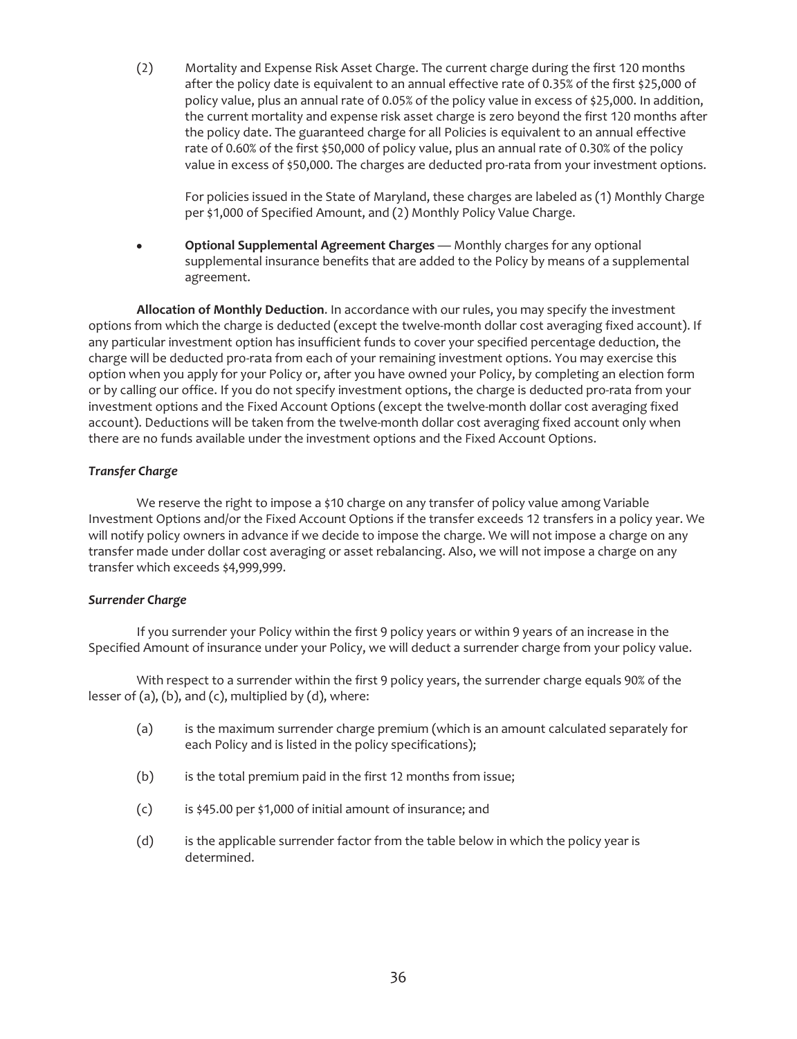(2) Mortality and Expense Risk Asset Charge. The current charge during the first 120 months after the policy date is equivalent to an annual effective rate of 0.35% of the first $25,000 of policy value, plus an annual rate of 0.05% of the policy value in excess of $25,000. In addition, the current mortality and expense risk asset charge is zero beyond the first 120 months after the policy date. The guaranteed charge for all Policies is equivalent to an annual effective rate of 0.60% of the first $50,000 of policy value, plus an annual rate of 0.30% of the policy value in excess of $50,000. The charges are deducted pro-rata from your investment options.

For policies issued in the State of Maryland, these charges are labeled as (1) Monthly Charge per $1,000 of Specified Amount, and (2) Monthly Policy Value Charge.

- **Optional Supplemental Agreement Charges** — Monthly charges for any optional supplemental insurance benefits that are added to the Policy by means of a supplemental agreement.

**Allocation of Monthly Deduction**. In accordance with our rules, you may specify the investment options from which the charge is deducted (except the twelve-month dollar cost averaging fixed account). If any particular investment option has insufficient funds to cover your specified percentage deduction, the charge will be deducted pro-rata from each of your remaining investment options. You may exercise this option when you apply for your Policy or, after you have owned your Policy, by completing an election form or by calling our office. If you do not specify investment options, the charge is deducted pro-rata from your investment options and the Fixed Account Options (except the twelve-month dollar cost averaging fixed account). Deductions will be taken from the twelve-month dollar cost averaging fixed account only when there are no funds available under the investment options and the Fixed Account Options.

***Transfer Charge***

We reserve the right to impose a $10 charge on any transfer of policy value among Variable Investment Options and/or the Fixed Account Options if the transfer exceeds 12 transfers in a policy year. We will notify policy owners in advance if we decide to impose the charge. We will not impose a charge on any transfer made under dollar cost averaging or asset rebalancing. Also, we will not impose a charge on any transfer which exceeds $4,999,999.

***Surrender Charge***

If you surrender your Policy within the first 9 policy years or within 9 years of an increase in the Specified Amount of insurance under your Policy, we will deduct a surrender charge from your policy value.

With respect to a surrender within the first 9 policy years, the surrender charge equals 90% of the lesser of (a), (b), and (c), multiplied by (d), where:

(a) is the maximum surrender charge premium (which is an amount calculated separately for each Policy and is listed in the policy specifications);

(b) is the total premium paid in the first 12 months from issue;

(c) is $45.00 per $1,000 of initial amount of insurance; and

(d) is the applicable surrender factor from the table below in which the policy year is determined.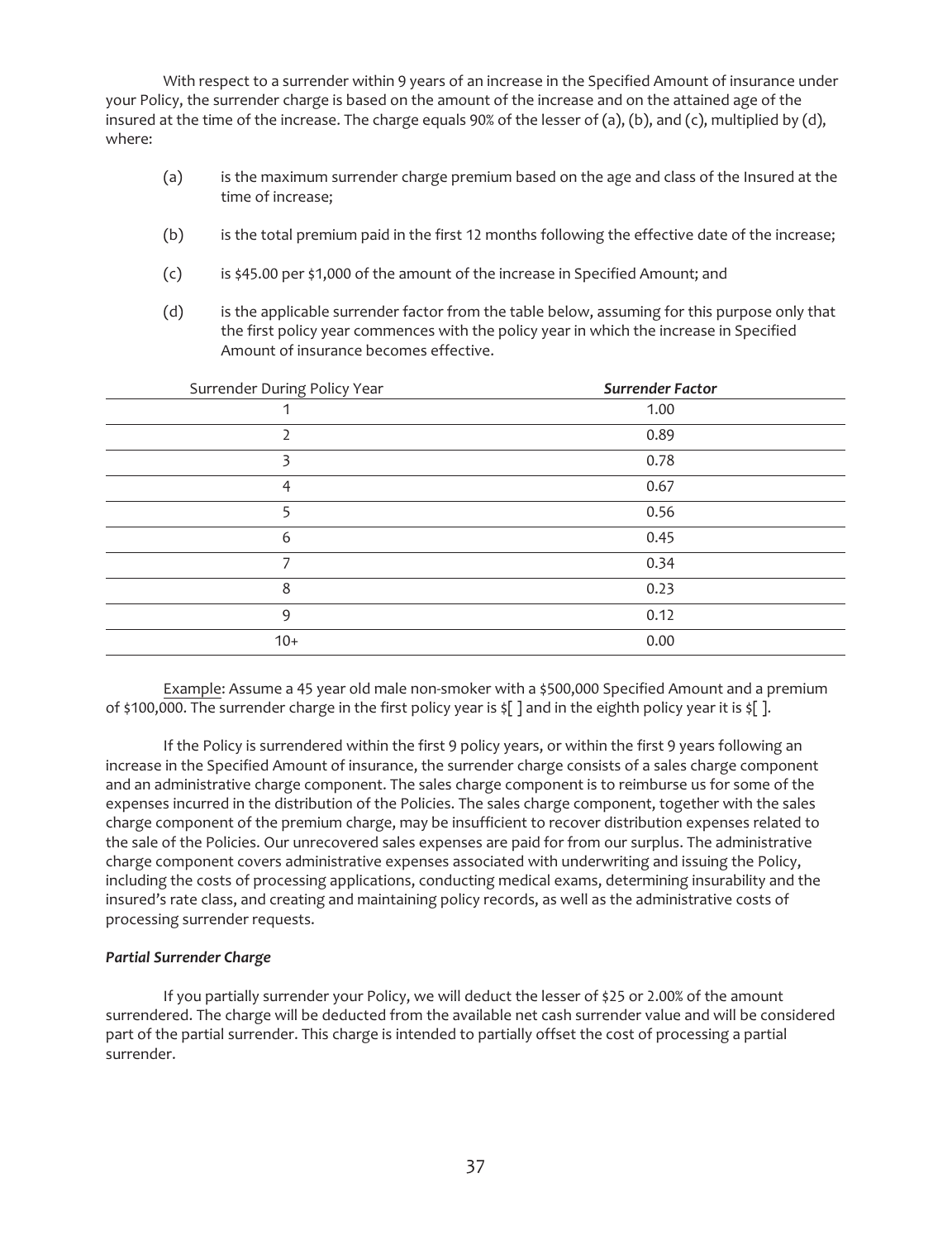With respect to a surrender within 9 years of an increase in the Specified Amount of insurance under your Policy, the surrender charge is based on the amount of the increase and on the attained age of the insured at the time of the increase. The charge equals 90% of the lesser of (a), (b), and (c), multiplied by (d), where:

(a) is the maximum surrender charge premium based on the age and class of the Insured at the time of increase;

(b) is the total premium paid in the first 12 months following the effective date of the increase;

(c) is $45.00 per $1,000 of the amount of the increase in Specified Amount; and

(d) is the applicable surrender factor from the table below, assuming for this purpose only that the first policy year commences with the policy year in which the increase in Specified Amount of insurance becomes effective.

| Surrender During Policy Year | ***Surrender Factor*** |
|---|---|
| 1 | 1.00 |
| 2 | 0.89 |
| 3 | 0.78 |
| 4 | 0.67 |
| 5 | 0.56 |
| 6 | 0.45 |
| 7 | 0.34 |
| 8 | 0.23 |
| 9 | 0.12 |
| 10+ | 0.00 |

Example: Assume a 45 year old male non-smoker with a $500,000 Specified Amount and a premium of $100,000. The surrender charge in the first policy year is $[ ] and in the eighth policy year it is $[ ].

If the Policy is surrendered within the first 9 policy years, or within the first 9 years following an increase in the Specified Amount of insurance, the surrender charge consists of a sales charge component and an administrative charge component. The sales charge component is to reimburse us for some of the expenses incurred in the distribution of the Policies. The sales charge component, together with the sales charge component of the premium charge, may be insufficient to recover distribution expenses related to the sale of the Policies. Our unrecovered sales expenses are paid for from our surplus. The administrative charge component covers administrative expenses associated with underwriting and issuing the Policy, including the costs of processing applications, conducting medical exams, determining insurability and the insured's rate class, and creating and maintaining policy records, as well as the administrative costs of processing surrender requests.

***Partial Surrender Charge***

If you partially surrender your Policy, we will deduct the lesser of $25 or 2.00% of the amount surrendered. The charge will be deducted from the available net cash surrender value and will be considered part of the partial surrender. This charge is intended to partially offset the cost of processing a partial surrender.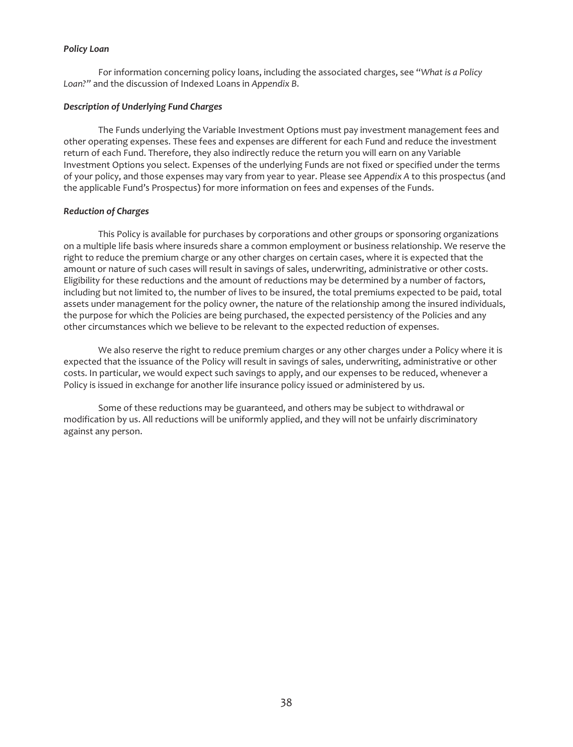***Policy Loan***

For information concerning policy loans, including the associated charges, see "*What is a Policy Loan?*" and the discussion of Indexed Loans in *Appendix B*.

***Description of Underlying Fund Charges***

The Funds underlying the Variable Investment Options must pay investment management fees and other operating expenses. These fees and expenses are different for each Fund and reduce the investment return of each Fund. Therefore, they also indirectly reduce the return you will earn on any Variable Investment Options you select. Expenses of the underlying Funds are not fixed or specified under the terms of your policy, and those expenses may vary from year to year. Please see *Appendix A* to this prospectus (and the applicable Fund's Prospectus) for more information on fees and expenses of the Funds.

***Reduction of Charges***

This Policy is available for purchases by corporations and other groups or sponsoring organizations on a multiple life basis where insureds share a common employment or business relationship. We reserve the right to reduce the premium charge or any other charges on certain cases, where it is expected that the amount or nature of such cases will result in savings of sales, underwriting, administrative or other costs. Eligibility for these reductions and the amount of reductions may be determined by a number of factors, including but not limited to, the number of lives to be insured, the total premiums expected to be paid, total assets under management for the policy owner, the nature of the relationship among the insured individuals, the purpose for which the Policies are being purchased, the expected persistency of the Policies and any other circumstances which we believe to be relevant to the expected reduction of expenses.

We also reserve the right to reduce premium charges or any other charges under a Policy where it is expected that the issuance of the Policy will result in savings of sales, underwriting, administrative or other costs. In particular, we would expect such savings to apply, and our expenses to be reduced, whenever a Policy is issued in exchange for another life insurance policy issued or administered by us.

Some of these reductions may be guaranteed, and others may be subject to withdrawal or modification by us. All reductions will be uniformly applied, and they will not be unfairly discriminatory against any person.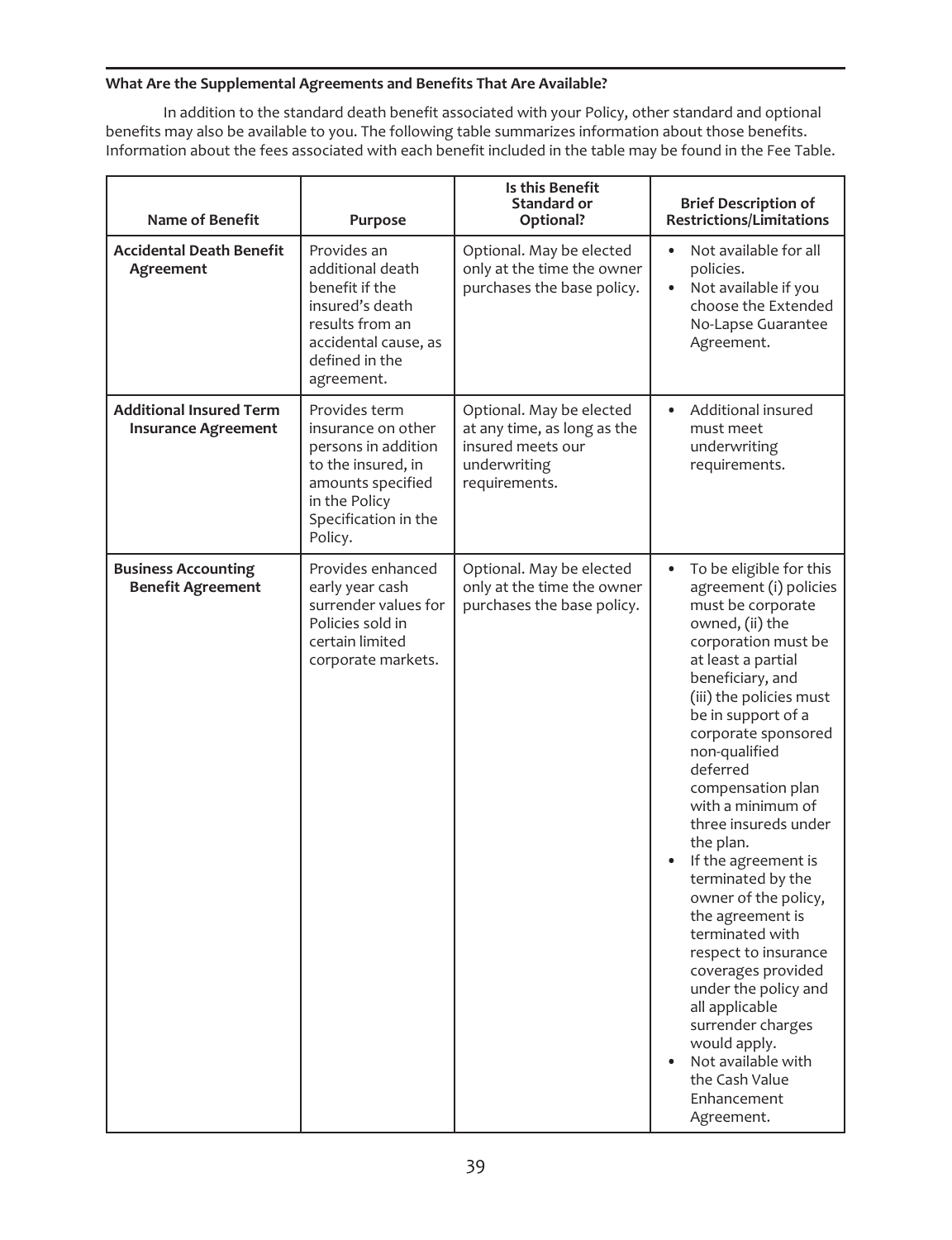**What Are the Supplemental Agreements and Benefits That Are Available?**

In addition to the standard death benefit associated with your Policy, other standard and optional benefits may also be available to you. The following table summarizes information about those benefits. Information about the fees associated with each benefit included in the table may be found in the Fee Table.

| Name of Benefit | Purpose | Is this Benefit Standard or Optional? | Brief Description of Restrictions/Limitations |
|---|---|---|---|
| **Accidental Death Benefit Agreement** | Provides an additional death benefit if the insured's death results from an accidental cause, as defined in the agreement. | Optional. May be elected only at the time the owner purchases the base policy. | • Not available for all policies.<br>• Not available if you choose the Extended No-Lapse Guarantee Agreement. |
| **Additional Insured Term Insurance Agreement** | Provides term insurance on other persons in addition to the insured, in amounts specified in the Policy Specification in the Policy. | Optional. May be elected at any time, as long as the insured meets our underwriting requirements. | • Additional insured must meet underwriting requirements. |
| **Business Accounting Benefit Agreement** | Provides enhanced early year cash surrender values for Policies sold in certain limited corporate markets. | Optional. May be elected only at the time the owner purchases the base policy. | • To be eligible for this agreement (i) policies must be corporate owned, (ii) the corporation must be at least a partial beneficiary, and (iii) the policies must be in support of a corporate sponsored non-qualified deferred compensation plan with a minimum of three insureds under the plan.<br>• If the agreement is terminated by the owner of the policy, the agreement is terminated with respect to insurance coverages provided under the policy and all applicable surrender charges would apply.<br>• Not available with the Cash Value Enhancement Agreement. |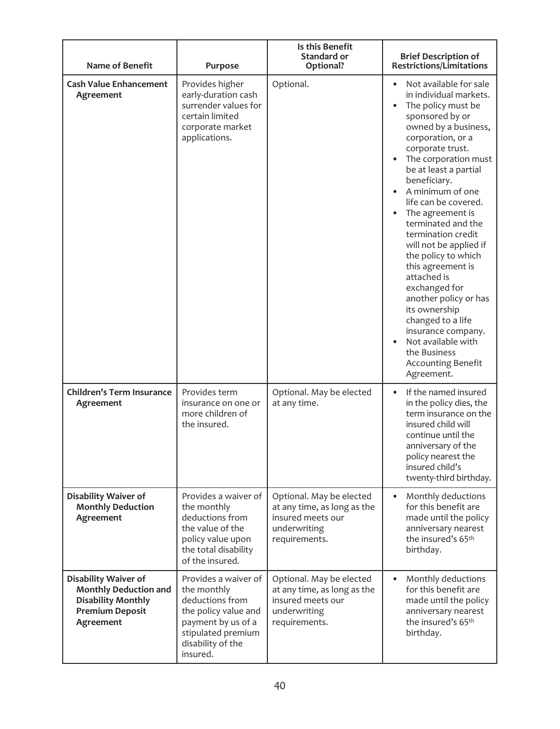| Name of Benefit | Purpose | Is this Benefit Standard or Optional? | Brief Description of Restrictions/Limitations |
|---|---|---|---|
| **Cash Value Enhancement Agreement** | Provides higher early-duration cash surrender values for certain limited corporate market applications. | Optional. | • Not available for sale in individual markets.<br>• The policy must be sponsored by or owned by a business, corporation, or a corporate trust.<br>• The corporation must be at least a partial beneficiary.<br>• A minimum of one life can be covered.<br>• The agreement is terminated and the termination credit will not be applied if the policy to which this agreement is attached is exchanged for another policy or has its ownership changed to a life insurance company.<br>• Not available with the Business Accounting Benefit Agreement. |
| **Children's Term Insurance Agreement** | Provides term insurance on one or more children of the insured. | Optional. May be elected at any time. | • If the named insured in the policy dies, the term insurance on the insured child will continue until the anniversary of the policy nearest the insured child's twenty-third birthday. |
| **Disability Waiver of Monthly Deduction Agreement** | Provides a waiver of the monthly deductions from the value of the policy value upon the total disability of the insured. | Optional. May be elected at any time, as long as the insured meets our underwriting requirements. | • Monthly deductions for this benefit are made until the policy anniversary nearest the insured's 65th birthday. |
| **Disability Waiver of Monthly Deduction and Disability Monthly Premium Deposit Agreement** | Provides a waiver of the monthly deductions from the policy value and payment by us of a stipulated premium disability of the insured. | Optional. May be elected at any time, as long as the insured meets our underwriting requirements. | • Monthly deductions for this benefit are made until the policy anniversary nearest the insured's 65th birthday. |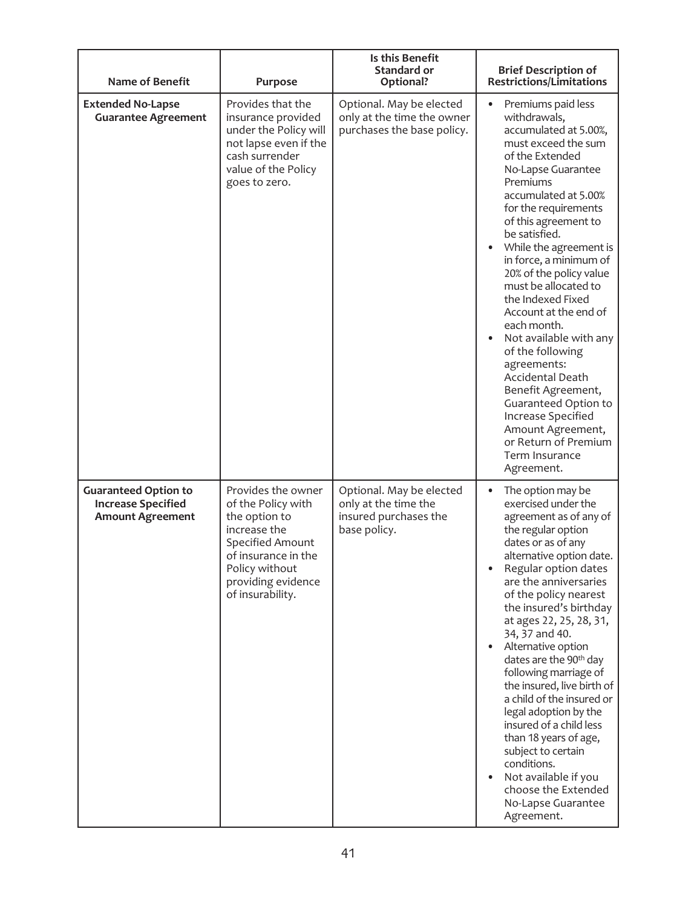| Name of Benefit | Purpose | Is this Benefit Standard or Optional? | Brief Description of Restrictions/Limitations |
|---|---|---|---|
| **Extended No-Lapse Guarantee Agreement** | Provides that the insurance provided under the Policy will not lapse even if the cash surrender value of the Policy goes to zero. | Optional. May be elected only at the time the owner purchases the base policy. | • Premiums paid less withdrawals, accumulated at 5.00%, must exceed the sum of the Extended No-Lapse Guarantee Premiums accumulated at 5.00% for the requirements of this agreement to be satisfied.<br>• While the agreement is in force, a minimum of 20% of the policy value must be allocated to the Indexed Fixed Account at the end of each month.<br>• Not available with any of the following agreements: Accidental Death Benefit Agreement, Guaranteed Option to Increase Specified Amount Agreement, or Return of Premium Term Insurance Agreement. |
| **Guaranteed Option to Increase Specified Amount Agreement** | Provides the owner of the Policy with the option to increase the Specified Amount of insurance in the Policy without providing evidence of insurability. | Optional. May be elected only at the time the insured purchases the base policy. | • The option may be exercised under the agreement as of any of the regular option dates or as of any alternative option date.<br>• Regular option dates are the anniversaries of the policy nearest the insured's birthday at ages 22, 25, 28, 31, 34, 37 and 40.<br>• Alternative option dates are the 90th day following marriage of the insured, live birth of a child of the insured or legal adoption by the insured of a child less than 18 years of age, subject to certain conditions.<br>• Not available if you choose the Extended No-Lapse Guarantee Agreement. |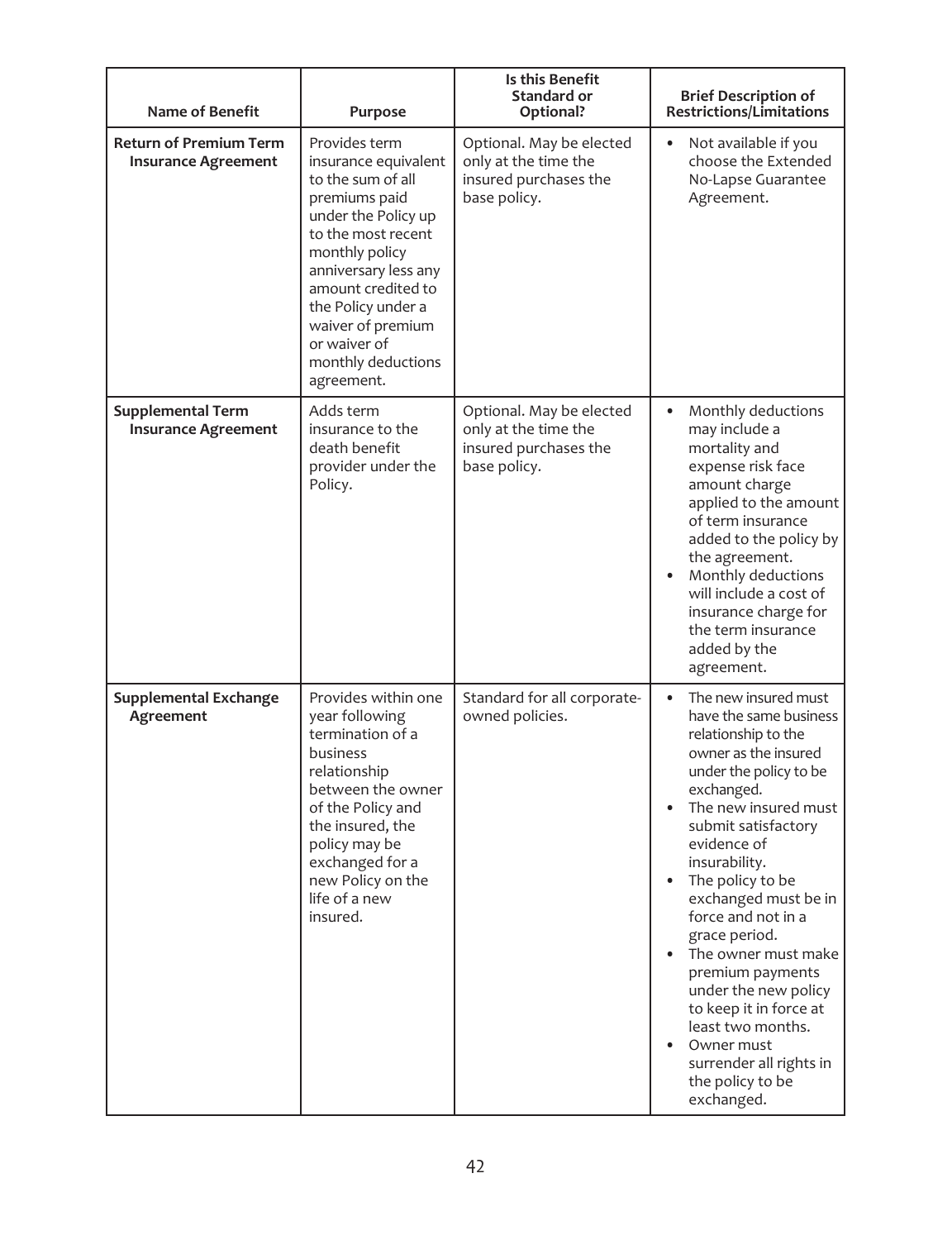| Name of Benefit | Purpose | Is this Benefit Standard or Optional? | Brief Description of Restrictions/Limitations |
|---|---|---|---|
| **Return of Premium Term Insurance Agreement** | Provides term insurance equivalent to the sum of all premiums paid under the Policy up to the most recent monthly policy anniversary less any amount credited to the Policy under a waiver of premium or waiver of monthly deductions agreement. | Optional. May be elected only at the time the insured purchases the base policy. | • Not available if you choose the Extended No-Lapse Guarantee Agreement. |
| **Supplemental Term Insurance Agreement** | Adds term insurance to the death benefit provider under the Policy. | Optional. May be elected only at the time the insured purchases the base policy. | • Monthly deductions may include a mortality and expense risk face amount charge applied to the amount of term insurance added to the policy by the agreement. • Monthly deductions will include a cost of insurance charge for the term insurance added by the agreement. |
| **Supplemental Exchange Agreement** | Provides within one year following termination of a business relationship between the owner of the Policy and the insured, the policy may be exchanged for a new Policy on the life of a new insured. | Standard for all corporate-owned policies. | • The new insured must have the same business relationship to the owner as the insured under the policy to be exchanged. • The new insured must submit satisfactory evidence of insurability. • The policy to be exchanged must be in force and not in a grace period. • The owner must make premium payments under the new policy to keep it in force at least two months. • Owner must surrender all rights in the policy to be exchanged. |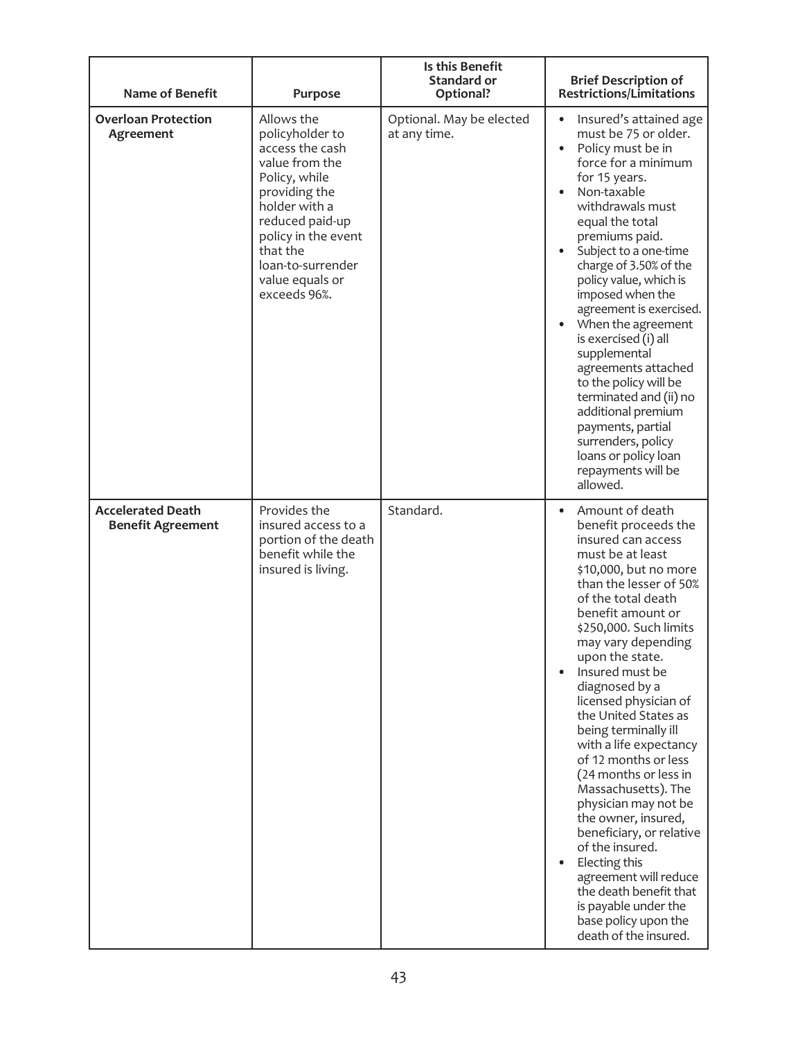| Name of Benefit | Purpose | Is this Benefit Standard or Optional? | Brief Description of Restrictions/Limitations |
|---|---|---|---|
| **Overloan Protection Agreement** | Allows the policyholder to access the cash value from the Policy, while providing the holder with a reduced paid-up policy in the event that the loan-to-surrender value equals or exceeds 96%. | Optional. May be elected at any time. | • Insured's attained age must be 75 or older.<br>• Policy must be in force for a minimum for 15 years.<br>• Non-taxable withdrawals must equal the total premiums paid.<br>• Subject to a one-time charge of 3.50% of the policy value, which is imposed when the agreement is exercised.<br>• When the agreement is exercised (i) all supplemental agreements attached to the policy will be terminated and (ii) no additional premium payments, partial surrenders, policy loans or policy loan repayments will be allowed. |
| **Accelerated Death Benefit Agreement** | Provides the insured access to a portion of the death benefit while the insured is living. | Standard. | • Amount of death benefit proceeds the insured can access must be at least \$10,000, but no more than the lesser of 50% of the total death benefit amount or \$250,000. Such limits may vary depending upon the state.<br>• Insured must be diagnosed by a licensed physician of the United States as being terminally ill with a life expectancy of 12 months or less (24 months or less in Massachusetts). The physician may not be the owner, insured, beneficiary, or relative of the insured.<br>• Electing this agreement will reduce the death benefit that is payable under the base policy upon the death of the insured. |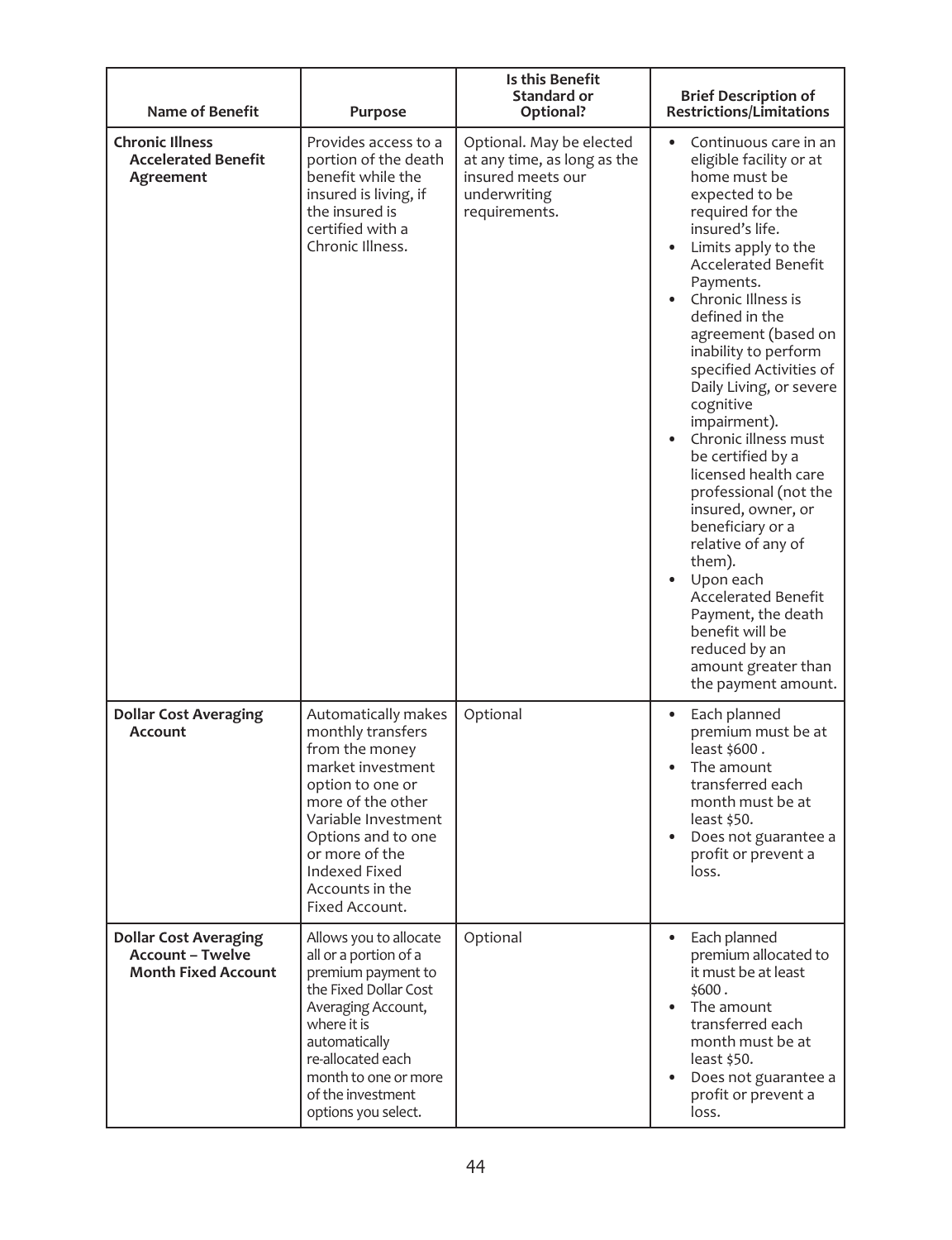| Name of Benefit | Purpose | Is this Benefit Standard or Optional? | Brief Description of Restrictions/Limitations |
|---|---|---|---|
| **Chronic Illness Accelerated Benefit Agreement** | Provides access to a portion of the death benefit while the insured is living, if the insured is certified with a Chronic Illness. | Optional. May be elected at any time, as long as the insured meets our underwriting requirements. | • Continuous care in an eligible facility or at home must be expected to be required for the insured's life.<br>• Limits apply to the Accelerated Benefit Payments.<br>• Chronic Illness is defined in the agreement (based on inability to perform specified Activities of Daily Living, or severe cognitive impairment).<br>• Chronic illness must be certified by a licensed health care professional (not the insured, owner, or beneficiary or a relative of any of them).<br>• Upon each Accelerated Benefit Payment, the death benefit will be reduced by an amount greater than the payment amount. |
| **Dollar Cost Averaging Account** | Automatically makes monthly transfers from the money market investment option to one or more of the other Variable Investment Options and to one or more of the Indexed Fixed Accounts in the Fixed Account. | Optional | • Each planned premium must be at least $600 .<br>• The amount transferred each month must be at least $50.<br>• Does not guarantee a profit or prevent a loss. |
| **Dollar Cost Averaging Account – Twelve Month Fixed Account** | Allows you to allocate all or a portion of a premium payment to the Fixed Dollar Cost Averaging Account, where it is automatically re-allocated each month to one or more of the investment options you select. | Optional | • Each planned premium allocated to it must be at least $600 .<br>• The amount transferred each month must be at least $50.<br>• Does not guarantee a profit or prevent a loss. |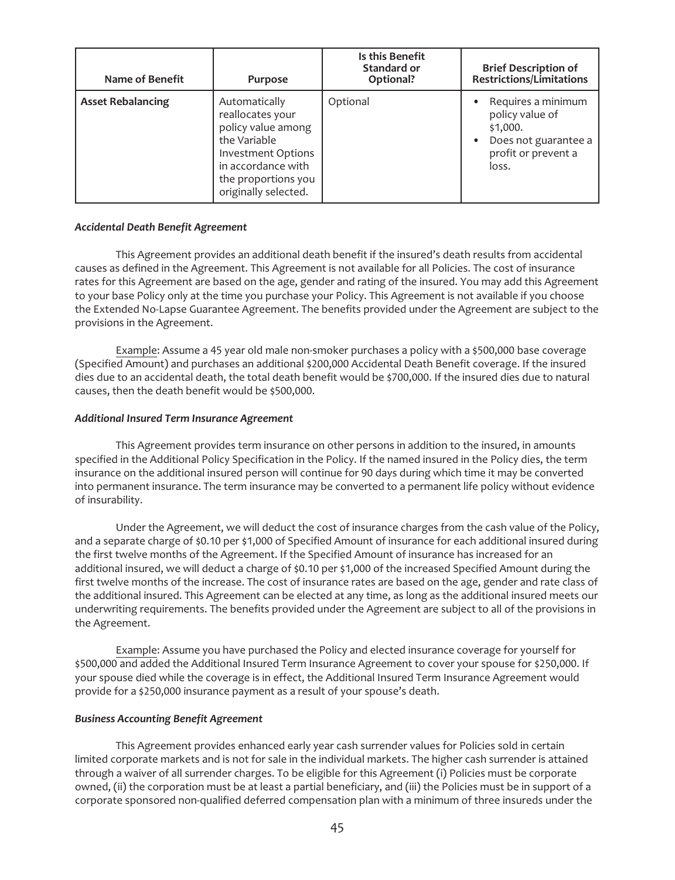| Name of Benefit | Purpose | Is this Benefit Standard or Optional? | Brief Description of Restrictions/Limitations |
|---|---|---|---|
| **Asset Rebalancing** | Automatically reallocates your policy value among the Variable Investment Options in accordance with the proportions you originally selected. | Optional | • Requires a minimum policy value of \$1,000.<br>• Does not guarantee a profit or prevent a loss. |

***Accidental Death Benefit Agreement***

This Agreement provides an additional death benefit if the insured's death results from accidental causes as defined in the Agreement. This Agreement is not available for all Policies. The cost of insurance rates for this Agreement are based on the age, gender and rating of the insured. You may add this Agreement to your base Policy only at the time you purchase your Policy. This Agreement is not available if you choose the Extended No-Lapse Guarantee Agreement. The benefits provided under the Agreement are subject to the provisions in the Agreement.

Example: Assume a 45 year old male non-smoker purchases a policy with a \$500,000 base coverage (Specified Amount) and purchases an additional \$200,000 Accidental Death Benefit coverage. If the insured dies due to an accidental death, the total death benefit would be \$700,000. If the insured dies due to natural causes, then the death benefit would be \$500,000.

***Additional Insured Term Insurance Agreement***

This Agreement provides term insurance on other persons in addition to the insured, in amounts specified in the Additional Policy Specification in the Policy. If the named insured in the Policy dies, the term insurance on the additional insured person will continue for 90 days during which time it may be converted into permanent insurance. The term insurance may be converted to a permanent life policy without evidence of insurability.

Under the Agreement, we will deduct the cost of insurance charges from the cash value of the Policy, and a separate charge of \$0.10 per \$1,000 of Specified Amount of insurance for each additional insured during the first twelve months of the Agreement. If the Specified Amount of insurance has increased for an additional insured, we will deduct a charge of \$0.10 per \$1,000 of the increased Specified Amount during the first twelve months of the increase. The cost of insurance rates are based on the age, gender and rate class of the additional insured. This Agreement can be elected at any time, as long as the additional insured meets our underwriting requirements. The benefits provided under the Agreement are subject to all of the provisions in the Agreement.

Example: Assume you have purchased the Policy and elected insurance coverage for yourself for \$500,000 and added the Additional Insured Term Insurance Agreement to cover your spouse for \$250,000. If your spouse died while the coverage is in effect, the Additional Insured Term Insurance Agreement would provide for a \$250,000 insurance payment as a result of your spouse's death.

***Business Accounting Benefit Agreement***

This Agreement provides enhanced early year cash surrender values for Policies sold in certain limited corporate markets and is not for sale in the individual markets. The higher cash surrender is attained through a waiver of all surrender charges. To be eligible for this Agreement (i) Policies must be corporate owned, (ii) the corporation must be at least a partial beneficiary, and (iii) the Policies must be in support of a corporate sponsored non-qualified deferred compensation plan with a minimum of three insureds under the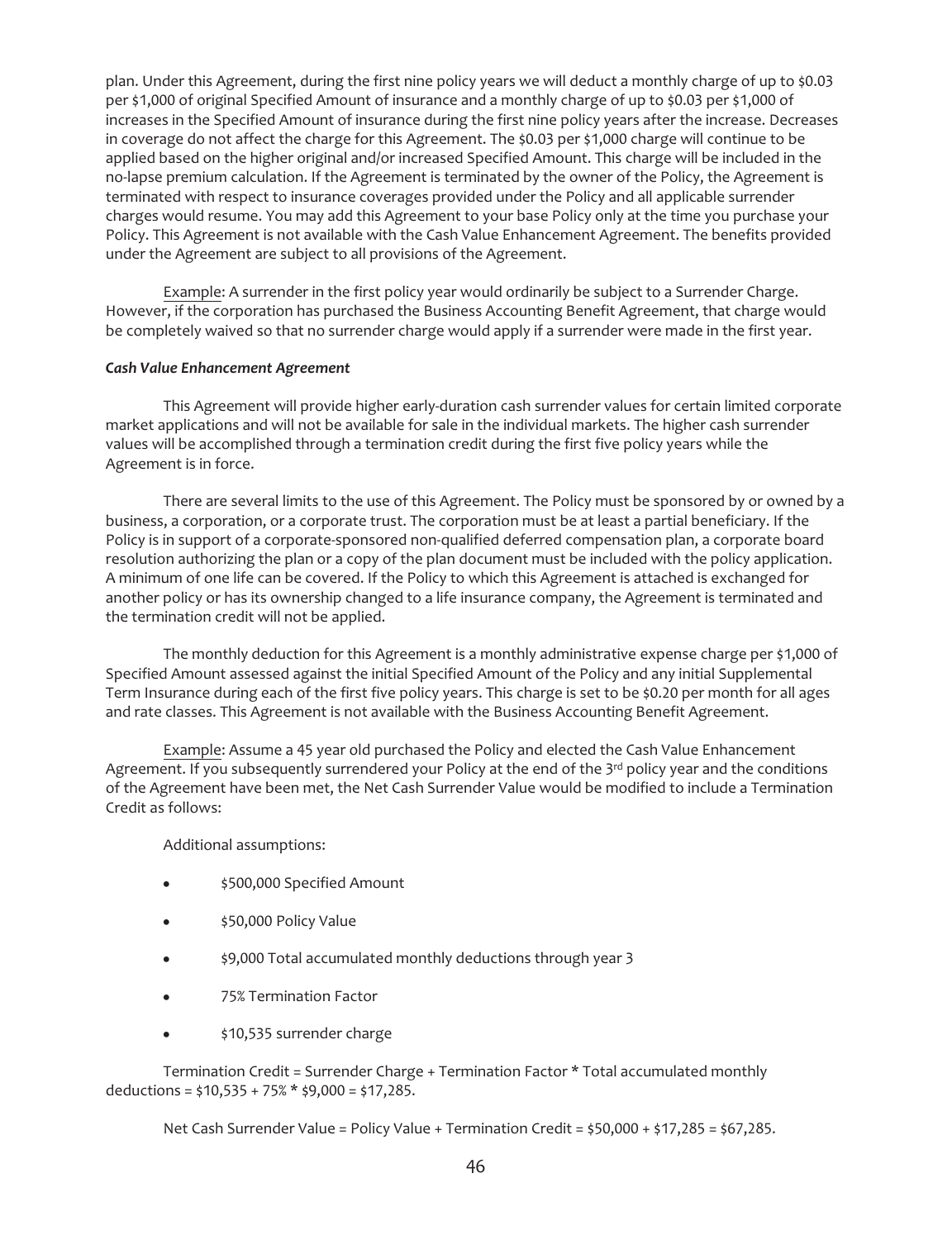plan. Under this Agreement, during the first nine policy years we will deduct a monthly charge of up to $0.03 per $1,000 of original Specified Amount of insurance and a monthly charge of up to $0.03 per $1,000 of increases in the Specified Amount of insurance during the first nine policy years after the increase. Decreases in coverage do not affect the charge for this Agreement. The $0.03 per $1,000 charge will continue to be applied based on the higher original and/or increased Specified Amount. This charge will be included in the no-lapse premium calculation. If the Agreement is terminated by the owner of the Policy, the Agreement is terminated with respect to insurance coverages provided under the Policy and all applicable surrender charges would resume. You may add this Agreement to your base Policy only at the time you purchase your Policy. This Agreement is not available with the Cash Value Enhancement Agreement. The benefits provided under the Agreement are subject to all provisions of the Agreement.

Example: A surrender in the first policy year would ordinarily be subject to a Surrender Charge. However, if the corporation has purchased the Business Accounting Benefit Agreement, that charge would be completely waived so that no surrender charge would apply if a surrender were made in the first year.

***Cash Value Enhancement Agreement***

This Agreement will provide higher early-duration cash surrender values for certain limited corporate market applications and will not be available for sale in the individual markets. The higher cash surrender values will be accomplished through a termination credit during the first five policy years while the Agreement is in force.

There are several limits to the use of this Agreement. The Policy must be sponsored by or owned by a business, a corporation, or a corporate trust. The corporation must be at least a partial beneficiary. If the Policy is in support of a corporate-sponsored non-qualified deferred compensation plan, a corporate board resolution authorizing the plan or a copy of the plan document must be included with the policy application. A minimum of one life can be covered. If the Policy to which this Agreement is attached is exchanged for another policy or has its ownership changed to a life insurance company, the Agreement is terminated and the termination credit will not be applied.

The monthly deduction for this Agreement is a monthly administrative expense charge per $1,000 of Specified Amount assessed against the initial Specified Amount of the Policy and any initial Supplemental Term Insurance during each of the first five policy years. This charge is set to be $0.20 per month for all ages and rate classes. This Agreement is not available with the Business Accounting Benefit Agreement.

Example: Assume a 45 year old purchased the Policy and elected the Cash Value Enhancement Agreement. If you subsequently surrendered your Policy at the end of the 3rd policy year and the conditions of the Agreement have been met, the Net Cash Surrender Value would be modified to include a Termination Credit as follows:

Additional assumptions:

- $500,000 Specified Amount
- $50,000 Policy Value
- $9,000 Total accumulated monthly deductions through year 3
- 75% Termination Factor
- $10,535 surrender charge

Termination Credit = Surrender Charge + Termination Factor * Total accumulated monthly deductions = $10,535 + 75% * $9,000 = $17,285.

Net Cash Surrender Value = Policy Value + Termination Credit = $50,000 + $17,285 = $67,285.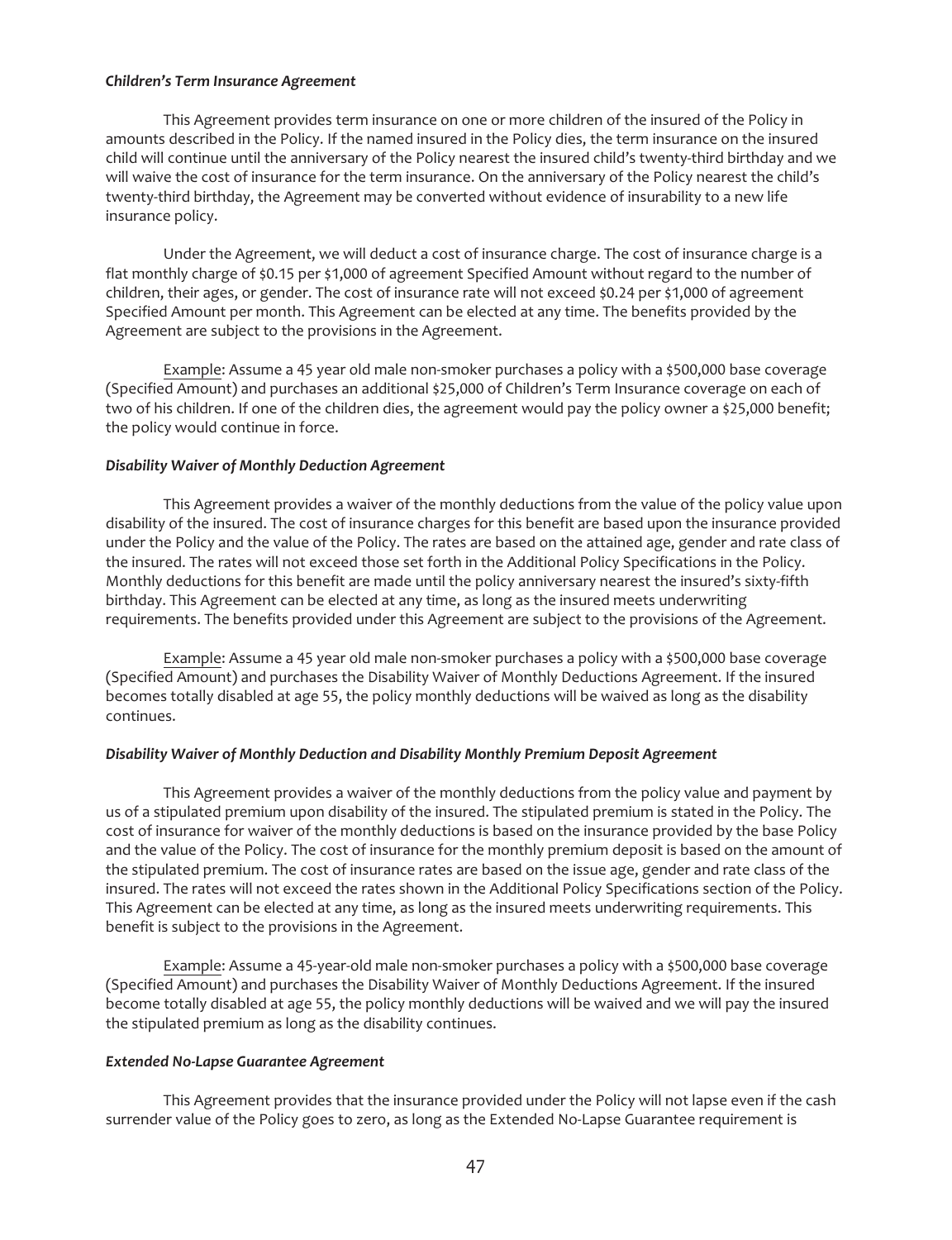***Children's Term Insurance Agreement***

This Agreement provides term insurance on one or more children of the insured of the Policy in amounts described in the Policy. If the named insured in the Policy dies, the term insurance on the insured child will continue until the anniversary of the Policy nearest the insured child's twenty-third birthday and we will waive the cost of insurance for the term insurance. On the anniversary of the Policy nearest the child's twenty-third birthday, the Agreement may be converted without evidence of insurability to a new life insurance policy.

Under the Agreement, we will deduct a cost of insurance charge. The cost of insurance charge is a flat monthly charge of $0.15 per $1,000 of agreement Specified Amount without regard to the number of children, their ages, or gender. The cost of insurance rate will not exceed $0.24 per $1,000 of agreement Specified Amount per month. This Agreement can be elected at any time. The benefits provided by the Agreement are subject to the provisions in the Agreement.

Example: Assume a 45 year old male non-smoker purchases a policy with a $500,000 base coverage (Specified Amount) and purchases an additional $25,000 of Children's Term Insurance coverage on each of two of his children. If one of the children dies, the agreement would pay the policy owner a $25,000 benefit; the policy would continue in force.

***Disability Waiver of Monthly Deduction Agreement***

This Agreement provides a waiver of the monthly deductions from the value of the policy value upon disability of the insured. The cost of insurance charges for this benefit are based upon the insurance provided under the Policy and the value of the Policy. The rates are based on the attained age, gender and rate class of the insured. The rates will not exceed those set forth in the Additional Policy Specifications in the Policy. Monthly deductions for this benefit are made until the policy anniversary nearest the insured's sixty-fifth birthday. This Agreement can be elected at any time, as long as the insured meets underwriting requirements. The benefits provided under this Agreement are subject to the provisions of the Agreement.

Example: Assume a 45 year old male non-smoker purchases a policy with a $500,000 base coverage (Specified Amount) and purchases the Disability Waiver of Monthly Deductions Agreement. If the insured becomes totally disabled at age 55, the policy monthly deductions will be waived as long as the disability continues.

***Disability Waiver of Monthly Deduction and Disability Monthly Premium Deposit Agreement***

This Agreement provides a waiver of the monthly deductions from the policy value and payment by us of a stipulated premium upon disability of the insured. The stipulated premium is stated in the Policy. The cost of insurance for waiver of the monthly deductions is based on the insurance provided by the base Policy and the value of the Policy. The cost of insurance for the monthly premium deposit is based on the amount of the stipulated premium. The cost of insurance rates are based on the issue age, gender and rate class of the insured. The rates will not exceed the rates shown in the Additional Policy Specifications section of the Policy. This Agreement can be elected at any time, as long as the insured meets underwriting requirements. This benefit is subject to the provisions in the Agreement.

Example: Assume a 45-year-old male non-smoker purchases a policy with a $500,000 base coverage (Specified Amount) and purchases the Disability Waiver of Monthly Deductions Agreement. If the insured become totally disabled at age 55, the policy monthly deductions will be waived and we will pay the insured the stipulated premium as long as the disability continues.

***Extended No-Lapse Guarantee Agreement***

This Agreement provides that the insurance provided under the Policy will not lapse even if the cash surrender value of the Policy goes to zero, as long as the Extended No-Lapse Guarantee requirement is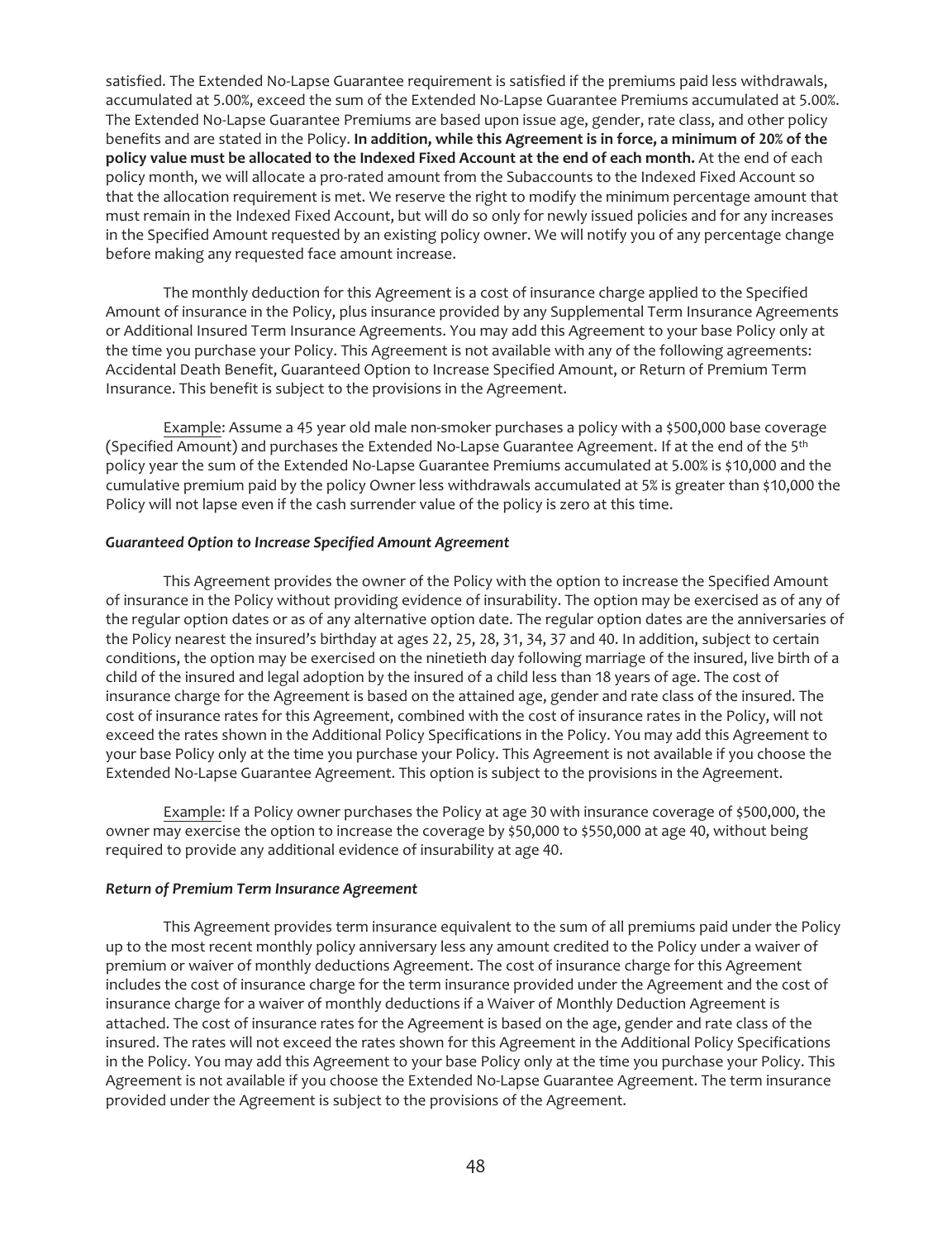satisfied. The Extended No-Lapse Guarantee requirement is satisfied if the premiums paid less withdrawals, accumulated at 5.00%, exceed the sum of the Extended No-Lapse Guarantee Premiums accumulated at 5.00%. The Extended No-Lapse Guarantee Premiums are based upon issue age, gender, rate class, and other policy benefits and are stated in the Policy. **In addition, while this Agreement is in force, a minimum of 20% of the policy value must be allocated to the Indexed Fixed Account at the end of each month.** At the end of each policy month, we will allocate a pro-rated amount from the Subaccounts to the Indexed Fixed Account so that the allocation requirement is met. We reserve the right to modify the minimum percentage amount that must remain in the Indexed Fixed Account, but will do so only for newly issued policies and for any increases in the Specified Amount requested by an existing policy owner. We will notify you of any percentage change before making any requested face amount increase.

The monthly deduction for this Agreement is a cost of insurance charge applied to the Specified Amount of insurance in the Policy, plus insurance provided by any Supplemental Term Insurance Agreements or Additional Insured Term Insurance Agreements. You may add this Agreement to your base Policy only at the time you purchase your Policy. This Agreement is not available with any of the following agreements: Accidental Death Benefit, Guaranteed Option to Increase Specified Amount, or Return of Premium Term Insurance. This benefit is subject to the provisions in the Agreement.

Example: Assume a 45 year old male non-smoker purchases a policy with a $500,000 base coverage (Specified Amount) and purchases the Extended No-Lapse Guarantee Agreement. If at the end of the 5th policy year the sum of the Extended No-Lapse Guarantee Premiums accumulated at 5.00% is $10,000 and the cumulative premium paid by the policy Owner less withdrawals accumulated at 5% is greater than $10,000 the Policy will not lapse even if the cash surrender value of the policy is zero at this time.

***Guaranteed Option to Increase Specified Amount Agreement***

This Agreement provides the owner of the Policy with the option to increase the Specified Amount of insurance in the Policy without providing evidence of insurability. The option may be exercised as of any of the regular option dates or as of any alternative option date. The regular option dates are the anniversaries of the Policy nearest the insured's birthday at ages 22, 25, 28, 31, 34, 37 and 40. In addition, subject to certain conditions, the option may be exercised on the ninetieth day following marriage of the insured, live birth of a child of the insured and legal adoption by the insured of a child less than 18 years of age. The cost of insurance charge for the Agreement is based on the attained age, gender and rate class of the insured. The cost of insurance rates for this Agreement, combined with the cost of insurance rates in the Policy, will not exceed the rates shown in the Additional Policy Specifications in the Policy. You may add this Agreement to your base Policy only at the time you purchase your Policy. This Agreement is not available if you choose the Extended No-Lapse Guarantee Agreement. This option is subject to the provisions in the Agreement.

Example: If a Policy owner purchases the Policy at age 30 with insurance coverage of $500,000, the owner may exercise the option to increase the coverage by $50,000 to $550,000 at age 40, without being required to provide any additional evidence of insurability at age 40.

***Return of Premium Term Insurance Agreement***

This Agreement provides term insurance equivalent to the sum of all premiums paid under the Policy up to the most recent monthly policy anniversary less any amount credited to the Policy under a waiver of premium or waiver of monthly deductions Agreement. The cost of insurance charge for this Agreement includes the cost of insurance charge for the term insurance provided under the Agreement and the cost of insurance charge for a waiver of monthly deductions if a Waiver of Monthly Deduction Agreement is attached. The cost of insurance rates for the Agreement is based on the age, gender and rate class of the insured. The rates will not exceed the rates shown for this Agreement in the Additional Policy Specifications in the Policy. You may add this Agreement to your base Policy only at the time you purchase your Policy. This Agreement is not available if you choose the Extended No-Lapse Guarantee Agreement. The term insurance provided under the Agreement is subject to the provisions of the Agreement.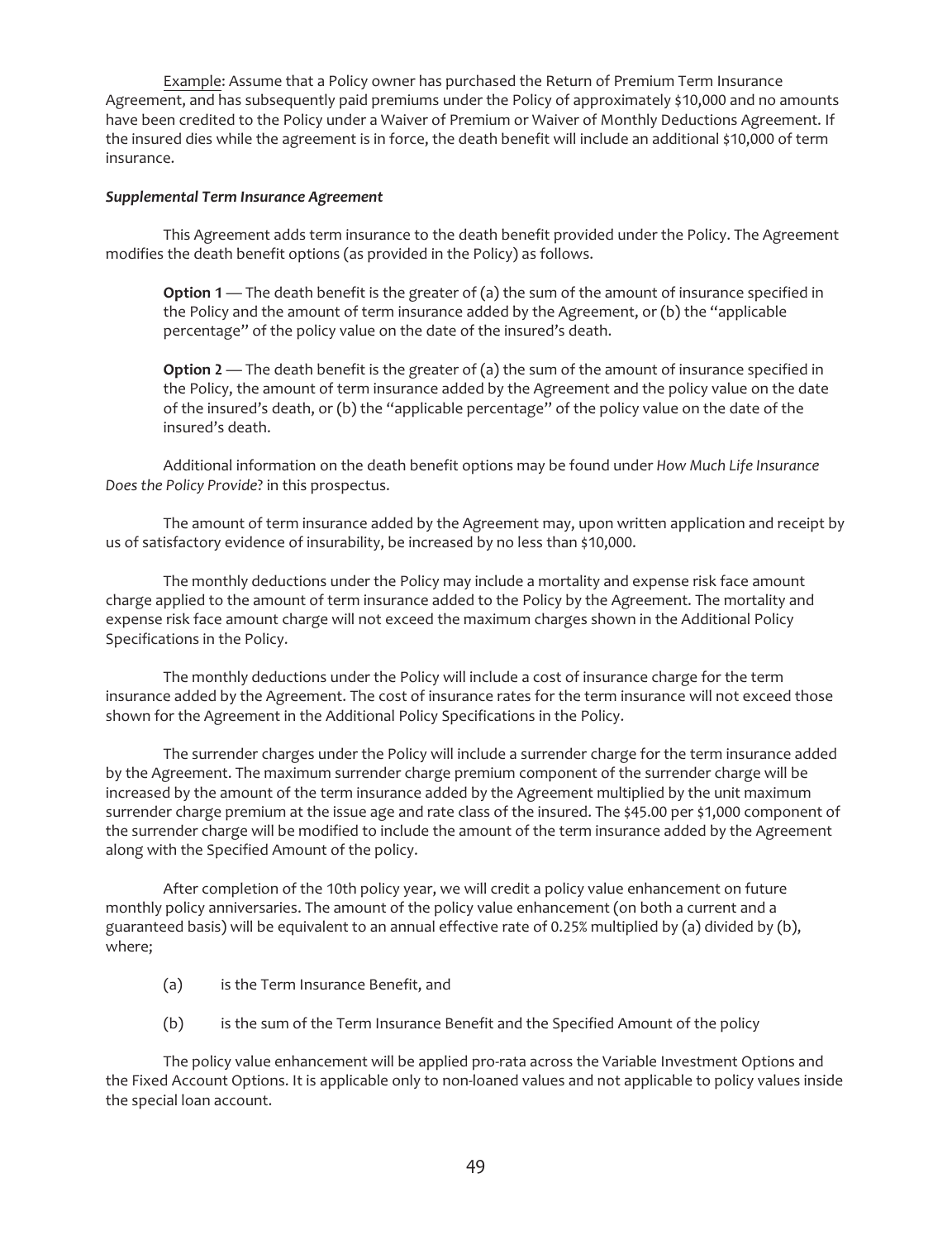Example: Assume that a Policy owner has purchased the Return of Premium Term Insurance Agreement, and has subsequently paid premiums under the Policy of approximately $10,000 and no amounts have been credited to the Policy under a Waiver of Premium or Waiver of Monthly Deductions Agreement. If the insured dies while the agreement is in force, the death benefit will include an additional $10,000 of term insurance.

***Supplemental Term Insurance Agreement***

This Agreement adds term insurance to the death benefit provided under the Policy. The Agreement modifies the death benefit options (as provided in the Policy) as follows.

> **Option 1** — The death benefit is the greater of (a) the sum of the amount of insurance specified in the Policy and the amount of term insurance added by the Agreement, or (b) the "applicable percentage" of the policy value on the date of the insured's death.
>
> **Option 2** — The death benefit is the greater of (a) the sum of the amount of insurance specified in the Policy, the amount of term insurance added by the Agreement and the policy value on the date of the insured's death, or (b) the "applicable percentage" of the policy value on the date of the insured's death.

Additional information on the death benefit options may be found under *How Much Life Insurance Does the Policy Provide*? in this prospectus.

The amount of term insurance added by the Agreement may, upon written application and receipt by us of satisfactory evidence of insurability, be increased by no less than $10,000.

The monthly deductions under the Policy may include a mortality and expense risk face amount charge applied to the amount of term insurance added to the Policy by the Agreement. The mortality and expense risk face amount charge will not exceed the maximum charges shown in the Additional Policy Specifications in the Policy.

The monthly deductions under the Policy will include a cost of insurance charge for the term insurance added by the Agreement. The cost of insurance rates for the term insurance will not exceed those shown for the Agreement in the Additional Policy Specifications in the Policy.

The surrender charges under the Policy will include a surrender charge for the term insurance added by the Agreement. The maximum surrender charge premium component of the surrender charge will be increased by the amount of the term insurance added by the Agreement multiplied by the unit maximum surrender charge premium at the issue age and rate class of the insured. The $45.00 per $1,000 component of the surrender charge will be modified to include the amount of the term insurance added by the Agreement along with the Specified Amount of the policy.

After completion of the 10th policy year, we will credit a policy value enhancement on future monthly policy anniversaries. The amount of the policy value enhancement (on both a current and a guaranteed basis) will be equivalent to an annual effective rate of 0.25% multiplied by (a) divided by (b), where;

(a) is the Term Insurance Benefit, and

(b) is the sum of the Term Insurance Benefit and the Specified Amount of the policy

The policy value enhancement will be applied pro-rata across the Variable Investment Options and the Fixed Account Options. It is applicable only to non-loaned values and not applicable to policy values inside the special loan account.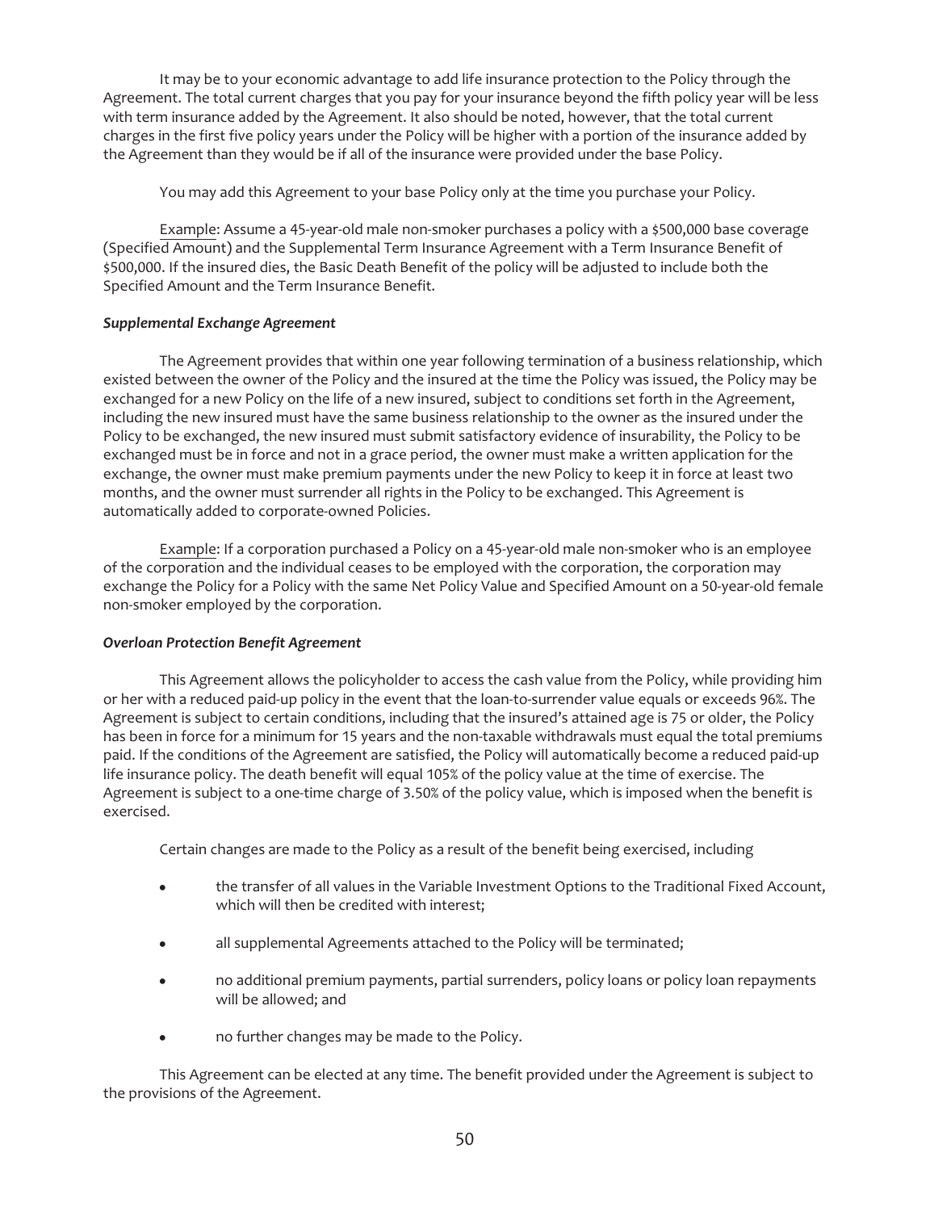It may be to your economic advantage to add life insurance protection to the Policy through the Agreement. The total current charges that you pay for your insurance beyond the fifth policy year will be less with term insurance added by the Agreement. It also should be noted, however, that the total current charges in the first five policy years under the Policy will be higher with a portion of the insurance added by the Agreement than they would be if all of the insurance were provided under the base Policy.

You may add this Agreement to your base Policy only at the time you purchase your Policy.

Example: Assume a 45-year-old male non-smoker purchases a policy with a $500,000 base coverage (Specified Amount) and the Supplemental Term Insurance Agreement with a Term Insurance Benefit of $500,000. If the insured dies, the Basic Death Benefit of the policy will be adjusted to include both the Specified Amount and the Term Insurance Benefit.

***Supplemental Exchange Agreement***

The Agreement provides that within one year following termination of a business relationship, which existed between the owner of the Policy and the insured at the time the Policy was issued, the Policy may be exchanged for a new Policy on the life of a new insured, subject to conditions set forth in the Agreement, including the new insured must have the same business relationship to the owner as the insured under the Policy to be exchanged, the new insured must submit satisfactory evidence of insurability, the Policy to be exchanged must be in force and not in a grace period, the owner must make a written application for the exchange, the owner must make premium payments under the new Policy to keep it in force at least two months, and the owner must surrender all rights in the Policy to be exchanged. This Agreement is automatically added to corporate-owned Policies.

Example: If a corporation purchased a Policy on a 45-year-old male non-smoker who is an employee of the corporation and the individual ceases to be employed with the corporation, the corporation may exchange the Policy for a Policy with the same Net Policy Value and Specified Amount on a 50-year-old female non-smoker employed by the corporation.

***Overloan Protection Benefit Agreement***

This Agreement allows the policyholder to access the cash value from the Policy, while providing him or her with a reduced paid-up policy in the event that the loan-to-surrender value equals or exceeds 96%. The Agreement is subject to certain conditions, including that the insured's attained age is 75 or older, the Policy has been in force for a minimum for 15 years and the non-taxable withdrawals must equal the total premiums paid. If the conditions of the Agreement are satisfied, the Policy will automatically become a reduced paid-up life insurance policy. The death benefit will equal 105% of the policy value at the time of exercise. The Agreement is subject to a one-time charge of 3.50% of the policy value, which is imposed when the benefit is exercised.

Certain changes are made to the Policy as a result of the benefit being exercised, including

- the transfer of all values in the Variable Investment Options to the Traditional Fixed Account, which will then be credited with interest;
- all supplemental Agreements attached to the Policy will be terminated;
- no additional premium payments, partial surrenders, policy loans or policy loan repayments will be allowed; and
- no further changes may be made to the Policy.

This Agreement can be elected at any time. The benefit provided under the Agreement is subject to the provisions of the Agreement.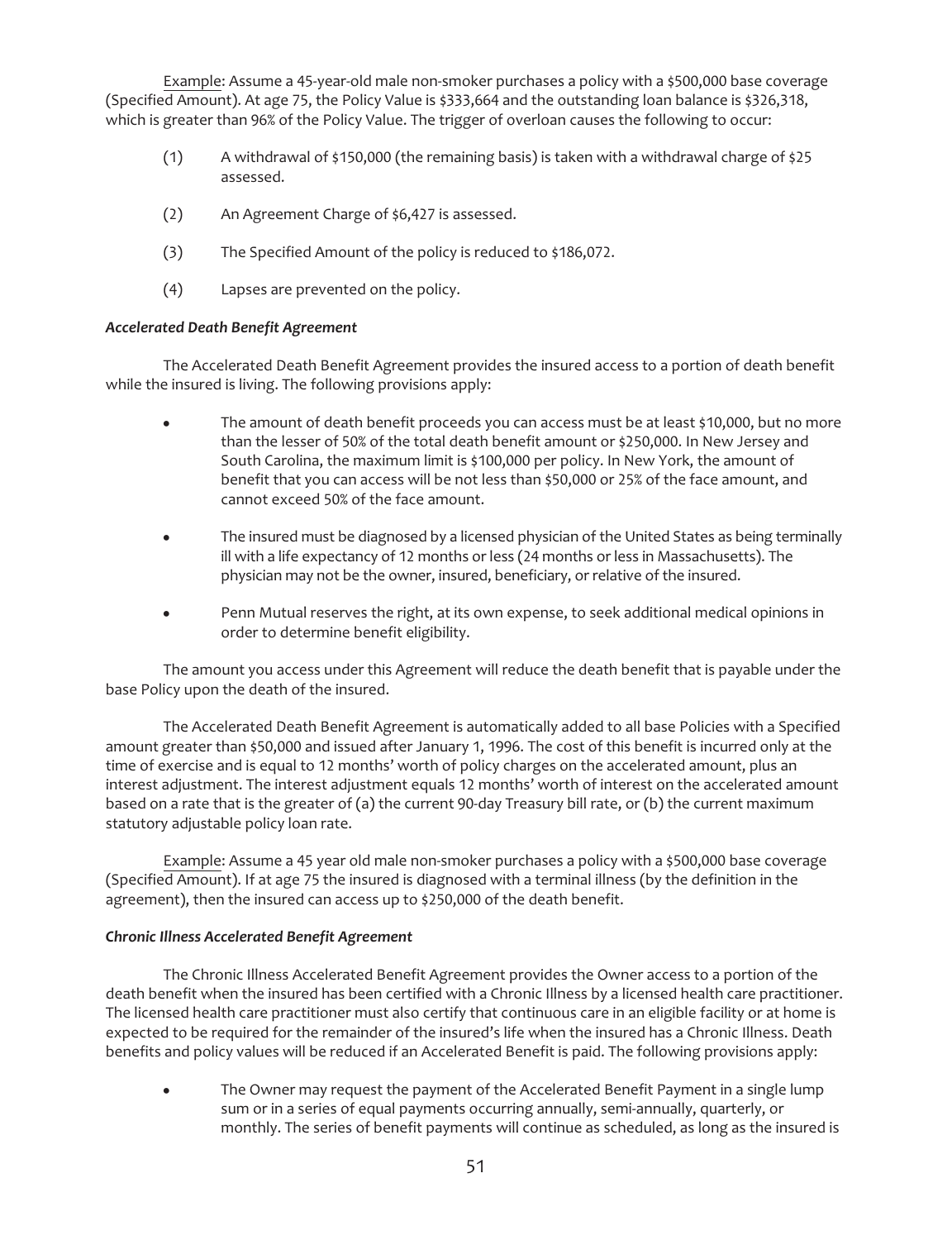<u>Example</u>: Assume a 45-year-old male non-smoker purchases a policy with a $500,000 base coverage (Specified Amount). At age 75, the Policy Value is $333,664 and the outstanding loan balance is $326,318, which is greater than 96% of the Policy Value. The trigger of overloan causes the following to occur:

(1) A withdrawal of $150,000 (the remaining basis) is taken with a withdrawal charge of $25 assessed.

(2) An Agreement Charge of $6,427 is assessed.

(3) The Specified Amount of the policy is reduced to $186,072.

(4) Lapses are prevented on the policy.

***Accelerated Death Benefit Agreement***

The Accelerated Death Benefit Agreement provides the insured access to a portion of death benefit while the insured is living. The following provisions apply:

- The amount of death benefit proceeds you can access must be at least $10,000, but no more than the lesser of 50% of the total death benefit amount or $250,000. In New Jersey and South Carolina, the maximum limit is $100,000 per policy. In New York, the amount of benefit that you can access will be not less than $50,000 or 25% of the face amount, and cannot exceed 50% of the face amount.
- The insured must be diagnosed by a licensed physician of the United States as being terminally ill with a life expectancy of 12 months or less (24 months or less in Massachusetts). The physician may not be the owner, insured, beneficiary, or relative of the insured.
- Penn Mutual reserves the right, at its own expense, to seek additional medical opinions in order to determine benefit eligibility.

The amount you access under this Agreement will reduce the death benefit that is payable under the base Policy upon the death of the insured.

The Accelerated Death Benefit Agreement is automatically added to all base Policies with a Specified amount greater than $50,000 and issued after January 1, 1996. The cost of this benefit is incurred only at the time of exercise and is equal to 12 months' worth of policy charges on the accelerated amount, plus an interest adjustment. The interest adjustment equals 12 months' worth of interest on the accelerated amount based on a rate that is the greater of (a) the current 90-day Treasury bill rate, or (b) the current maximum statutory adjustable policy loan rate.

<u>Example</u>: Assume a 45 year old male non-smoker purchases a policy with a $500,000 base coverage (Specified Amount). If at age 75 the insured is diagnosed with a terminal illness (by the definition in the agreement), then the insured can access up to $250,000 of the death benefit.

***Chronic Illness Accelerated Benefit Agreement***

The Chronic Illness Accelerated Benefit Agreement provides the Owner access to a portion of the death benefit when the insured has been certified with a Chronic Illness by a licensed health care practitioner. The licensed health care practitioner must also certify that continuous care in an eligible facility or at home is expected to be required for the remainder of the insured's life when the insured has a Chronic Illness. Death benefits and policy values will be reduced if an Accelerated Benefit is paid. The following provisions apply:

- The Owner may request the payment of the Accelerated Benefit Payment in a single lump sum or in a series of equal payments occurring annually, semi-annually, quarterly, or monthly. The series of benefit payments will continue as scheduled, as long as the insured is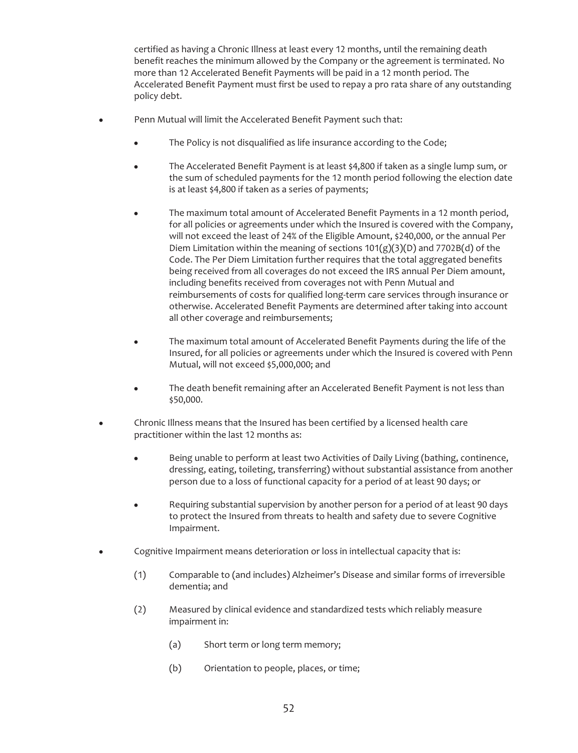certified as having a Chronic Illness at least every 12 months, until the remaining death benefit reaches the minimum allowed by the Company or the agreement is terminated. No more than 12 Accelerated Benefit Payments will be paid in a 12 month period. The Accelerated Benefit Payment must first be used to repay a pro rata share of any outstanding policy debt.

- Penn Mutual will limit the Accelerated Benefit Payment such that:
  - The Policy is not disqualified as life insurance according to the Code;
  - The Accelerated Benefit Payment is at least $4,800 if taken as a single lump sum, or the sum of scheduled payments for the 12 month period following the election date is at least $4,800 if taken as a series of payments;
  - The maximum total amount of Accelerated Benefit Payments in a 12 month period, for all policies or agreements under which the Insured is covered with the Company, will not exceed the least of 24% of the Eligible Amount, $240,000, or the annual Per Diem Limitation within the meaning of sections 101(g)(3)(D) and 7702B(d) of the Code. The Per Diem Limitation further requires that the total aggregated benefits being received from all coverages do not exceed the IRS annual Per Diem amount, including benefits received from coverages not with Penn Mutual and reimbursements of costs for qualified long-term care services through insurance or otherwise. Accelerated Benefit Payments are determined after taking into account all other coverage and reimbursements;
  - The maximum total amount of Accelerated Benefit Payments during the life of the Insured, for all policies or agreements under which the Insured is covered with Penn Mutual, will not exceed $5,000,000; and
  - The death benefit remaining after an Accelerated Benefit Payment is not less than $50,000.
- Chronic Illness means that the Insured has been certified by a licensed health care practitioner within the last 12 months as:
  - Being unable to perform at least two Activities of Daily Living (bathing, continence, dressing, eating, toileting, transferring) without substantial assistance from another person due to a loss of functional capacity for a period of at least 90 days; or
  - Requiring substantial supervision by another person for a period of at least 90 days to protect the Insured from threats to health and safety due to severe Cognitive Impairment.
- Cognitive Impairment means deterioration or loss in intellectual capacity that is:

  (1) Comparable to (and includes) Alzheimer's Disease and similar forms of irreversible dementia; and

  (2) Measured by clinical evidence and standardized tests which reliably measure impairment in:

   (a) Short term or long term memory;

   (b) Orientation to people, places, or time;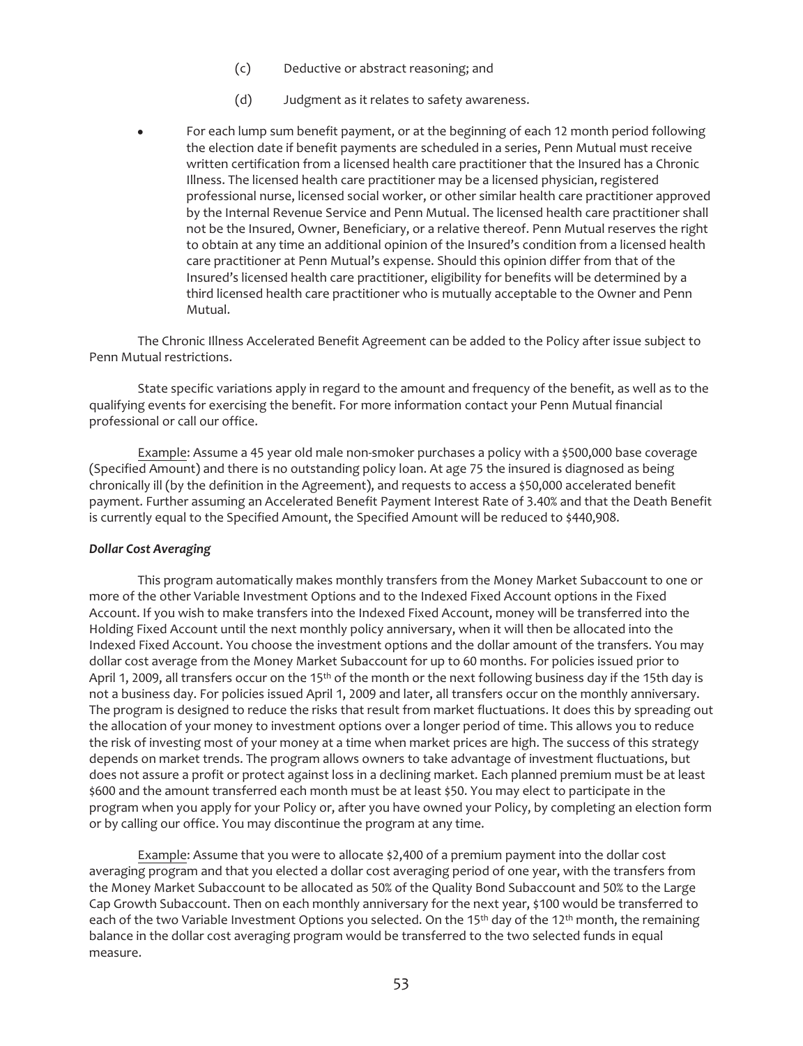(c) Deductive or abstract reasoning; and

(d) Judgment as it relates to safety awareness.

- For each lump sum benefit payment, or at the beginning of each 12 month period following the election date if benefit payments are scheduled in a series, Penn Mutual must receive written certification from a licensed health care practitioner that the Insured has a Chronic Illness. The licensed health care practitioner may be a licensed physician, registered professional nurse, licensed social worker, or other similar health care practitioner approved by the Internal Revenue Service and Penn Mutual. The licensed health care practitioner shall not be the Insured, Owner, Beneficiary, or a relative thereof. Penn Mutual reserves the right to obtain at any time an additional opinion of the Insured's condition from a licensed health care practitioner at Penn Mutual's expense. Should this opinion differ from that of the Insured's licensed health care practitioner, eligibility for benefits will be determined by a third licensed health care practitioner who is mutually acceptable to the Owner and Penn Mutual.

The Chronic Illness Accelerated Benefit Agreement can be added to the Policy after issue subject to Penn Mutual restrictions.

State specific variations apply in regard to the amount and frequency of the benefit, as well as to the qualifying events for exercising the benefit. For more information contact your Penn Mutual financial professional or call our office.

Example: Assume a 45 year old male non-smoker purchases a policy with a $500,000 base coverage (Specified Amount) and there is no outstanding policy loan. At age 75 the insured is diagnosed as being chronically ill (by the definition in the Agreement), and requests to access a $50,000 accelerated benefit payment. Further assuming an Accelerated Benefit Payment Interest Rate of 3.40% and that the Death Benefit is currently equal to the Specified Amount, the Specified Amount will be reduced to $440,908.

***Dollar Cost Averaging***

This program automatically makes monthly transfers from the Money Market Subaccount to one or more of the other Variable Investment Options and to the Indexed Fixed Account options in the Fixed Account. If you wish to make transfers into the Indexed Fixed Account, money will be transferred into the Holding Fixed Account until the next monthly policy anniversary, when it will then be allocated into the Indexed Fixed Account. You choose the investment options and the dollar amount of the transfers. You may dollar cost average from the Money Market Subaccount for up to 60 months. For policies issued prior to April 1, 2009, all transfers occur on the 15th of the month or the next following business day if the 15th day is not a business day. For policies issued April 1, 2009 and later, all transfers occur on the monthly anniversary. The program is designed to reduce the risks that result from market fluctuations. It does this by spreading out the allocation of your money to investment options over a longer period of time. This allows you to reduce the risk of investing most of your money at a time when market prices are high. The success of this strategy depends on market trends. The program allows owners to take advantage of investment fluctuations, but does not assure a profit or protect against loss in a declining market. Each planned premium must be at least $600 and the amount transferred each month must be at least $50. You may elect to participate in the program when you apply for your Policy or, after you have owned your Policy, by completing an election form or by calling our office. You may discontinue the program at any time.

Example: Assume that you were to allocate $2,400 of a premium payment into the dollar cost averaging program and that you elected a dollar cost averaging period of one year, with the transfers from the Money Market Subaccount to be allocated as 50% of the Quality Bond Subaccount and 50% to the Large Cap Growth Subaccount. Then on each monthly anniversary for the next year, $100 would be transferred to each of the two Variable Investment Options you selected. On the 15th day of the 12th month, the remaining balance in the dollar cost averaging program would be transferred to the two selected funds in equal measure.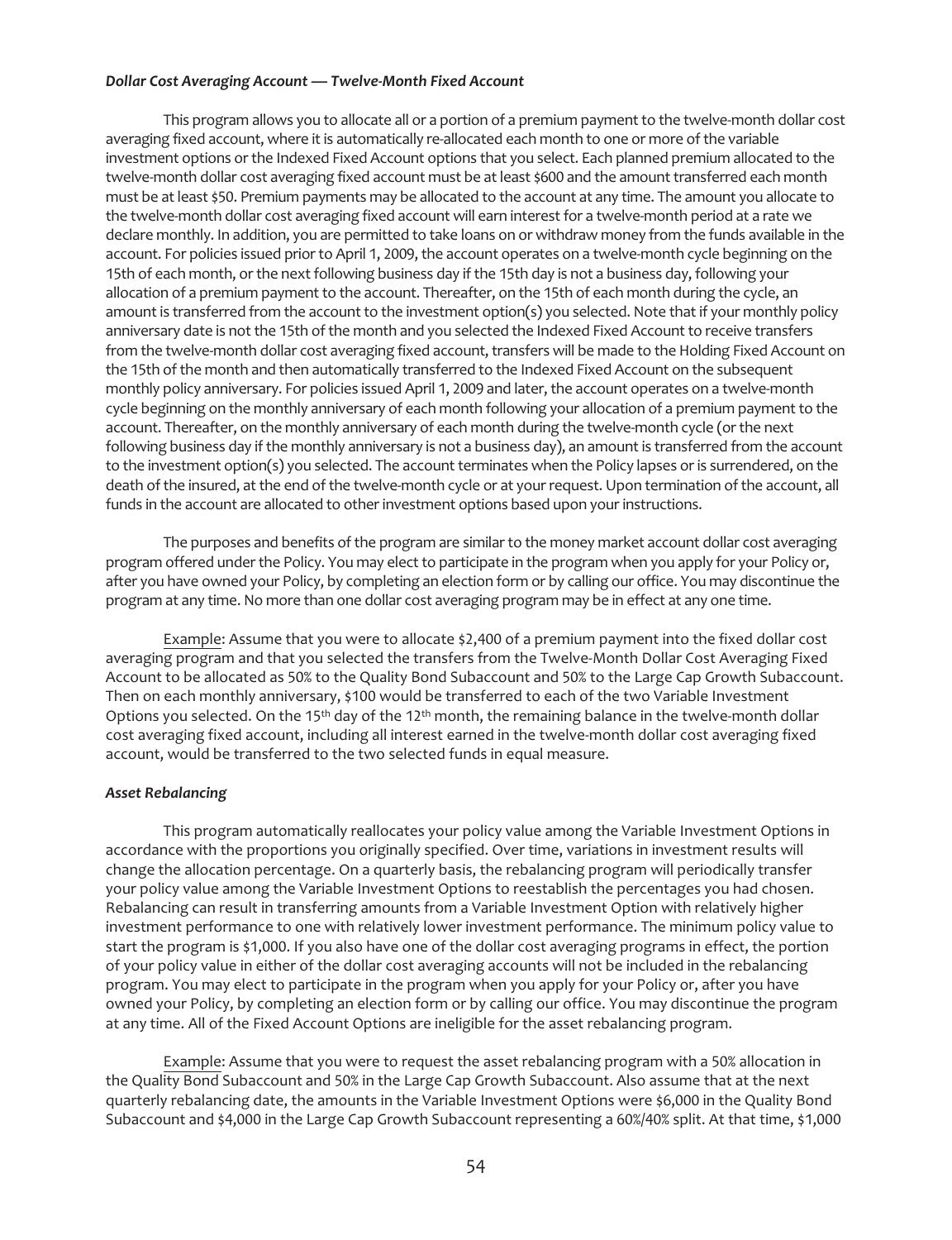***Dollar Cost Averaging Account — Twelve-Month Fixed Account***

This program allows you to allocate all or a portion of a premium payment to the twelve-month dollar cost averaging fixed account, where it is automatically re-allocated each month to one or more of the variable investment options or the Indexed Fixed Account options that you select. Each planned premium allocated to the twelve-month dollar cost averaging fixed account must be at least $600 and the amount transferred each month must be at least $50. Premium payments may be allocated to the account at any time. The amount you allocate to the twelve-month dollar cost averaging fixed account will earn interest for a twelve-month period at a rate we declare monthly. In addition, you are permitted to take loans on or withdraw money from the funds available in the account. For policies issued prior to April 1, 2009, the account operates on a twelve-month cycle beginning on the 15th of each month, or the next following business day if the 15th day is not a business day, following your allocation of a premium payment to the account. Thereafter, on the 15th of each month during the cycle, an amount is transferred from the account to the investment option(s) you selected. Note that if your monthly policy anniversary date is not the 15th of the month and you selected the Indexed Fixed Account to receive transfers from the twelve-month dollar cost averaging fixed account, transfers will be made to the Holding Fixed Account on the 15th of the month and then automatically transferred to the Indexed Fixed Account on the subsequent monthly policy anniversary. For policies issued April 1, 2009 and later, the account operates on a twelve-month cycle beginning on the monthly anniversary of each month following your allocation of a premium payment to the account. Thereafter, on the monthly anniversary of each month during the twelve-month cycle (or the next following business day if the monthly anniversary is not a business day), an amount is transferred from the account to the investment option(s) you selected. The account terminates when the Policy lapses or is surrendered, on the death of the insured, at the end of the twelve-month cycle or at your request. Upon termination of the account, all funds in the account are allocated to other investment options based upon your instructions.

The purposes and benefits of the program are similar to the money market account dollar cost averaging program offered under the Policy. You may elect to participate in the program when you apply for your Policy or, after you have owned your Policy, by completing an election form or by calling our office. You may discontinue the program at any time. No more than one dollar cost averaging program may be in effect at any one time.

Example: Assume that you were to allocate $2,400 of a premium payment into the fixed dollar cost averaging program and that you selected the transfers from the Twelve-Month Dollar Cost Averaging Fixed Account to be allocated as 50% to the Quality Bond Subaccount and 50% to the Large Cap Growth Subaccount. Then on each monthly anniversary, $100 would be transferred to each of the two Variable Investment Options you selected. On the 15th day of the 12th month, the remaining balance in the twelve-month dollar cost averaging fixed account, including all interest earned in the twelve-month dollar cost averaging fixed account, would be transferred to the two selected funds in equal measure.

***Asset Rebalancing***

This program automatically reallocates your policy value among the Variable Investment Options in accordance with the proportions you originally specified. Over time, variations in investment results will change the allocation percentage. On a quarterly basis, the rebalancing program will periodically transfer your policy value among the Variable Investment Options to reestablish the percentages you had chosen. Rebalancing can result in transferring amounts from a Variable Investment Option with relatively higher investment performance to one with relatively lower investment performance. The minimum policy value to start the program is $1,000. If you also have one of the dollar cost averaging programs in effect, the portion of your policy value in either of the dollar cost averaging accounts will not be included in the rebalancing program. You may elect to participate in the program when you apply for your Policy or, after you have owned your Policy, by completing an election form or by calling our office. You may discontinue the program at any time. All of the Fixed Account Options are ineligible for the asset rebalancing program.

Example: Assume that you were to request the asset rebalancing program with a 50% allocation in the Quality Bond Subaccount and 50% in the Large Cap Growth Subaccount. Also assume that at the next quarterly rebalancing date, the amounts in the Variable Investment Options were $6,000 in the Quality Bond Subaccount and $4,000 in the Large Cap Growth Subaccount representing a 60%/40% split. At that time, $1,000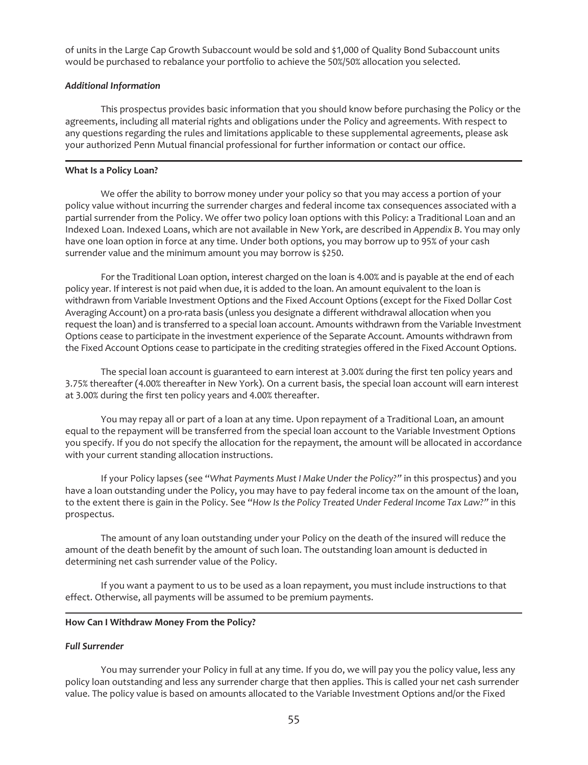of units in the Large Cap Growth Subaccount would be sold and $1,000 of Quality Bond Subaccount units would be purchased to rebalance your portfolio to achieve the 50%/50% allocation you selected.

### *Additional Information*

This prospectus provides basic information that you should know before purchasing the Policy or the agreements, including all material rights and obligations under the Policy and agreements. With respect to any questions regarding the rules and limitations applicable to these supplemental agreements, please ask your authorized Penn Mutual financial professional for further information or contact our office.

## **What Is a Policy Loan?**

We offer the ability to borrow money under your policy so that you may access a portion of your policy value without incurring the surrender charges and federal income tax consequences associated with a partial surrender from the Policy. We offer two policy loan options with this Policy: a Traditional Loan and an Indexed Loan. Indexed Loans, which are not available in New York, are described in *Appendix B*. You may only have one loan option in force at any time. Under both options, you may borrow up to 95% of your cash surrender value and the minimum amount you may borrow is $250.

For the Traditional Loan option, interest charged on the loan is 4.00% and is payable at the end of each policy year. If interest is not paid when due, it is added to the loan. An amount equivalent to the loan is withdrawn from Variable Investment Options and the Fixed Account Options (except for the Fixed Dollar Cost Averaging Account) on a pro-rata basis (unless you designate a different withdrawal allocation when you request the loan) and is transferred to a special loan account. Amounts withdrawn from the Variable Investment Options cease to participate in the investment experience of the Separate Account. Amounts withdrawn from the Fixed Account Options cease to participate in the crediting strategies offered in the Fixed Account Options.

The special loan account is guaranteed to earn interest at 3.00% during the first ten policy years and 3.75% thereafter (4.00% thereafter in New York). On a current basis, the special loan account will earn interest at 3.00% during the first ten policy years and 4.00% thereafter.

You may repay all or part of a loan at any time. Upon repayment of a Traditional Loan, an amount equal to the repayment will be transferred from the special loan account to the Variable Investment Options you specify. If you do not specify the allocation for the repayment, the amount will be allocated in accordance with your current standing allocation instructions.

If your Policy lapses (see "*What Payments Must I Make Under the Policy?*" in this prospectus) and you have a loan outstanding under the Policy, you may have to pay federal income tax on the amount of the loan, to the extent there is gain in the Policy. See "*How Is the Policy Treated Under Federal Income Tax Law?*" in this prospectus.

The amount of any loan outstanding under your Policy on the death of the insured will reduce the amount of the death benefit by the amount of such loan. The outstanding loan amount is deducted in determining net cash surrender value of the Policy.

If you want a payment to us to be used as a loan repayment, you must include instructions to that effect. Otherwise, all payments will be assumed to be premium payments.

## **How Can I Withdraw Money From the Policy?**

### *Full Surrender*

You may surrender your Policy in full at any time. If you do, we will pay you the policy value, less any policy loan outstanding and less any surrender charge that then applies. This is called your net cash surrender value. The policy value is based on amounts allocated to the Variable Investment Options and/or the Fixed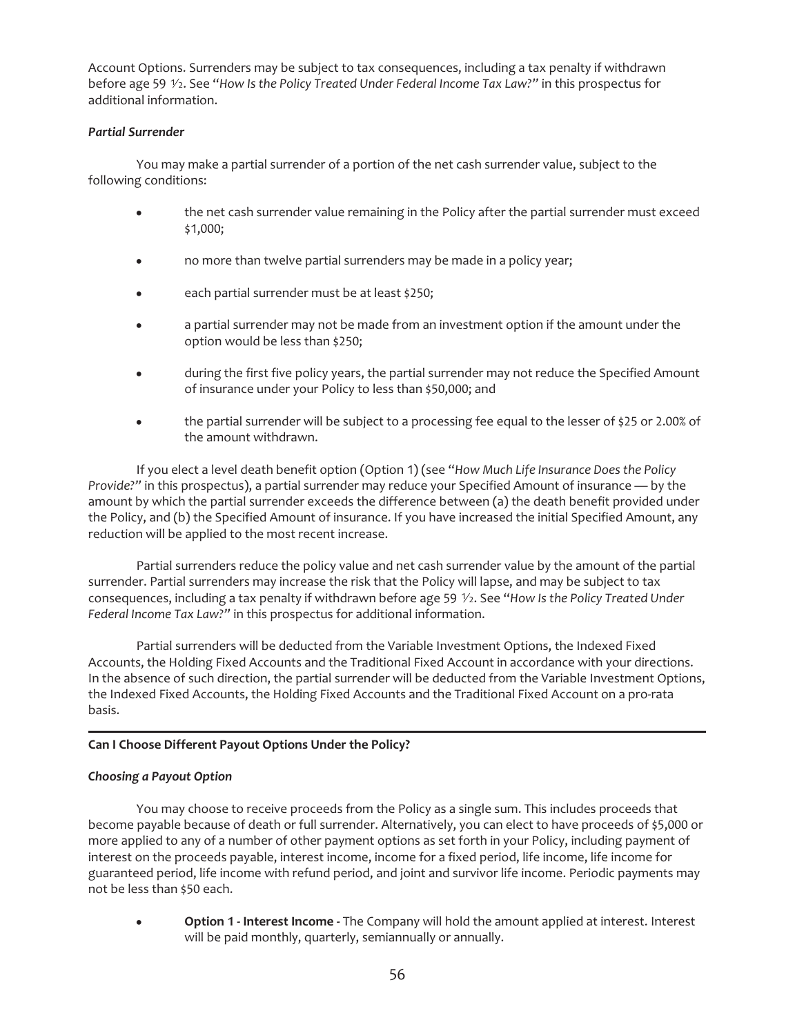Account Options. Surrenders may be subject to tax consequences, including a tax penalty if withdrawn before age 59 ½. See "*How Is the Policy Treated Under Federal Income Tax Law?*" in this prospectus for additional information.

***Partial Surrender***

You may make a partial surrender of a portion of the net cash surrender value, subject to the following conditions:

- the net cash surrender value remaining in the Policy after the partial surrender must exceed $1,000;
- no more than twelve partial surrenders may be made in a policy year;
- each partial surrender must be at least $250;
- a partial surrender may not be made from an investment option if the amount under the option would be less than $250;
- during the first five policy years, the partial surrender may not reduce the Specified Amount of insurance under your Policy to less than $50,000; and
- the partial surrender will be subject to a processing fee equal to the lesser of $25 or 2.00% of the amount withdrawn.

If you elect a level death benefit option (Option 1) (see "*How Much Life Insurance Does the Policy Provide?*" in this prospectus), a partial surrender may reduce your Specified Amount of insurance — by the amount by which the partial surrender exceeds the difference between (a) the death benefit provided under the Policy, and (b) the Specified Amount of insurance. If you have increased the initial Specified Amount, any reduction will be applied to the most recent increase.

Partial surrenders reduce the policy value and net cash surrender value by the amount of the partial surrender. Partial surrenders may increase the risk that the Policy will lapse, and may be subject to tax consequences, including a tax penalty if withdrawn before age 59 ½. See "*How Is the Policy Treated Under Federal Income Tax Law?*" in this prospectus for additional information.

Partial surrenders will be deducted from the Variable Investment Options, the Indexed Fixed Accounts, the Holding Fixed Accounts and the Traditional Fixed Account in accordance with your directions. In the absence of such direction, the partial surrender will be deducted from the Variable Investment Options, the Indexed Fixed Accounts, the Holding Fixed Accounts and the Traditional Fixed Account on a pro-rata basis.

---

**Can I Choose Different Payout Options Under the Policy?**

***Choosing a Payout Option***

You may choose to receive proceeds from the Policy as a single sum. This includes proceeds that become payable because of death or full surrender. Alternatively, you can elect to have proceeds of $5,000 or more applied to any of a number of other payment options as set forth in your Policy, including payment of interest on the proceeds payable, interest income, income for a fixed period, life income, life income for guaranteed period, life income with refund period, and joint and survivor life income. Periodic payments may not be less than $50 each.

- **Option 1 - Interest Income** - The Company will hold the amount applied at interest. Interest will be paid monthly, quarterly, semiannually or annually.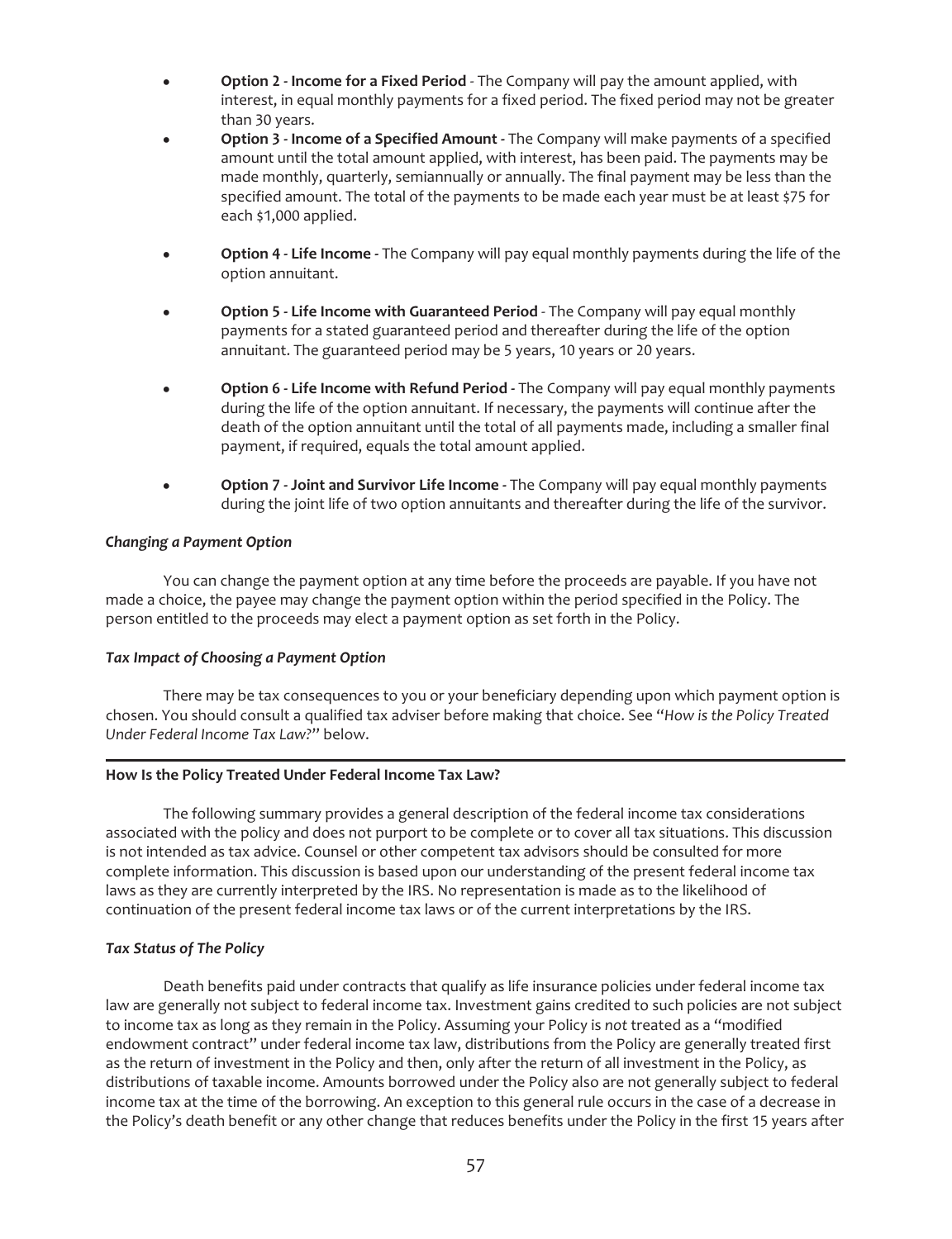- **Option 2 - Income for a Fixed Period** - The Company will pay the amount applied, with interest, in equal monthly payments for a fixed period. The fixed period may not be greater than 30 years.
- **Option 3 - Income of a Specified Amount -** The Company will make payments of a specified amount until the total amount applied, with interest, has been paid. The payments may be made monthly, quarterly, semiannually or annually. The final payment may be less than the specified amount. The total of the payments to be made each year must be at least $75 for each $1,000 applied.
- **Option 4 - Life Income -** The Company will pay equal monthly payments during the life of the option annuitant.
- **Option 5 - Life Income with Guaranteed Period** - The Company will pay equal monthly payments for a stated guaranteed period and thereafter during the life of the option annuitant. The guaranteed period may be 5 years, 10 years or 20 years.
- **Option 6 - Life Income with Refund Period -** The Company will pay equal monthly payments during the life of the option annuitant. If necessary, the payments will continue after the death of the option annuitant until the total of all payments made, including a smaller final payment, if required, equals the total amount applied.
- **Option 7 - Joint and Survivor Life Income -** The Company will pay equal monthly payments during the joint life of two option annuitants and thereafter during the life of the survivor.

***Changing a Payment Option***

You can change the payment option at any time before the proceeds are payable. If you have not made a choice, the payee may change the payment option within the period specified in the Policy. The person entitled to the proceeds may elect a payment option as set forth in the Policy.

***Tax Impact of Choosing a Payment Option***

There may be tax consequences to you or your beneficiary depending upon which payment option is chosen. You should consult a qualified tax adviser before making that choice. See "*How is the Policy Treated Under Federal Income Tax Law?*" below.

## How Is the Policy Treated Under Federal Income Tax Law?

The following summary provides a general description of the federal income tax considerations associated with the policy and does not purport to be complete or to cover all tax situations. This discussion is not intended as tax advice. Counsel or other competent tax advisors should be consulted for more complete information. This discussion is based upon our understanding of the present federal income tax laws as they are currently interpreted by the IRS. No representation is made as to the likelihood of continuation of the present federal income tax laws or of the current interpretations by the IRS.

***Tax Status of The Policy***

Death benefits paid under contracts that qualify as life insurance policies under federal income tax law are generally not subject to federal income tax. Investment gains credited to such policies are not subject to income tax as long as they remain in the Policy. Assuming your Policy is *not* treated as a "modified endowment contract" under federal income tax law, distributions from the Policy are generally treated first as the return of investment in the Policy and then, only after the return of all investment in the Policy, as distributions of taxable income. Amounts borrowed under the Policy also are not generally subject to federal income tax at the time of the borrowing. An exception to this general rule occurs in the case of a decrease in the Policy's death benefit or any other change that reduces benefits under the Policy in the first 15 years after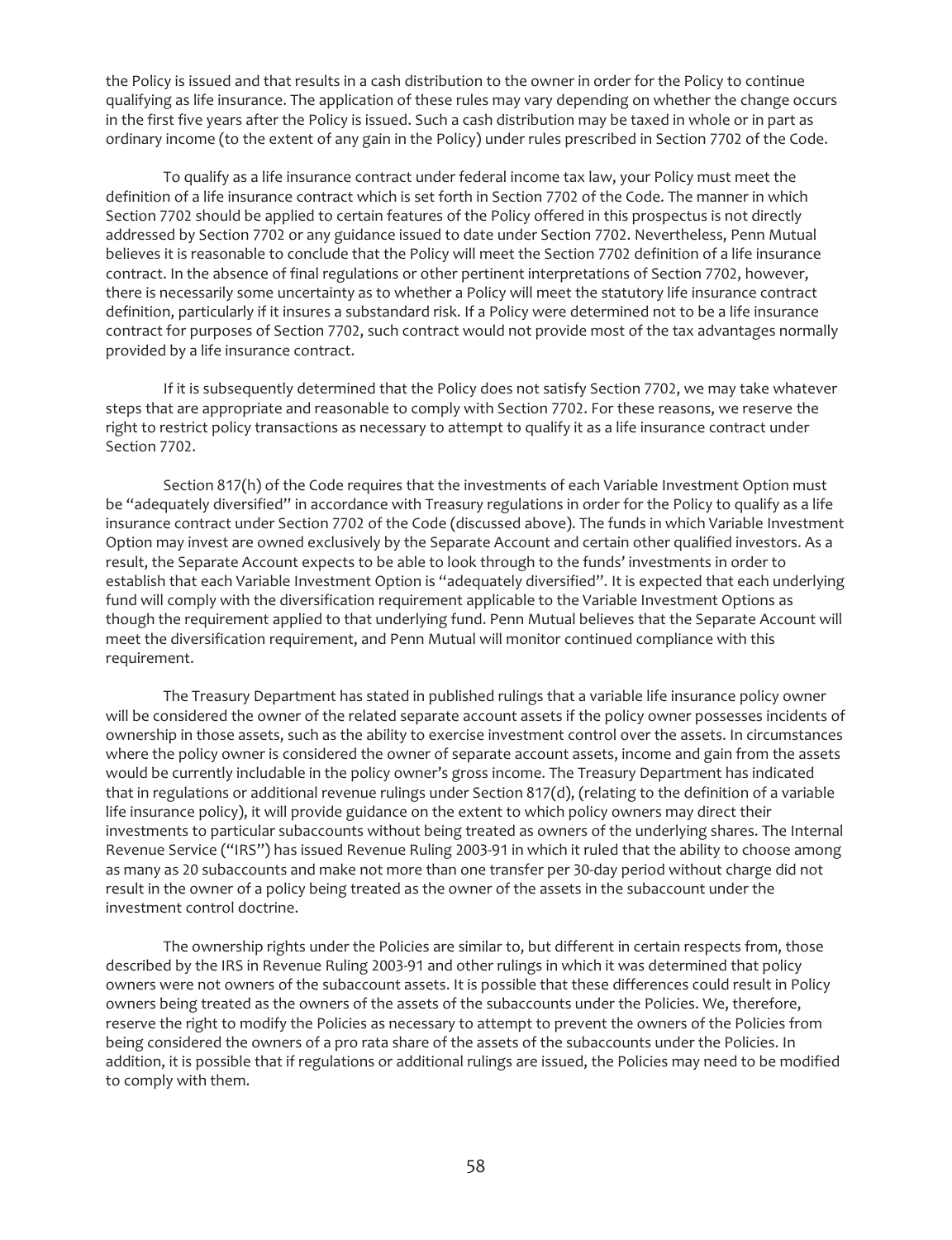the Policy is issued and that results in a cash distribution to the owner in order for the Policy to continue qualifying as life insurance. The application of these rules may vary depending on whether the change occurs in the first five years after the Policy is issued. Such a cash distribution may be taxed in whole or in part as ordinary income (to the extent of any gain in the Policy) under rules prescribed in Section 7702 of the Code.

To qualify as a life insurance contract under federal income tax law, your Policy must meet the definition of a life insurance contract which is set forth in Section 7702 of the Code. The manner in which Section 7702 should be applied to certain features of the Policy offered in this prospectus is not directly addressed by Section 7702 or any guidance issued to date under Section 7702. Nevertheless, Penn Mutual believes it is reasonable to conclude that the Policy will meet the Section 7702 definition of a life insurance contract. In the absence of final regulations or other pertinent interpretations of Section 7702, however, there is necessarily some uncertainty as to whether a Policy will meet the statutory life insurance contract definition, particularly if it insures a substandard risk. If a Policy were determined not to be a life insurance contract for purposes of Section 7702, such contract would not provide most of the tax advantages normally provided by a life insurance contract.

If it is subsequently determined that the Policy does not satisfy Section 7702, we may take whatever steps that are appropriate and reasonable to comply with Section 7702. For these reasons, we reserve the right to restrict policy transactions as necessary to attempt to qualify it as a life insurance contract under Section 7702.

Section 817(h) of the Code requires that the investments of each Variable Investment Option must be "adequately diversified" in accordance with Treasury regulations in order for the Policy to qualify as a life insurance contract under Section 7702 of the Code (discussed above). The funds in which Variable Investment Option may invest are owned exclusively by the Separate Account and certain other qualified investors. As a result, the Separate Account expects to be able to look through to the funds' investments in order to establish that each Variable Investment Option is "adequately diversified". It is expected that each underlying fund will comply with the diversification requirement applicable to the Variable Investment Options as though the requirement applied to that underlying fund. Penn Mutual believes that the Separate Account will meet the diversification requirement, and Penn Mutual will monitor continued compliance with this requirement.

The Treasury Department has stated in published rulings that a variable life insurance policy owner will be considered the owner of the related separate account assets if the policy owner possesses incidents of ownership in those assets, such as the ability to exercise investment control over the assets. In circumstances where the policy owner is considered the owner of separate account assets, income and gain from the assets would be currently includable in the policy owner's gross income. The Treasury Department has indicated that in regulations or additional revenue rulings under Section 817(d), (relating to the definition of a variable life insurance policy), it will provide guidance on the extent to which policy owners may direct their investments to particular subaccounts without being treated as owners of the underlying shares. The Internal Revenue Service ("IRS") has issued Revenue Ruling 2003-91 in which it ruled that the ability to choose among as many as 20 subaccounts and make not more than one transfer per 30-day period without charge did not result in the owner of a policy being treated as the owner of the assets in the subaccount under the investment control doctrine.

The ownership rights under the Policies are similar to, but different in certain respects from, those described by the IRS in Revenue Ruling 2003-91 and other rulings in which it was determined that policy owners were not owners of the subaccount assets. It is possible that these differences could result in Policy owners being treated as the owners of the assets of the subaccounts under the Policies. We, therefore, reserve the right to modify the Policies as necessary to attempt to prevent the owners of the Policies from being considered the owners of a pro rata share of the assets of the subaccounts under the Policies. In addition, it is possible that if regulations or additional rulings are issued, the Policies may need to be modified to comply with them.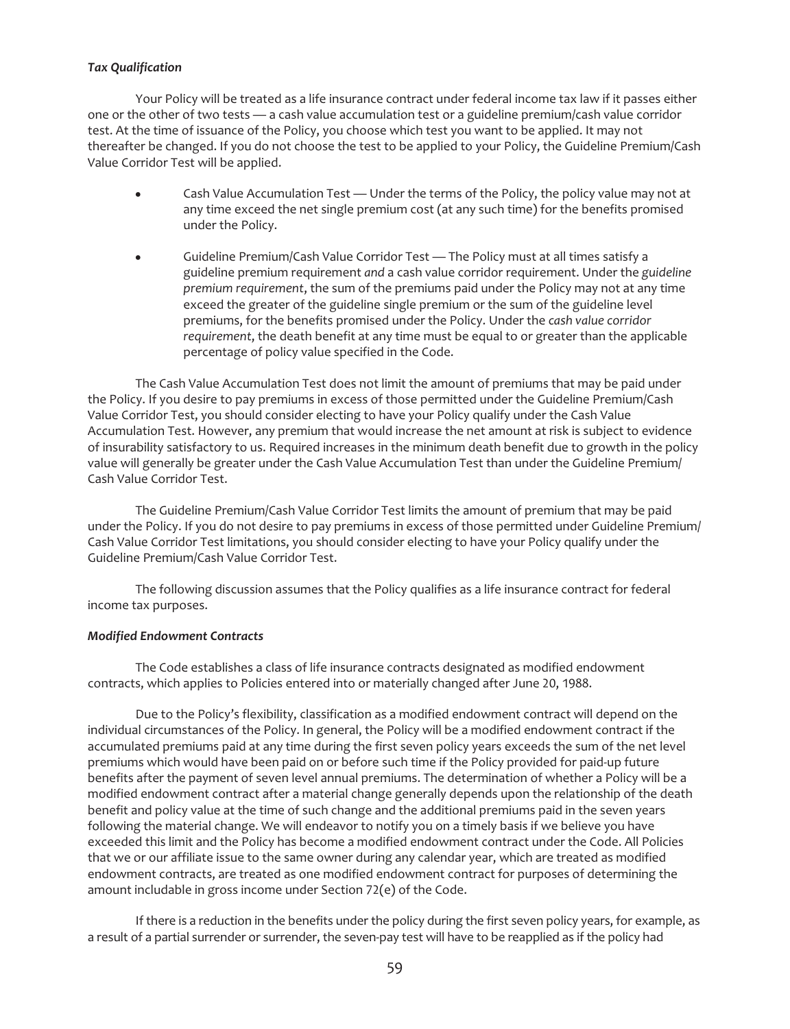***Tax Qualification***

Your Policy will be treated as a life insurance contract under federal income tax law if it passes either one or the other of two tests — a cash value accumulation test or a guideline premium/cash value corridor test. At the time of issuance of the Policy, you choose which test you want to be applied. It may not thereafter be changed. If you do not choose the test to be applied to your Policy, the Guideline Premium/Cash Value Corridor Test will be applied.

- Cash Value Accumulation Test — Under the terms of the Policy, the policy value may not at any time exceed the net single premium cost (at any such time) for the benefits promised under the Policy.
- Guideline Premium/Cash Value Corridor Test — The Policy must at all times satisfy a guideline premium requirement *and* a cash value corridor requirement. Under the *guideline premium requirement*, the sum of the premiums paid under the Policy may not at any time exceed the greater of the guideline single premium or the sum of the guideline level premiums, for the benefits promised under the Policy. Under the *cash value corridor requirement*, the death benefit at any time must be equal to or greater than the applicable percentage of policy value specified in the Code.

The Cash Value Accumulation Test does not limit the amount of premiums that may be paid under the Policy. If you desire to pay premiums in excess of those permitted under the Guideline Premium/Cash Value Corridor Test, you should consider electing to have your Policy qualify under the Cash Value Accumulation Test. However, any premium that would increase the net amount at risk is subject to evidence of insurability satisfactory to us. Required increases in the minimum death benefit due to growth in the policy value will generally be greater under the Cash Value Accumulation Test than under the Guideline Premium/ Cash Value Corridor Test.

The Guideline Premium/Cash Value Corridor Test limits the amount of premium that may be paid under the Policy. If you do not desire to pay premiums in excess of those permitted under Guideline Premium/ Cash Value Corridor Test limitations, you should consider electing to have your Policy qualify under the Guideline Premium/Cash Value Corridor Test.

The following discussion assumes that the Policy qualifies as a life insurance contract for federal income tax purposes.

***Modified Endowment Contracts***

The Code establishes a class of life insurance contracts designated as modified endowment contracts, which applies to Policies entered into or materially changed after June 20, 1988.

Due to the Policy's flexibility, classification as a modified endowment contract will depend on the individual circumstances of the Policy. In general, the Policy will be a modified endowment contract if the accumulated premiums paid at any time during the first seven policy years exceeds the sum of the net level premiums which would have been paid on or before such time if the Policy provided for paid-up future benefits after the payment of seven level annual premiums. The determination of whether a Policy will be a modified endowment contract after a material change generally depends upon the relationship of the death benefit and policy value at the time of such change and the additional premiums paid in the seven years following the material change. We will endeavor to notify you on a timely basis if we believe you have exceeded this limit and the Policy has become a modified endowment contract under the Code. All Policies that we or our affiliate issue to the same owner during any calendar year, which are treated as modified endowment contracts, are treated as one modified endowment contract for purposes of determining the amount includable in gross income under Section 72(e) of the Code.

If there is a reduction in the benefits under the policy during the first seven policy years, for example, as a result of a partial surrender or surrender, the seven-pay test will have to be reapplied as if the policy had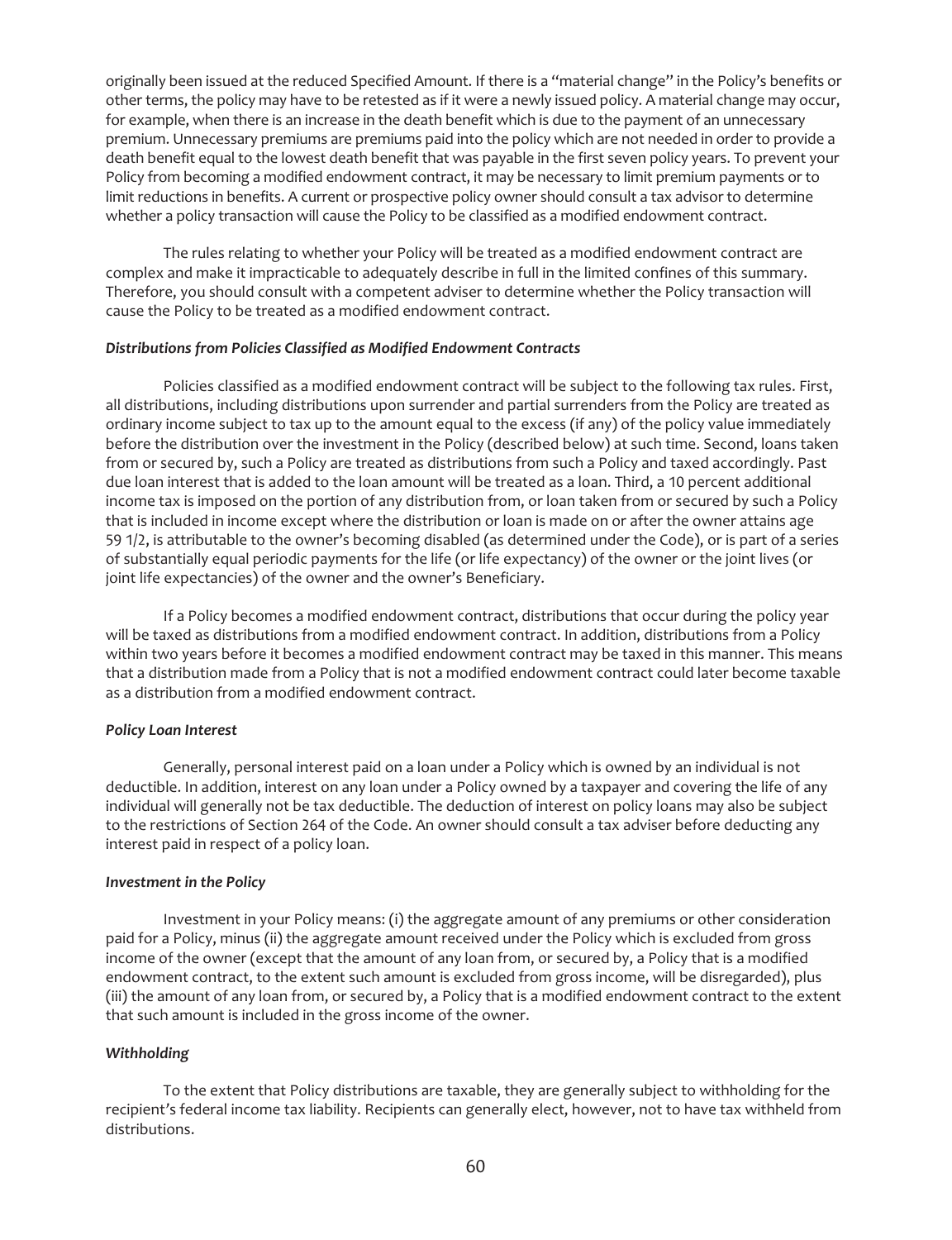originally been issued at the reduced Specified Amount. If there is a "material change" in the Policy's benefits or other terms, the policy may have to be retested as if it were a newly issued policy. A material change may occur, for example, when there is an increase in the death benefit which is due to the payment of an unnecessary premium. Unnecessary premiums are premiums paid into the policy which are not needed in order to provide a death benefit equal to the lowest death benefit that was payable in the first seven policy years. To prevent your Policy from becoming a modified endowment contract, it may be necessary to limit premium payments or to limit reductions in benefits. A current or prospective policy owner should consult a tax advisor to determine whether a policy transaction will cause the Policy to be classified as a modified endowment contract.

The rules relating to whether your Policy will be treated as a modified endowment contract are complex and make it impracticable to adequately describe in full in the limited confines of this summary. Therefore, you should consult with a competent adviser to determine whether the Policy transaction will cause the Policy to be treated as a modified endowment contract.

***Distributions from Policies Classified as Modified Endowment Contracts***

Policies classified as a modified endowment contract will be subject to the following tax rules. First, all distributions, including distributions upon surrender and partial surrenders from the Policy are treated as ordinary income subject to tax up to the amount equal to the excess (if any) of the policy value immediately before the distribution over the investment in the Policy (described below) at such time. Second, loans taken from or secured by, such a Policy are treated as distributions from such a Policy and taxed accordingly. Past due loan interest that is added to the loan amount will be treated as a loan. Third, a 10 percent additional income tax is imposed on the portion of any distribution from, or loan taken from or secured by such a Policy that is included in income except where the distribution or loan is made on or after the owner attains age 59 1/2, is attributable to the owner's becoming disabled (as determined under the Code), or is part of a series of substantially equal periodic payments for the life (or life expectancy) of the owner or the joint lives (or joint life expectancies) of the owner and the owner's Beneficiary.

If a Policy becomes a modified endowment contract, distributions that occur during the policy year will be taxed as distributions from a modified endowment contract. In addition, distributions from a Policy within two years before it becomes a modified endowment contract may be taxed in this manner. This means that a distribution made from a Policy that is not a modified endowment contract could later become taxable as a distribution from a modified endowment contract.

***Policy Loan Interest***

Generally, personal interest paid on a loan under a Policy which is owned by an individual is not deductible. In addition, interest on any loan under a Policy owned by a taxpayer and covering the life of any individual will generally not be tax deductible. The deduction of interest on policy loans may also be subject to the restrictions of Section 264 of the Code. An owner should consult a tax adviser before deducting any interest paid in respect of a policy loan.

***Investment in the Policy***

Investment in your Policy means: (i) the aggregate amount of any premiums or other consideration paid for a Policy, minus (ii) the aggregate amount received under the Policy which is excluded from gross income of the owner (except that the amount of any loan from, or secured by, a Policy that is a modified endowment contract, to the extent such amount is excluded from gross income, will be disregarded), plus (iii) the amount of any loan from, or secured by, a Policy that is a modified endowment contract to the extent that such amount is included in the gross income of the owner.

***Withholding***

To the extent that Policy distributions are taxable, they are generally subject to withholding for the recipient's federal income tax liability. Recipients can generally elect, however, not to have tax withheld from distributions.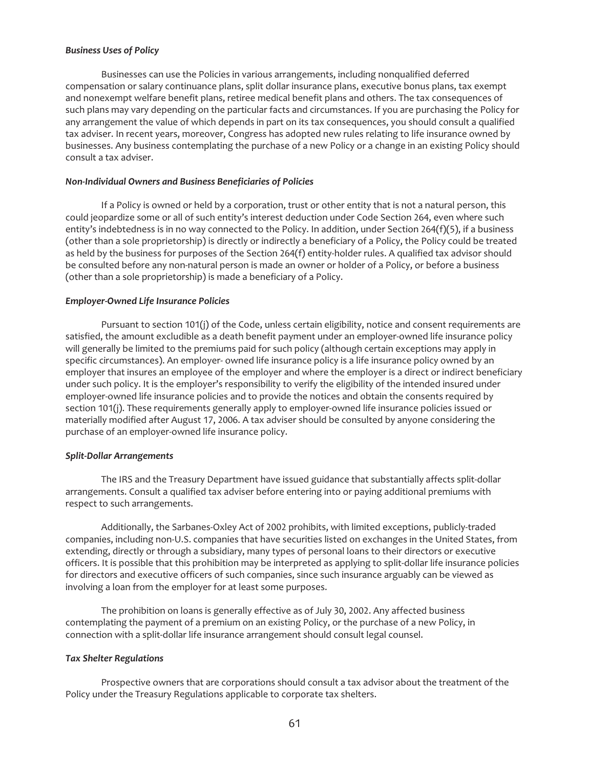### *Business Uses of Policy*

Businesses can use the Policies in various arrangements, including nonqualified deferred compensation or salary continuance plans, split dollar insurance plans, executive bonus plans, tax exempt and nonexempt welfare benefit plans, retiree medical benefit plans and others. The tax consequences of such plans may vary depending on the particular facts and circumstances. If you are purchasing the Policy for any arrangement the value of which depends in part on its tax consequences, you should consult a qualified tax adviser. In recent years, moreover, Congress has adopted new rules relating to life insurance owned by businesses. Any business contemplating the purchase of a new Policy or a change in an existing Policy should consult a tax adviser.

### *Non-Individual Owners and Business Beneficiaries of Policies*

If a Policy is owned or held by a corporation, trust or other entity that is not a natural person, this could jeopardize some or all of such entity's interest deduction under Code Section 264, even where such entity's indebtedness is in no way connected to the Policy. In addition, under Section 264(f)(5), if a business (other than a sole proprietorship) is directly or indirectly a beneficiary of a Policy, the Policy could be treated as held by the business for purposes of the Section 264(f) entity-holder rules. A qualified tax advisor should be consulted before any non-natural person is made an owner or holder of a Policy, or before a business (other than a sole proprietorship) is made a beneficiary of a Policy.

### *Employer-Owned Life Insurance Policies*

Pursuant to section 101(j) of the Code, unless certain eligibility, notice and consent requirements are satisfied, the amount excludible as a death benefit payment under an employer-owned life insurance policy will generally be limited to the premiums paid for such policy (although certain exceptions may apply in specific circumstances). An employer- owned life insurance policy is a life insurance policy owned by an employer that insures an employee of the employer and where the employer is a direct or indirect beneficiary under such policy. It is the employer's responsibility to verify the eligibility of the intended insured under employer-owned life insurance policies and to provide the notices and obtain the consents required by section 101(j). These requirements generally apply to employer-owned life insurance policies issued or materially modified after August 17, 2006. A tax adviser should be consulted by anyone considering the purchase of an employer-owned life insurance policy.

### *Split-Dollar Arrangements*

The IRS and the Treasury Department have issued guidance that substantially affects split-dollar arrangements. Consult a qualified tax adviser before entering into or paying additional premiums with respect to such arrangements.

Additionally, the Sarbanes-Oxley Act of 2002 prohibits, with limited exceptions, publicly-traded companies, including non-U.S. companies that have securities listed on exchanges in the United States, from extending, directly or through a subsidiary, many types of personal loans to their directors or executive officers. It is possible that this prohibition may be interpreted as applying to split-dollar life insurance policies for directors and executive officers of such companies, since such insurance arguably can be viewed as involving a loan from the employer for at least some purposes.

The prohibition on loans is generally effective as of July 30, 2002. Any affected business contemplating the payment of a premium on an existing Policy, or the purchase of a new Policy, in connection with a split-dollar life insurance arrangement should consult legal counsel.

### *Tax Shelter Regulations*

Prospective owners that are corporations should consult a tax advisor about the treatment of the Policy under the Treasury Regulations applicable to corporate tax shelters.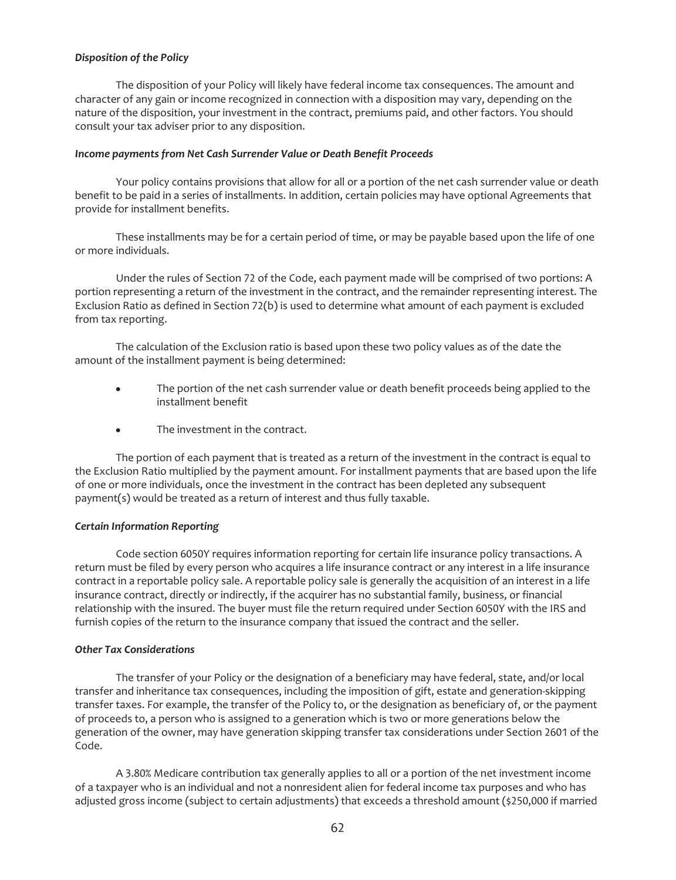*Disposition of the Policy*

The disposition of your Policy will likely have federal income tax consequences. The amount and character of any gain or income recognized in connection with a disposition may vary, depending on the nature of the disposition, your investment in the contract, premiums paid, and other factors. You should consult your tax adviser prior to any disposition.

*Income payments from Net Cash Surrender Value or Death Benefit Proceeds*

Your policy contains provisions that allow for all or a portion of the net cash surrender value or death benefit to be paid in a series of installments. In addition, certain policies may have optional Agreements that provide for installment benefits.

These installments may be for a certain period of time, or may be payable based upon the life of one or more individuals.

Under the rules of Section 72 of the Code, each payment made will be comprised of two portions: A portion representing a return of the investment in the contract, and the remainder representing interest. The Exclusion Ratio as defined in Section 72(b) is used to determine what amount of each payment is excluded from tax reporting.

The calculation of the Exclusion ratio is based upon these two policy values as of the date the amount of the installment payment is being determined:

- The portion of the net cash surrender value or death benefit proceeds being applied to the installment benefit
- The investment in the contract.

The portion of each payment that is treated as a return of the investment in the contract is equal to the Exclusion Ratio multiplied by the payment amount. For installment payments that are based upon the life of one or more individuals, once the investment in the contract has been depleted any subsequent payment(s) would be treated as a return of interest and thus fully taxable.

*Certain Information Reporting*

Code section 6050Y requires information reporting for certain life insurance policy transactions. A return must be filed by every person who acquires a life insurance contract or any interest in a life insurance contract in a reportable policy sale. A reportable policy sale is generally the acquisition of an interest in a life insurance contract, directly or indirectly, if the acquirer has no substantial family, business, or financial relationship with the insured. The buyer must file the return required under Section 6050Y with the IRS and furnish copies of the return to the insurance company that issued the contract and the seller.

*Other Tax Considerations*

The transfer of your Policy or the designation of a beneficiary may have federal, state, and/or local transfer and inheritance tax consequences, including the imposition of gift, estate and generation-skipping transfer taxes. For example, the transfer of the Policy to, or the designation as beneficiary of, or the payment of proceeds to, a person who is assigned to a generation which is two or more generations below the generation of the owner, may have generation skipping transfer tax considerations under Section 2601 of the Code.

A 3.80% Medicare contribution tax generally applies to all or a portion of the net investment income of a taxpayer who is an individual and not a nonresident alien for federal income tax purposes and who has adjusted gross income (subject to certain adjustments) that exceeds a threshold amount ($250,000 if married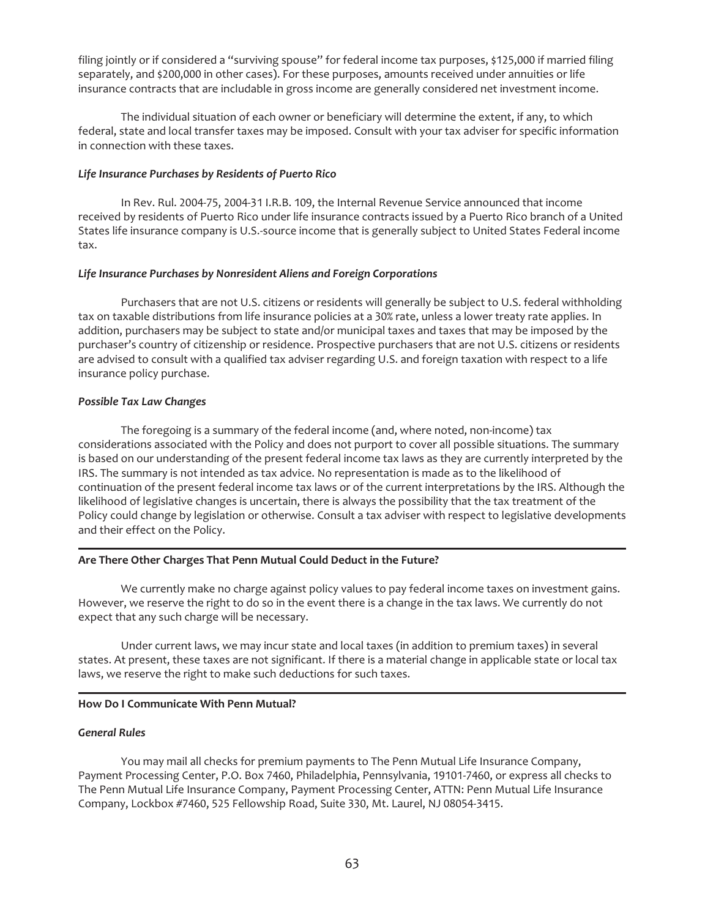filing jointly or if considered a "surviving spouse" for federal income tax purposes, $125,000 if married filing separately, and $200,000 in other cases). For these purposes, amounts received under annuities or life insurance contracts that are includable in gross income are generally considered net investment income.

The individual situation of each owner or beneficiary will determine the extent, if any, to which federal, state and local transfer taxes may be imposed. Consult with your tax adviser for specific information in connection with these taxes.

***Life Insurance Purchases by Residents of Puerto Rico***

In Rev. Rul. 2004-75, 2004-31 I.R.B. 109, the Internal Revenue Service announced that income received by residents of Puerto Rico under life insurance contracts issued by a Puerto Rico branch of a United States life insurance company is U.S.-source income that is generally subject to United States Federal income tax.

***Life Insurance Purchases by Nonresident Aliens and Foreign Corporations***

Purchasers that are not U.S. citizens or residents will generally be subject to U.S. federal withholding tax on taxable distributions from life insurance policies at a 30% rate, unless a lower treaty rate applies. In addition, purchasers may be subject to state and/or municipal taxes and taxes that may be imposed by the purchaser's country of citizenship or residence. Prospective purchasers that are not U.S. citizens or residents are advised to consult with a qualified tax adviser regarding U.S. and foreign taxation with respect to a life insurance policy purchase.

***Possible Tax Law Changes***

The foregoing is a summary of the federal income (and, where noted, non-income) tax considerations associated with the Policy and does not purport to cover all possible situations. The summary is based on our understanding of the present federal income tax laws as they are currently interpreted by the IRS. The summary is not intended as tax advice. No representation is made as to the likelihood of continuation of the present federal income tax laws or of the current interpretations by the IRS. Although the likelihood of legislative changes is uncertain, there is always the possibility that the tax treatment of the Policy could change by legislation or otherwise. Consult a tax adviser with respect to legislative developments and their effect on the Policy.

**Are There Other Charges That Penn Mutual Could Deduct in the Future?**

We currently make no charge against policy values to pay federal income taxes on investment gains. However, we reserve the right to do so in the event there is a change in the tax laws. We currently do not expect that any such charge will be necessary.

Under current laws, we may incur state and local taxes (in addition to premium taxes) in several states. At present, these taxes are not significant. If there is a material change in applicable state or local tax laws, we reserve the right to make such deductions for such taxes.

**How Do I Communicate With Penn Mutual?**

***General Rules***

You may mail all checks for premium payments to The Penn Mutual Life Insurance Company, Payment Processing Center, P.O. Box 7460, Philadelphia, Pennsylvania, 19101-7460, or express all checks to The Penn Mutual Life Insurance Company, Payment Processing Center, ATTN: Penn Mutual Life Insurance Company, Lockbox #7460, 525 Fellowship Road, Suite 330, Mt. Laurel, NJ 08054-3415.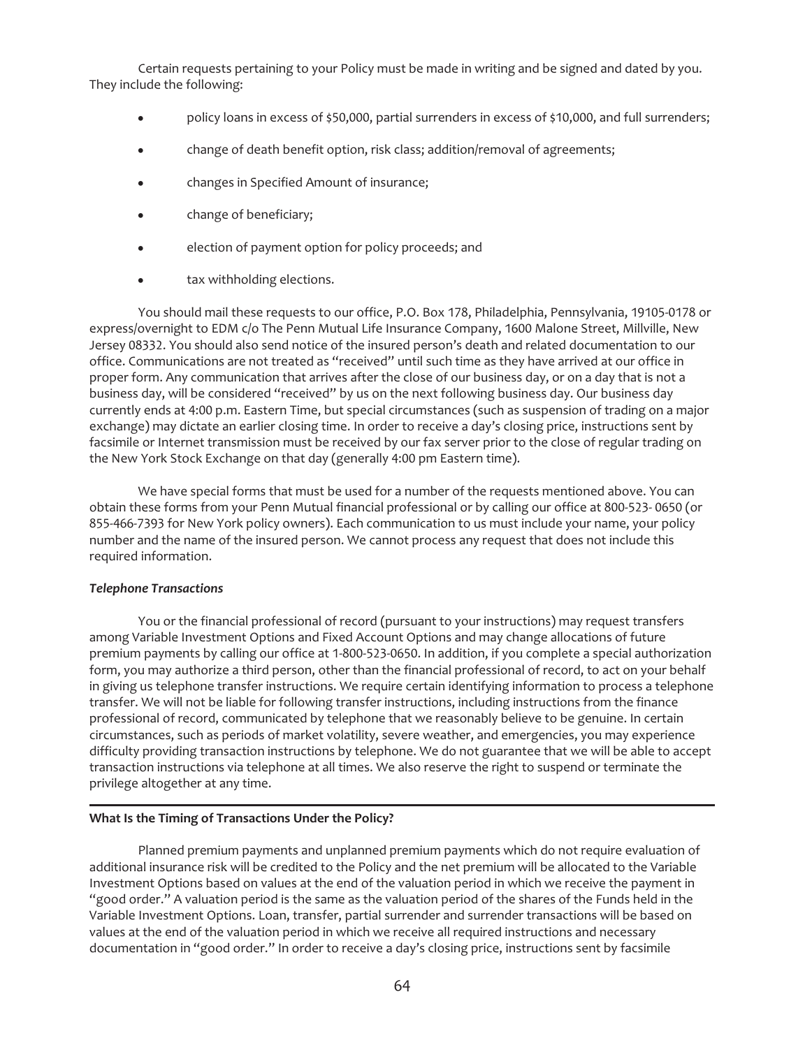Certain requests pertaining to your Policy must be made in writing and be signed and dated by you. They include the following:

- policy loans in excess of $50,000, partial surrenders in excess of $10,000, and full surrenders;
- change of death benefit option, risk class; addition/removal of agreements;
- changes in Specified Amount of insurance;
- change of beneficiary;
- election of payment option for policy proceeds; and
- tax withholding elections.

You should mail these requests to our office, P.O. Box 178, Philadelphia, Pennsylvania, 19105-0178 or express/overnight to EDM c/o The Penn Mutual Life Insurance Company, 1600 Malone Street, Millville, New Jersey 08332. You should also send notice of the insured person's death and related documentation to our office. Communications are not treated as "received" until such time as they have arrived at our office in proper form. Any communication that arrives after the close of our business day, or on a day that is not a business day, will be considered "received" by us on the next following business day. Our business day currently ends at 4:00 p.m. Eastern Time, but special circumstances (such as suspension of trading on a major exchange) may dictate an earlier closing time. In order to receive a day's closing price, instructions sent by facsimile or Internet transmission must be received by our fax server prior to the close of regular trading on the New York Stock Exchange on that day (generally 4:00 pm Eastern time).

We have special forms that must be used for a number of the requests mentioned above. You can obtain these forms from your Penn Mutual financial professional or by calling our office at 800-523- 0650 (or 855-466-7393 for New York policy owners). Each communication to us must include your name, your policy number and the name of the insured person. We cannot process any request that does not include this required information.

***Telephone Transactions***

You or the financial professional of record (pursuant to your instructions) may request transfers among Variable Investment Options and Fixed Account Options and may change allocations of future premium payments by calling our office at 1-800-523-0650. In addition, if you complete a special authorization form, you may authorize a third person, other than the financial professional of record, to act on your behalf in giving us telephone transfer instructions. We require certain identifying information to process a telephone transfer. We will not be liable for following transfer instructions, including instructions from the finance professional of record, communicated by telephone that we reasonably believe to be genuine. In certain circumstances, such as periods of market volatility, severe weather, and emergencies, you may experience difficulty providing transaction instructions by telephone. We do not guarantee that we will be able to accept transaction instructions via telephone at all times. We also reserve the right to suspend or terminate the privilege altogether at any time.

**What Is the Timing of Transactions Under the Policy?**

Planned premium payments and unplanned premium payments which do not require evaluation of additional insurance risk will be credited to the Policy and the net premium will be allocated to the Variable Investment Options based on values at the end of the valuation period in which we receive the payment in "good order." A valuation period is the same as the valuation period of the shares of the Funds held in the Variable Investment Options. Loan, transfer, partial surrender and surrender transactions will be based on values at the end of the valuation period in which we receive all required instructions and necessary documentation in "good order." In order to receive a day's closing price, instructions sent by facsimile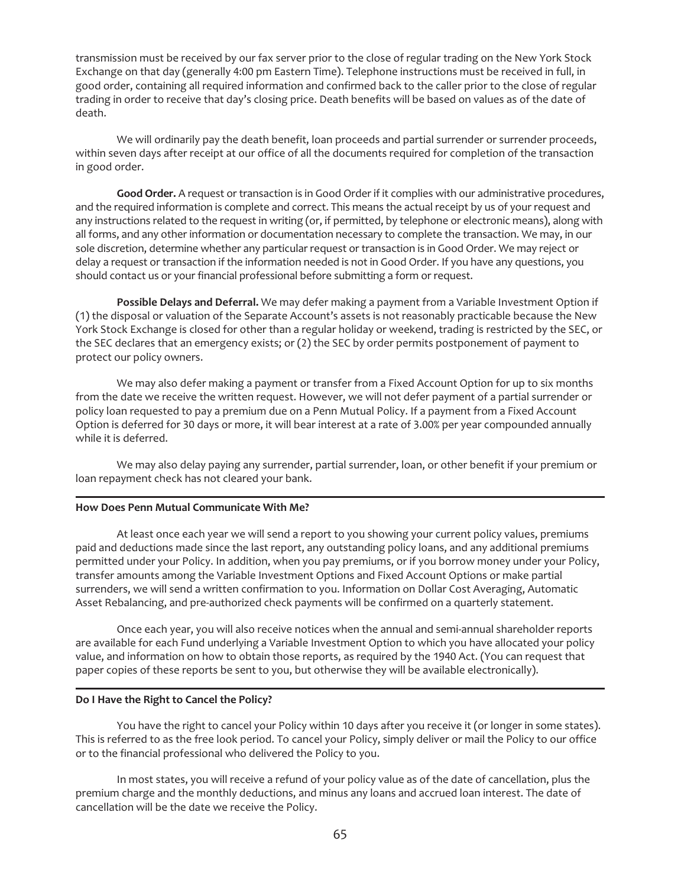transmission must be received by our fax server prior to the close of regular trading on the New York Stock Exchange on that day (generally 4:00 pm Eastern Time). Telephone instructions must be received in full, in good order, containing all required information and confirmed back to the caller prior to the close of regular trading in order to receive that day's closing price. Death benefits will be based on values as of the date of death.

We will ordinarily pay the death benefit, loan proceeds and partial surrender or surrender proceeds, within seven days after receipt at our office of all the documents required for completion of the transaction in good order.

**Good Order.** A request or transaction is in Good Order if it complies with our administrative procedures, and the required information is complete and correct. This means the actual receipt by us of your request and any instructions related to the request in writing (or, if permitted, by telephone or electronic means), along with all forms, and any other information or documentation necessary to complete the transaction. We may, in our sole discretion, determine whether any particular request or transaction is in Good Order. We may reject or delay a request or transaction if the information needed is not in Good Order. If you have any questions, you should contact us or your financial professional before submitting a form or request.

**Possible Delays and Deferral.** We may defer making a payment from a Variable Investment Option if (1) the disposal or valuation of the Separate Account's assets is not reasonably practicable because the New York Stock Exchange is closed for other than a regular holiday or weekend, trading is restricted by the SEC, or the SEC declares that an emergency exists; or (2) the SEC by order permits postponement of payment to protect our policy owners.

We may also defer making a payment or transfer from a Fixed Account Option for up to six months from the date we receive the written request. However, we will not defer payment of a partial surrender or policy loan requested to pay a premium due on a Penn Mutual Policy. If a payment from a Fixed Account Option is deferred for 30 days or more, it will bear interest at a rate of 3.00% per year compounded annually while it is deferred.

We may also delay paying any surrender, partial surrender, loan, or other benefit if your premium or loan repayment check has not cleared your bank.

---

**How Does Penn Mutual Communicate With Me?**

At least once each year we will send a report to you showing your current policy values, premiums paid and deductions made since the last report, any outstanding policy loans, and any additional premiums permitted under your Policy. In addition, when you pay premiums, or if you borrow money under your Policy, transfer amounts among the Variable Investment Options and Fixed Account Options or make partial surrenders, we will send a written confirmation to you. Information on Dollar Cost Averaging, Automatic Asset Rebalancing, and pre-authorized check payments will be confirmed on a quarterly statement.

Once each year, you will also receive notices when the annual and semi-annual shareholder reports are available for each Fund underlying a Variable Investment Option to which you have allocated your policy value, and information on how to obtain those reports, as required by the 1940 Act. (You can request that paper copies of these reports be sent to you, but otherwise they will be available electronically).

---

**Do I Have the Right to Cancel the Policy?**

You have the right to cancel your Policy within 10 days after you receive it (or longer in some states). This is referred to as the free look period. To cancel your Policy, simply deliver or mail the Policy to our office or to the financial professional who delivered the Policy to you.

In most states, you will receive a refund of your policy value as of the date of cancellation, plus the premium charge and the monthly deductions, and minus any loans and accrued loan interest. The date of cancellation will be the date we receive the Policy.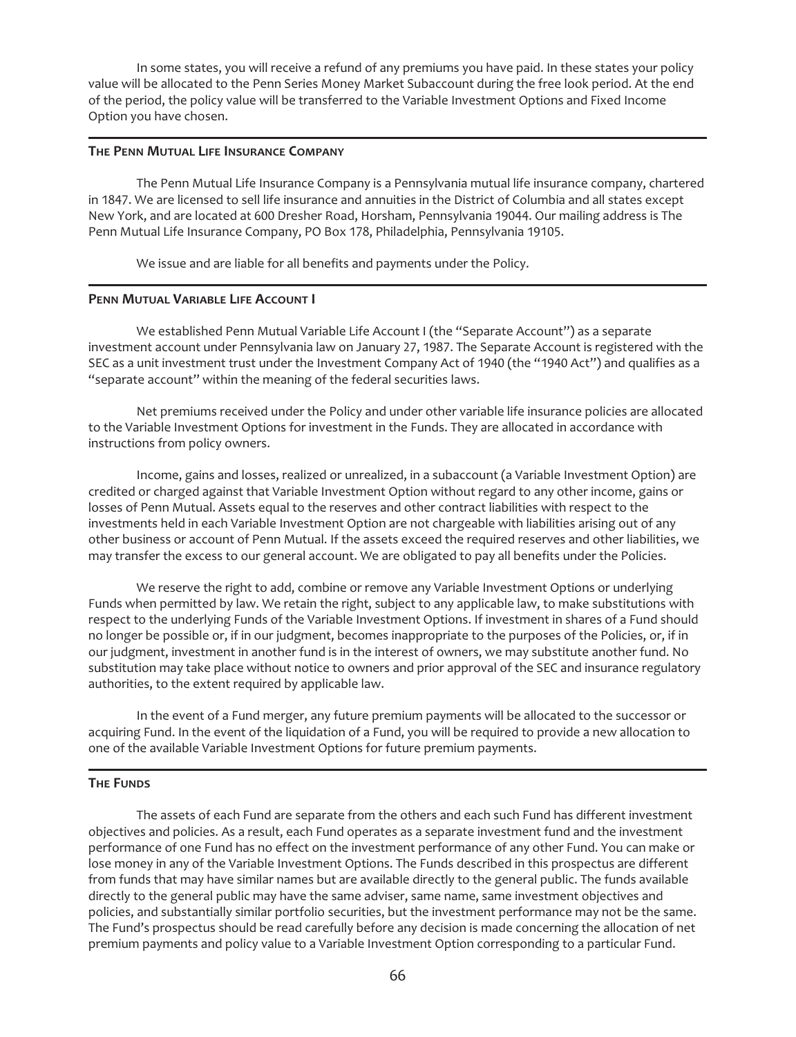In some states, you will receive a refund of any premiums you have paid. In these states your policy value will be allocated to the Penn Series Money Market Subaccount during the free look period. At the end of the period, the policy value will be transferred to the Variable Investment Options and Fixed Income Option you have chosen.

## The Penn Mutual Life Insurance Company

The Penn Mutual Life Insurance Company is a Pennsylvania mutual life insurance company, chartered in 1847. We are licensed to sell life insurance and annuities in the District of Columbia and all states except New York, and are located at 600 Dresher Road, Horsham, Pennsylvania 19044. Our mailing address is The Penn Mutual Life Insurance Company, PO Box 178, Philadelphia, Pennsylvania 19105.

We issue and are liable for all benefits and payments under the Policy.

## Penn Mutual Variable Life Account I

We established Penn Mutual Variable Life Account I (the "Separate Account") as a separate investment account under Pennsylvania law on January 27, 1987. The Separate Account is registered with the SEC as a unit investment trust under the Investment Company Act of 1940 (the "1940 Act") and qualifies as a "separate account" within the meaning of the federal securities laws.

Net premiums received under the Policy and under other variable life insurance policies are allocated to the Variable Investment Options for investment in the Funds. They are allocated in accordance with instructions from policy owners.

Income, gains and losses, realized or unrealized, in a subaccount (a Variable Investment Option) are credited or charged against that Variable Investment Option without regard to any other income, gains or losses of Penn Mutual. Assets equal to the reserves and other contract liabilities with respect to the investments held in each Variable Investment Option are not chargeable with liabilities arising out of any other business or account of Penn Mutual. If the assets exceed the required reserves and other liabilities, we may transfer the excess to our general account. We are obligated to pay all benefits under the Policies.

We reserve the right to add, combine or remove any Variable Investment Options or underlying Funds when permitted by law. We retain the right, subject to any applicable law, to make substitutions with respect to the underlying Funds of the Variable Investment Options. If investment in shares of a Fund should no longer be possible or, if in our judgment, becomes inappropriate to the purposes of the Policies, or, if in our judgment, investment in another fund is in the interest of owners, we may substitute another fund. No substitution may take place without notice to owners and prior approval of the SEC and insurance regulatory authorities, to the extent required by applicable law.

In the event of a Fund merger, any future premium payments will be allocated to the successor or acquiring Fund. In the event of the liquidation of a Fund, you will be required to provide a new allocation to one of the available Variable Investment Options for future premium payments.

## The Funds

The assets of each Fund are separate from the others and each such Fund has different investment objectives and policies. As a result, each Fund operates as a separate investment fund and the investment performance of one Fund has no effect on the investment performance of any other Fund. You can make or lose money in any of the Variable Investment Options. The Funds described in this prospectus are different from funds that may have similar names but are available directly to the general public. The funds available directly to the general public may have the same adviser, same name, same investment objectives and policies, and substantially similar portfolio securities, but the investment performance may not be the same. The Fund's prospectus should be read carefully before any decision is made concerning the allocation of net premium payments and policy value to a Variable Investment Option corresponding to a particular Fund.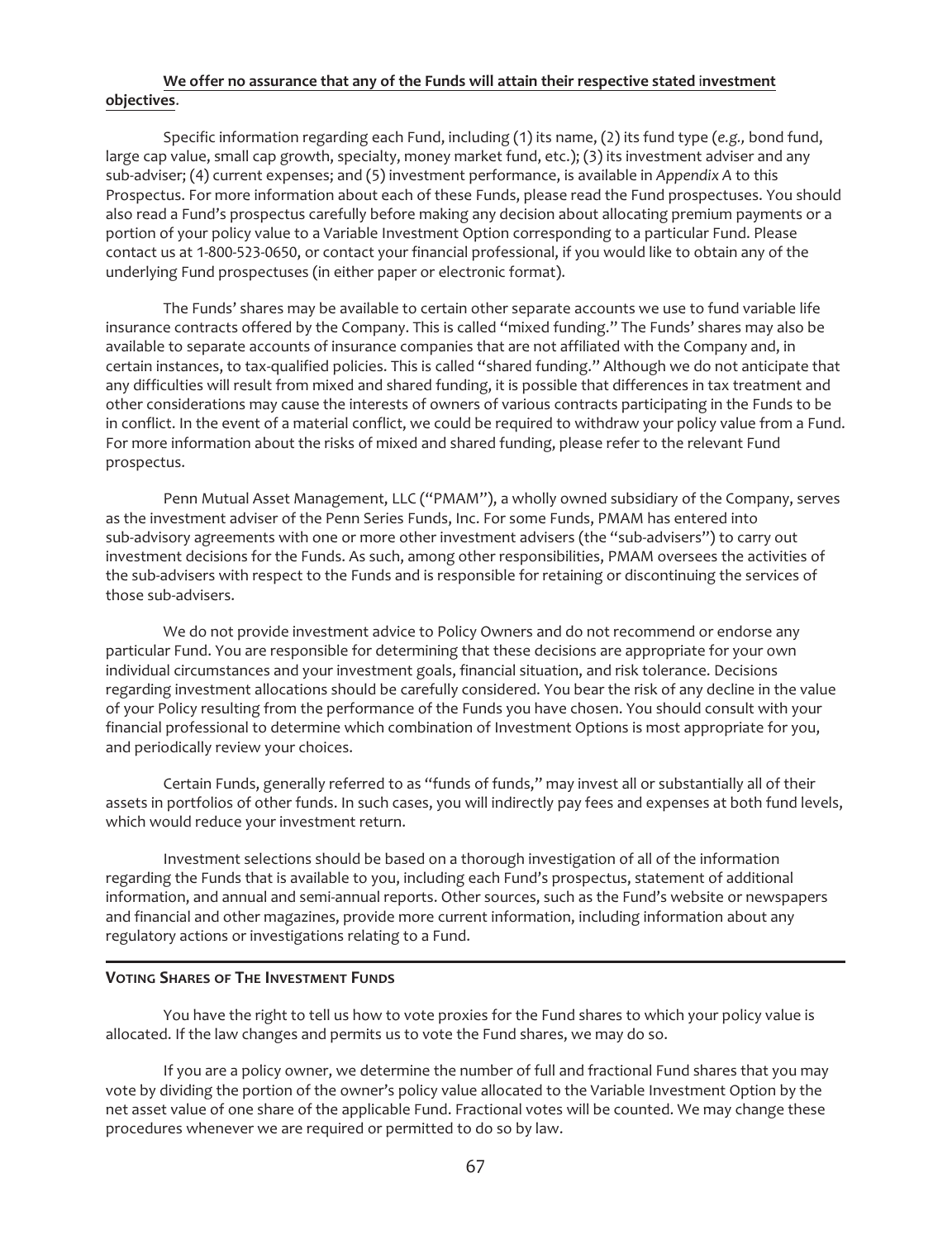**We offer no assurance that any of the Funds will attain their respective stated investment objectives**.

Specific information regarding each Fund, including (1) its name, (2) its fund type (*e.g.,* bond fund, large cap value, small cap growth, specialty, money market fund, etc.); (3) its investment adviser and any sub-adviser; (4) current expenses; and (5) investment performance, is available in *Appendix A* to this Prospectus. For more information about each of these Funds, please read the Fund prospectuses. You should also read a Fund's prospectus carefully before making any decision about allocating premium payments or a portion of your policy value to a Variable Investment Option corresponding to a particular Fund. Please contact us at 1-800-523-0650, or contact your financial professional, if you would like to obtain any of the underlying Fund prospectuses (in either paper or electronic format).

The Funds' shares may be available to certain other separate accounts we use to fund variable life insurance contracts offered by the Company. This is called "mixed funding." The Funds' shares may also be available to separate accounts of insurance companies that are not affiliated with the Company and, in certain instances, to tax-qualified policies. This is called "shared funding." Although we do not anticipate that any difficulties will result from mixed and shared funding, it is possible that differences in tax treatment and other considerations may cause the interests of owners of various contracts participating in the Funds to be in conflict. In the event of a material conflict, we could be required to withdraw your policy value from a Fund. For more information about the risks of mixed and shared funding, please refer to the relevant Fund prospectus.

Penn Mutual Asset Management, LLC ("PMAM"), a wholly owned subsidiary of the Company, serves as the investment adviser of the Penn Series Funds, Inc. For some Funds, PMAM has entered into sub-advisory agreements with one or more other investment advisers (the "sub-advisers") to carry out investment decisions for the Funds. As such, among other responsibilities, PMAM oversees the activities of the sub-advisers with respect to the Funds and is responsible for retaining or discontinuing the services of those sub-advisers.

We do not provide investment advice to Policy Owners and do not recommend or endorse any particular Fund. You are responsible for determining that these decisions are appropriate for your own individual circumstances and your investment goals, financial situation, and risk tolerance. Decisions regarding investment allocations should be carefully considered. You bear the risk of any decline in the value of your Policy resulting from the performance of the Funds you have chosen. You should consult with your financial professional to determine which combination of Investment Options is most appropriate for you, and periodically review your choices.

Certain Funds, generally referred to as "funds of funds," may invest all or substantially all of their assets in portfolios of other funds. In such cases, you will indirectly pay fees and expenses at both fund levels, which would reduce your investment return.

Investment selections should be based on a thorough investigation of all of the information regarding the Funds that is available to you, including each Fund's prospectus, statement of additional information, and annual and semi-annual reports. Other sources, such as the Fund's website or newspapers and financial and other magazines, provide more current information, including information about any regulatory actions or investigations relating to a Fund.

## Voting Shares of The Investment Funds

You have the right to tell us how to vote proxies for the Fund shares to which your policy value is allocated. If the law changes and permits us to vote the Fund shares, we may do so.

If you are a policy owner, we determine the number of full and fractional Fund shares that you may vote by dividing the portion of the owner's policy value allocated to the Variable Investment Option by the net asset value of one share of the applicable Fund. Fractional votes will be counted. We may change these procedures whenever we are required or permitted to do so by law.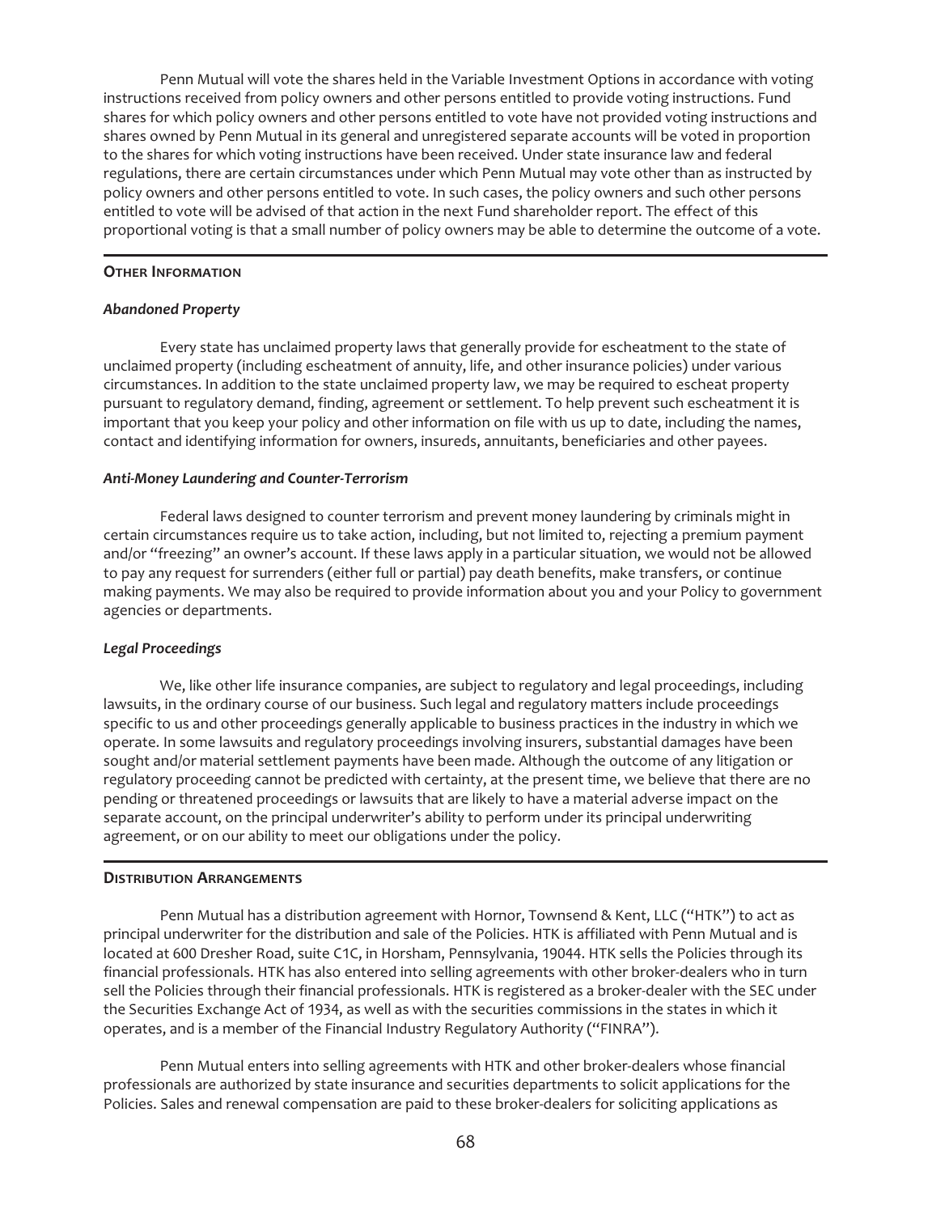Penn Mutual will vote the shares held in the Variable Investment Options in accordance with voting instructions received from policy owners and other persons entitled to provide voting instructions. Fund shares for which policy owners and other persons entitled to vote have not provided voting instructions and shares owned by Penn Mutual in its general and unregistered separate accounts will be voted in proportion to the shares for which voting instructions have been received. Under state insurance law and federal regulations, there are certain circumstances under which Penn Mutual may vote other than as instructed by policy owners and other persons entitled to vote. In such cases, the policy owners and such other persons entitled to vote will be advised of that action in the next Fund shareholder report. The effect of this proportional voting is that a small number of policy owners may be able to determine the outcome of a vote.

## OTHER INFORMATION

### *Abandoned Property*

Every state has unclaimed property laws that generally provide for escheatment to the state of unclaimed property (including escheatment of annuity, life, and other insurance policies) under various circumstances. In addition to the state unclaimed property law, we may be required to escheat property pursuant to regulatory demand, finding, agreement or settlement. To help prevent such escheatment it is important that you keep your policy and other information on file with us up to date, including the names, contact and identifying information for owners, insureds, annuitants, beneficiaries and other payees.

### *Anti-Money Laundering and Counter-Terrorism*

Federal laws designed to counter terrorism and prevent money laundering by criminals might in certain circumstances require us to take action, including, but not limited to, rejecting a premium payment and/or "freezing" an owner's account. If these laws apply in a particular situation, we would not be allowed to pay any request for surrenders (either full or partial) pay death benefits, make transfers, or continue making payments. We may also be required to provide information about you and your Policy to government agencies or departments.

### *Legal Proceedings*

We, like other life insurance companies, are subject to regulatory and legal proceedings, including lawsuits, in the ordinary course of our business. Such legal and regulatory matters include proceedings specific to us and other proceedings generally applicable to business practices in the industry in which we operate. In some lawsuits and regulatory proceedings involving insurers, substantial damages have been sought and/or material settlement payments have been made. Although the outcome of any litigation or regulatory proceeding cannot be predicted with certainty, at the present time, we believe that there are no pending or threatened proceedings or lawsuits that are likely to have a material adverse impact on the separate account, on the principal underwriter's ability to perform under its principal underwriting agreement, or on our ability to meet our obligations under the policy.

## DISTRIBUTION ARRANGEMENTS

Penn Mutual has a distribution agreement with Hornor, Townsend & Kent, LLC ("HTK") to act as principal underwriter for the distribution and sale of the Policies. HTK is affiliated with Penn Mutual and is located at 600 Dresher Road, suite C1C, in Horsham, Pennsylvania, 19044. HTK sells the Policies through its financial professionals. HTK has also entered into selling agreements with other broker-dealers who in turn sell the Policies through their financial professionals. HTK is registered as a broker-dealer with the SEC under the Securities Exchange Act of 1934, as well as with the securities commissions in the states in which it operates, and is a member of the Financial Industry Regulatory Authority ("FINRA").

Penn Mutual enters into selling agreements with HTK and other broker-dealers whose financial professionals are authorized by state insurance and securities departments to solicit applications for the Policies. Sales and renewal compensation are paid to these broker-dealers for soliciting applications as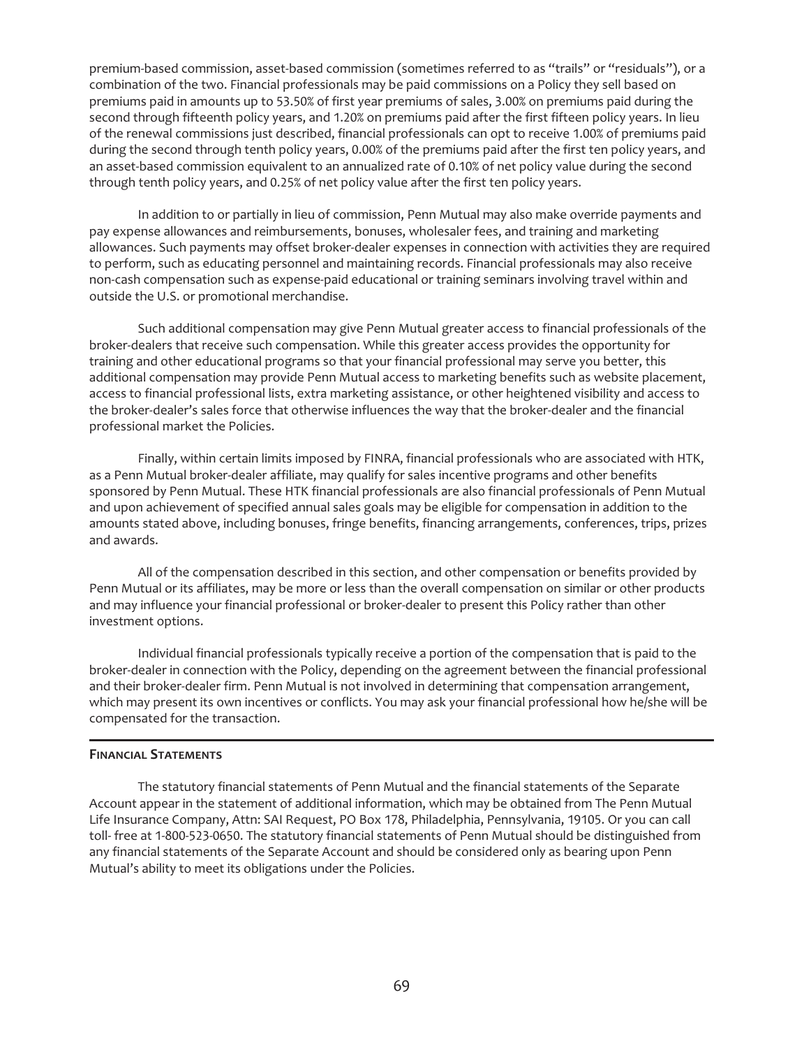premium-based commission, asset-based commission (sometimes referred to as "trails" or "residuals"), or a combination of the two. Financial professionals may be paid commissions on a Policy they sell based on premiums paid in amounts up to 53.50% of first year premiums of sales, 3.00% on premiums paid during the second through fifteenth policy years, and 1.20% on premiums paid after the first fifteen policy years. In lieu of the renewal commissions just described, financial professionals can opt to receive 1.00% of premiums paid during the second through tenth policy years, 0.00% of the premiums paid after the first ten policy years, and an asset-based commission equivalent to an annualized rate of 0.10% of net policy value during the second through tenth policy years, and 0.25% of net policy value after the first ten policy years.

In addition to or partially in lieu of commission, Penn Mutual may also make override payments and pay expense allowances and reimbursements, bonuses, wholesaler fees, and training and marketing allowances. Such payments may offset broker-dealer expenses in connection with activities they are required to perform, such as educating personnel and maintaining records. Financial professionals may also receive non-cash compensation such as expense-paid educational or training seminars involving travel within and outside the U.S. or promotional merchandise.

Such additional compensation may give Penn Mutual greater access to financial professionals of the broker-dealers that receive such compensation. While this greater access provides the opportunity for training and other educational programs so that your financial professional may serve you better, this additional compensation may provide Penn Mutual access to marketing benefits such as website placement, access to financial professional lists, extra marketing assistance, or other heightened visibility and access to the broker-dealer's sales force that otherwise influences the way that the broker-dealer and the financial professional market the Policies.

Finally, within certain limits imposed by FINRA, financial professionals who are associated with HTK, as a Penn Mutual broker-dealer affiliate, may qualify for sales incentive programs and other benefits sponsored by Penn Mutual. These HTK financial professionals are also financial professionals of Penn Mutual and upon achievement of specified annual sales goals may be eligible for compensation in addition to the amounts stated above, including bonuses, fringe benefits, financing arrangements, conferences, trips, prizes and awards.

All of the compensation described in this section, and other compensation or benefits provided by Penn Mutual or its affiliates, may be more or less than the overall compensation on similar or other products and may influence your financial professional or broker-dealer to present this Policy rather than other investment options.

Individual financial professionals typically receive a portion of the compensation that is paid to the broker-dealer in connection with the Policy, depending on the agreement between the financial professional and their broker-dealer firm. Penn Mutual is not involved in determining that compensation arrangement, which may present its own incentives or conflicts. You may ask your financial professional how he/she will be compensated for the transaction.

## FINANCIAL STATEMENTS

The statutory financial statements of Penn Mutual and the financial statements of the Separate Account appear in the statement of additional information, which may be obtained from The Penn Mutual Life Insurance Company, Attn: SAI Request, PO Box 178, Philadelphia, Pennsylvania, 19105. Or you can call toll- free at 1-800-523-0650. The statutory financial statements of Penn Mutual should be distinguished from any financial statements of the Separate Account and should be considered only as bearing upon Penn Mutual's ability to meet its obligations under the Policies.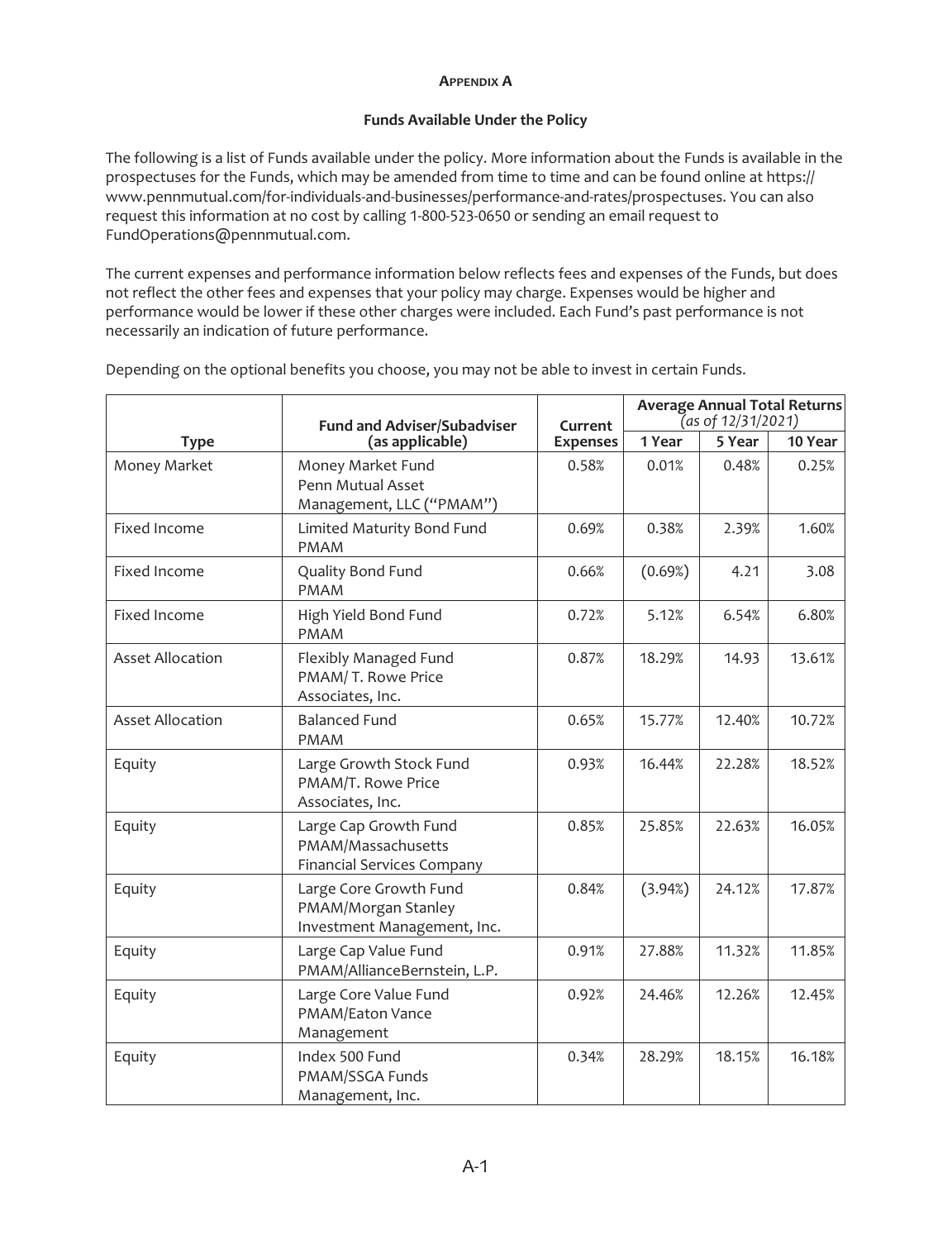**APPENDIX A**

**Funds Available Under the Policy**

The following is a list of Funds available under the policy. More information about the Funds is available in the prospectuses for the Funds, which may be amended from time to time and can be found online at https://www.pennmutual.com/for-individuals-and-businesses/performance-and-rates/prospectuses. You can also request this information at no cost by calling 1-800-523-0650 or sending an email request to FundOperations@pennmutual.com.

The current expenses and performance information below reflects fees and expenses of the Funds, but does not reflect the other fees and expenses that your policy may charge. Expenses would be higher and performance would be lower if these other charges were included. Each Fund's past performance is not necessarily an indication of future performance.

Depending on the optional benefits you choose, you may not be able to invest in certain Funds.

| Type | Fund and Adviser/Subadviser (as applicable) | Current Expenses | Average Annual Total Returns *(as of 12/31/2021)* | | |
|---|---|---|---|---|---|
| | | | 1 Year | 5 Year | 10 Year |
| Money Market | Money Market Fund<br>Penn Mutual Asset Management, LLC ("PMAM") | 0.58% | 0.01% | 0.48% | 0.25% |
| Fixed Income | Limited Maturity Bond Fund<br>PMAM | 0.69% | 0.38% | 2.39% | 1.60% |
| Fixed Income | Quality Bond Fund<br>PMAM | 0.66% | (0.69%) | 4.21 | 3.08 |
| Fixed Income | High Yield Bond Fund<br>PMAM | 0.72% | 5.12% | 6.54% | 6.80% |
| Asset Allocation | Flexibly Managed Fund<br>PMAM/ T. Rowe Price Associates, Inc. | 0.87% | 18.29% | 14.93 | 13.61% |
| Asset Allocation | Balanced Fund<br>PMAM | 0.65% | 15.77% | 12.40% | 10.72% |
| Equity | Large Growth Stock Fund<br>PMAM/T. Rowe Price Associates, Inc. | 0.93% | 16.44% | 22.28% | 18.52% |
| Equity | Large Cap Growth Fund<br>PMAM/Massachusetts Financial Services Company | 0.85% | 25.85% | 22.63% | 16.05% |
| Equity | Large Core Growth Fund<br>PMAM/Morgan Stanley Investment Management, Inc. | 0.84% | (3.94%) | 24.12% | 17.87% |
| Equity | Large Cap Value Fund<br>PMAM/AllianceBernstein, L.P. | 0.91% | 27.88% | 11.32% | 11.85% |
| Equity | Large Core Value Fund<br>PMAM/Eaton Vance Management | 0.92% | 24.46% | 12.26% | 12.45% |
| Equity | Index 500 Fund<br>PMAM/SSGA Funds Management, Inc. | 0.34% | 28.29% | 18.15% | 16.18% |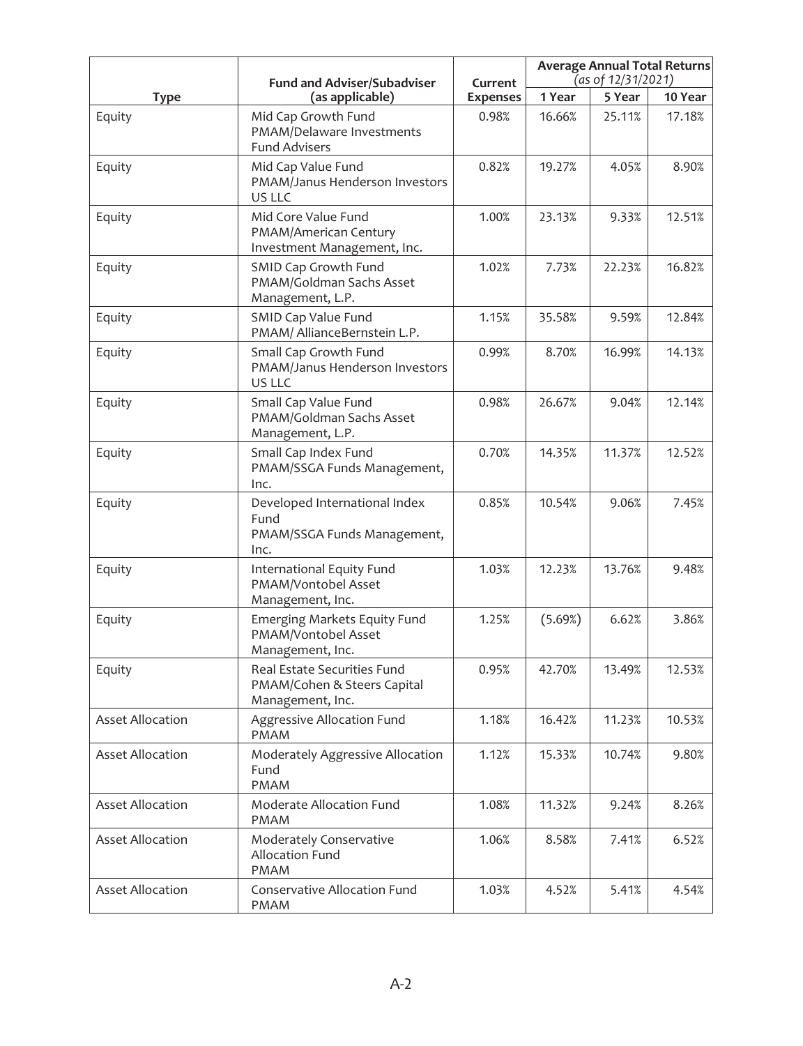| Type | Fund and Adviser/Subadviser (as applicable) | Current Expenses | Average Annual Total Returns *(as of 12/31/2021)* | | |
|---|---|---|---|---|---|
| | | | 1 Year | 5 Year | 10 Year |
| Equity | Mid Cap Growth Fund PMAM/Delaware Investments Fund Advisers | 0.98% | 16.66% | 25.11% | 17.18% |
| Equity | Mid Cap Value Fund PMAM/Janus Henderson Investors US LLC | 0.82% | 19.27% | 4.05% | 8.90% |
| Equity | Mid Core Value Fund PMAM/American Century Investment Management, Inc. | 1.00% | 23.13% | 9.33% | 12.51% |
| Equity | SMID Cap Growth Fund PMAM/Goldman Sachs Asset Management, L.P. | 1.02% | 7.73% | 22.23% | 16.82% |
| Equity | SMID Cap Value Fund PMAM/ AllianceBernstein L.P. | 1.15% | 35.58% | 9.59% | 12.84% |
| Equity | Small Cap Growth Fund PMAM/Janus Henderson Investors US LLC | 0.99% | 8.70% | 16.99% | 14.13% |
| Equity | Small Cap Value Fund PMAM/Goldman Sachs Asset Management, L.P. | 0.98% | 26.67% | 9.04% | 12.14% |
| Equity | Small Cap Index Fund PMAM/SSGA Funds Management, Inc. | 0.70% | 14.35% | 11.37% | 12.52% |
| Equity | Developed International Index Fund PMAM/SSGA Funds Management, Inc. | 0.85% | 10.54% | 9.06% | 7.45% |
| Equity | International Equity Fund PMAM/Vontobel Asset Management, Inc. | 1.03% | 12.23% | 13.76% | 9.48% |
| Equity | Emerging Markets Equity Fund PMAM/Vontobel Asset Management, Inc. | 1.25% | (5.69%) | 6.62% | 3.86% |
| Equity | Real Estate Securities Fund PMAM/Cohen & Steers Capital Management, Inc. | 0.95% | 42.70% | 13.49% | 12.53% |
| Asset Allocation | Aggressive Allocation Fund PMAM | 1.18% | 16.42% | 11.23% | 10.53% |
| Asset Allocation | Moderately Aggressive Allocation Fund PMAM | 1.12% | 15.33% | 10.74% | 9.80% |
| Asset Allocation | Moderate Allocation Fund PMAM | 1.08% | 11.32% | 9.24% | 8.26% |
| Asset Allocation | Moderately Conservative Allocation Fund PMAM | 1.06% | 8.58% | 7.41% | 6.52% |
| Asset Allocation | Conservative Allocation Fund PMAM | 1.03% | 4.52% | 5.41% | 4.54% |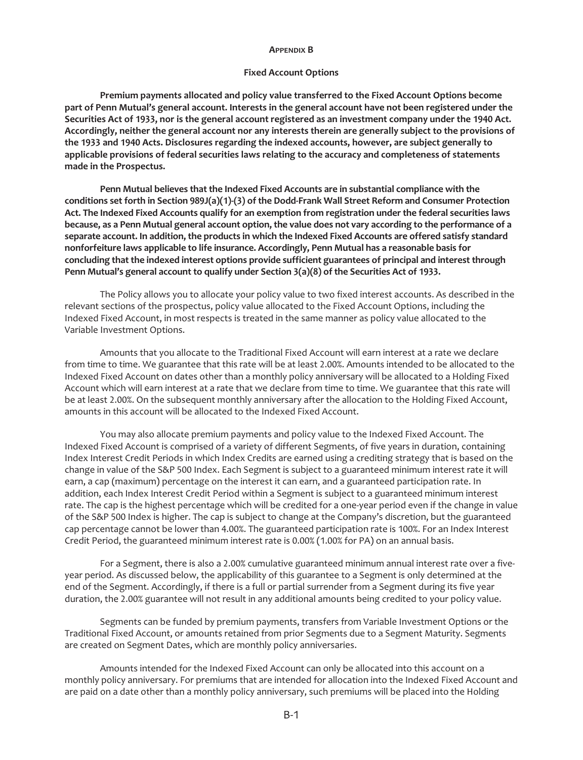## Appendix B

### Fixed Account Options

**Premium payments allocated and policy value transferred to the Fixed Account Options become part of Penn Mutual's general account. Interests in the general account have not been registered under the Securities Act of 1933, nor is the general account registered as an investment company under the 1940 Act. Accordingly, neither the general account nor any interests therein are generally subject to the provisions of the 1933 and 1940 Acts. Disclosures regarding the indexed accounts, however, are subject generally to applicable provisions of federal securities laws relating to the accuracy and completeness of statements made in the Prospectus.**

**Penn Mutual believes that the Indexed Fixed Accounts are in substantial compliance with the conditions set forth in Section 989J(a)(1)-(3) of the Dodd-Frank Wall Street Reform and Consumer Protection Act. The Indexed Fixed Accounts qualify for an exemption from registration under the federal securities laws because, as a Penn Mutual general account option, the value does not vary according to the performance of a separate account. In addition, the products in which the Indexed Fixed Accounts are offered satisfy standard nonforfeiture laws applicable to life insurance. Accordingly, Penn Mutual has a reasonable basis for concluding that the indexed interest options provide sufficient guarantees of principal and interest through Penn Mutual's general account to qualify under Section 3(a)(8) of the Securities Act of 1933.**

The Policy allows you to allocate your policy value to two fixed interest accounts. As described in the relevant sections of the prospectus, policy value allocated to the Fixed Account Options, including the Indexed Fixed Account, in most respects is treated in the same manner as policy value allocated to the Variable Investment Options.

Amounts that you allocate to the Traditional Fixed Account will earn interest at a rate we declare from time to time. We guarantee that this rate will be at least 2.00%. Amounts intended to be allocated to the Indexed Fixed Account on dates other than a monthly policy anniversary will be allocated to a Holding Fixed Account which will earn interest at a rate that we declare from time to time. We guarantee that this rate will be at least 2.00%. On the subsequent monthly anniversary after the allocation to the Holding Fixed Account, amounts in this account will be allocated to the Indexed Fixed Account.

You may also allocate premium payments and policy value to the Indexed Fixed Account. The Indexed Fixed Account is comprised of a variety of different Segments, of five years in duration, containing Index Interest Credit Periods in which Index Credits are earned using a crediting strategy that is based on the change in value of the S&P 500 Index. Each Segment is subject to a guaranteed minimum interest rate it will earn, a cap (maximum) percentage on the interest it can earn, and a guaranteed participation rate. In addition, each Index Interest Credit Period within a Segment is subject to a guaranteed minimum interest rate. The cap is the highest percentage which will be credited for a one-year period even if the change in value of the S&P 500 Index is higher. The cap is subject to change at the Company's discretion, but the guaranteed cap percentage cannot be lower than 4.00%. The guaranteed participation rate is 100%. For an Index Interest Credit Period, the guaranteed minimum interest rate is 0.00% (1.00% for PA) on an annual basis.

For a Segment, there is also a 2.00% cumulative guaranteed minimum annual interest rate over a five-year period. As discussed below, the applicability of this guarantee to a Segment is only determined at the end of the Segment. Accordingly, if there is a full or partial surrender from a Segment during its five year duration, the 2.00% guarantee will not result in any additional amounts being credited to your policy value.

Segments can be funded by premium payments, transfers from Variable Investment Options or the Traditional Fixed Account, or amounts retained from prior Segments due to a Segment Maturity. Segments are created on Segment Dates, which are monthly policy anniversaries.

Amounts intended for the Indexed Fixed Account can only be allocated into this account on a monthly policy anniversary. For premiums that are intended for allocation into the Indexed Fixed Account and are paid on a date other than a monthly policy anniversary, such premiums will be placed into the Holding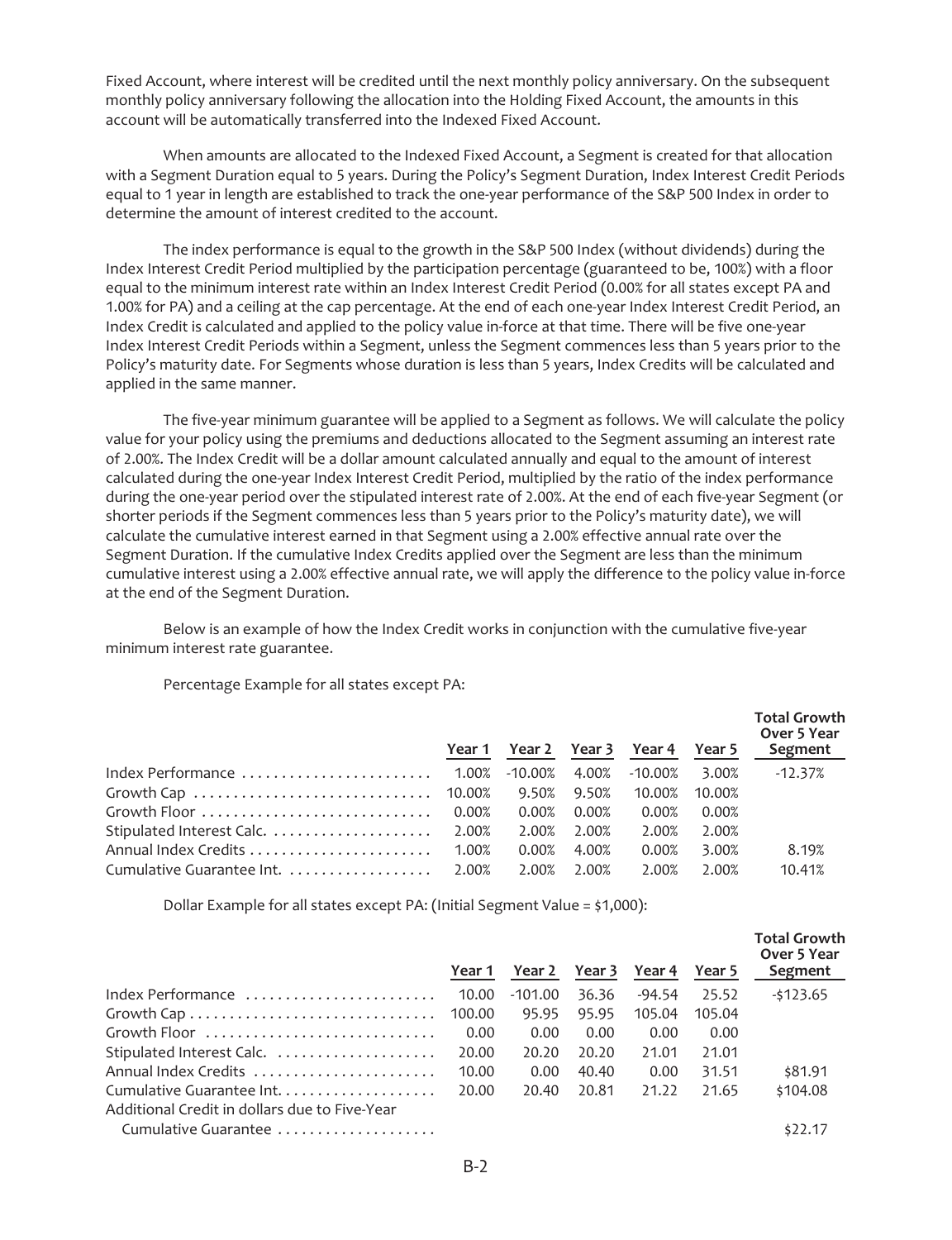Fixed Account, where interest will be credited until the next monthly policy anniversary. On the subsequent monthly policy anniversary following the allocation into the Holding Fixed Account, the amounts in this account will be automatically transferred into the Indexed Fixed Account.

When amounts are allocated to the Indexed Fixed Account, a Segment is created for that allocation with a Segment Duration equal to 5 years. During the Policy's Segment Duration, Index Interest Credit Periods equal to 1 year in length are established to track the one-year performance of the S&P 500 Index in order to determine the amount of interest credited to the account.

The index performance is equal to the growth in the S&P 500 Index (without dividends) during the Index Interest Credit Period multiplied by the participation percentage (guaranteed to be, 100%) with a floor equal to the minimum interest rate within an Index Interest Credit Period (0.00% for all states except PA and 1.00% for PA) and a ceiling at the cap percentage. At the end of each one-year Index Interest Credit Period, an Index Credit is calculated and applied to the policy value in-force at that time. There will be five one-year Index Interest Credit Periods within a Segment, unless the Segment commences less than 5 years prior to the Policy's maturity date. For Segments whose duration is less than 5 years, Index Credits will be calculated and applied in the same manner.

The five-year minimum guarantee will be applied to a Segment as follows. We will calculate the policy value for your policy using the premiums and deductions allocated to the Segment assuming an interest rate of 2.00%. The Index Credit will be a dollar amount calculated annually and equal to the amount of interest calculated during the one-year Index Interest Credit Period, multiplied by the ratio of the index performance during the one-year period over the stipulated interest rate of 2.00%. At the end of each five-year Segment (or shorter periods if the Segment commences less than 5 years prior to the Policy's maturity date), we will calculate the cumulative interest earned in that Segment using a 2.00% effective annual rate over the Segment Duration. If the cumulative Index Credits applied over the Segment are less than the minimum cumulative interest using a 2.00% effective annual rate, we will apply the difference to the policy value in-force at the end of the Segment Duration.

Below is an example of how the Index Credit works in conjunction with the cumulative five-year minimum interest rate guarantee.

Percentage Example for all states except PA:

| | Year 1 | Year 2 | Year 3 | Year 4 | Year 5 | Total Growth Over 5 Year Segment |
|---|---|---|---|---|---|---|
| Index Performance | 1.00% | -10.00% | 4.00% | -10.00% | 3.00% | -12.37% |
| Growth Cap | 10.00% | 9.50% | 9.50% | 10.00% | 10.00% | |
| Growth Floor | 0.00% | 0.00% | 0.00% | 0.00% | 0.00% | |
| Stipulated Interest Calc. | 2.00% | 2.00% | 2.00% | 2.00% | 2.00% | |
| Annual Index Credits | 1.00% | 0.00% | 4.00% | 0.00% | 3.00% | 8.19% |
| Cumulative Guarantee Int. | 2.00% | 2.00% | 2.00% | 2.00% | 2.00% | 10.41% |

Dollar Example for all states except PA: (Initial Segment Value = $1,000):

| | Year 1 | Year 2 | Year 3 | Year 4 | Year 5 | Total Growth Over 5 Year Segment |
|---|---|---|---|---|---|---|
| Index Performance | 10.00 | -101.00 | 36.36 | -94.54 | 25.52 | -$123.65 |
| Growth Cap | 100.00 | 95.95 | 95.95 | 105.04 | 105.04 | |
| Growth Floor | 0.00 | 0.00 | 0.00 | 0.00 | 0.00 | |
| Stipulated Interest Calc. | 20.00 | 20.20 | 20.20 | 21.01 | 21.01 | |
| Annual Index Credits | 10.00 | 0.00 | 40.40 | 0.00 | 31.51 | $81.91 |
| Cumulative Guarantee Int. | 20.00 | 20.40 | 20.81 | 21.22 | 21.65 | $104.08 |
| Additional Credit in dollars due to Five-Year Cumulative Guarantee | | | | | | $22.17 |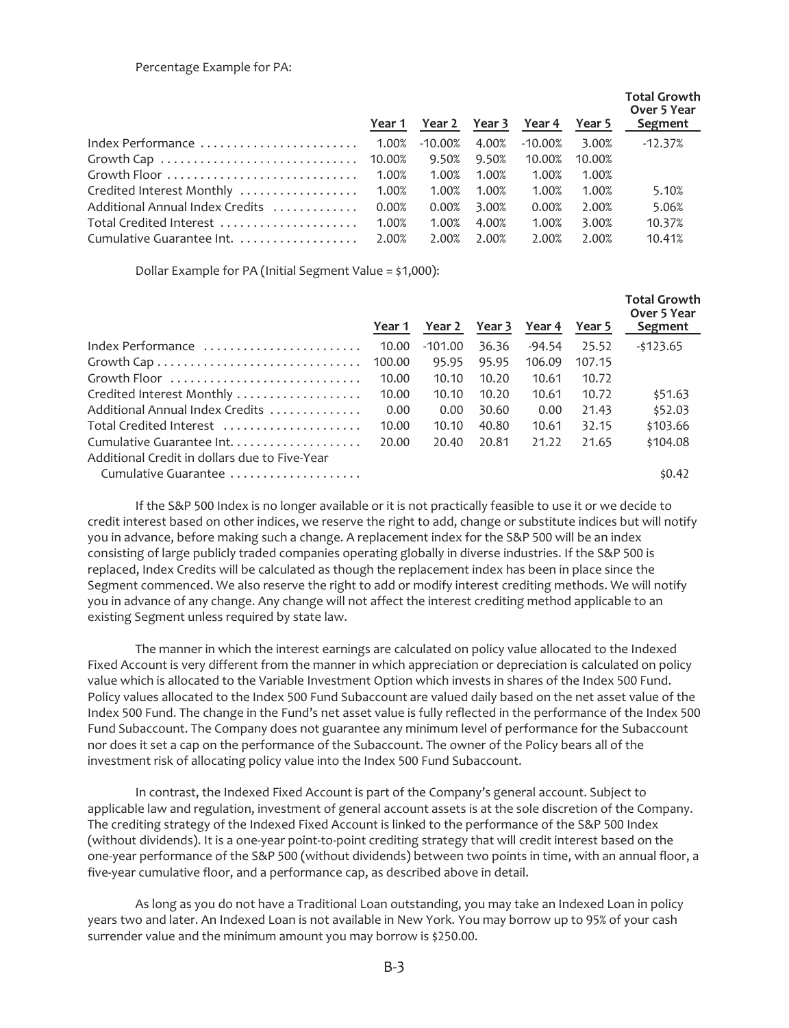Percentage Example for PA:

| | Year 1 | Year 2 | Year 3 | Year 4 | Year 5 | Total Growth Over 5 Year Segment |
|---|---|---|---|---|---|---|
| Index Performance | 1.00% | -10.00% | 4.00% | -10.00% | 3.00% | -12.37% |
| Growth Cap | 10.00% | 9.50% | 9.50% | 10.00% | 10.00% | |
| Growth Floor | 1.00% | 1.00% | 1.00% | 1.00% | 1.00% | |
| Credited Interest Monthly | 1.00% | 1.00% | 1.00% | 1.00% | 1.00% | 5.10% |
| Additional Annual Index Credits | 0.00% | 0.00% | 3.00% | 0.00% | 2.00% | 5.06% |
| Total Credited Interest | 1.00% | 1.00% | 4.00% | 1.00% | 3.00% | 10.37% |
| Cumulative Guarantee Int. | 2.00% | 2.00% | 2.00% | 2.00% | 2.00% | 10.41% |

Dollar Example for PA (Initial Segment Value = $1,000):

| | Year 1 | Year 2 | Year 3 | Year 4 | Year 5 | Total Growth Over 5 Year Segment |
|---|---|---|---|---|---|---|
| Index Performance | 10.00 | -101.00 | 36.36 | -94.54 | 25.52 | -$123.65 |
| Growth Cap | 100.00 | 95.95 | 95.95 | 106.09 | 107.15 | |
| Growth Floor | 10.00 | 10.10 | 10.20 | 10.61 | 10.72 | |
| Credited Interest Monthly | 10.00 | 10.10 | 10.20 | 10.61 | 10.72 | $51.63 |
| Additional Annual Index Credits | 0.00 | 0.00 | 30.60 | 0.00 | 21.43 | $52.03 |
| Total Credited Interest | 10.00 | 10.10 | 40.80 | 10.61 | 32.15 | $103.66 |
| Cumulative Guarantee Int. | 20.00 | 20.40 | 20.81 | 21.22 | 21.65 | $104.08 |
| Additional Credit in dollars due to Five-Year Cumulative Guarantee | | | | | | $0.42 |

If the S&P 500 Index is no longer available or it is not practically feasible to use it or we decide to credit interest based on other indices, we reserve the right to add, change or substitute indices but will notify you in advance, before making such a change. A replacement index for the S&P 500 will be an index consisting of large publicly traded companies operating globally in diverse industries. If the S&P 500 is replaced, Index Credits will be calculated as though the replacement index has been in place since the Segment commenced. We also reserve the right to add or modify interest crediting methods. We will notify you in advance of any change. Any change will not affect the interest crediting method applicable to an existing Segment unless required by state law.

The manner in which the interest earnings are calculated on policy value allocated to the Indexed Fixed Account is very different from the manner in which appreciation or depreciation is calculated on policy value which is allocated to the Variable Investment Option which invests in shares of the Index 500 Fund. Policy values allocated to the Index 500 Fund Subaccount are valued daily based on the net asset value of the Index 500 Fund. The change in the Fund's net asset value is fully reflected in the performance of the Index 500 Fund Subaccount. The Company does not guarantee any minimum level of performance for the Subaccount nor does it set a cap on the performance of the Subaccount. The owner of the Policy bears all of the investment risk of allocating policy value into the Index 500 Fund Subaccount.

In contrast, the Indexed Fixed Account is part of the Company's general account. Subject to applicable law and regulation, investment of general account assets is at the sole discretion of the Company. The crediting strategy of the Indexed Fixed Account is linked to the performance of the S&P 500 Index (without dividends). It is a one-year point-to-point crediting strategy that will credit interest based on the one-year performance of the S&P 500 (without dividends) between two points in time, with an annual floor, a five-year cumulative floor, and a performance cap, as described above in detail.

As long as you do not have a Traditional Loan outstanding, you may take an Indexed Loan in policy years two and later. An Indexed Loan is not available in New York. You may borrow up to 95% of your cash surrender value and the minimum amount you may borrow is $250.00.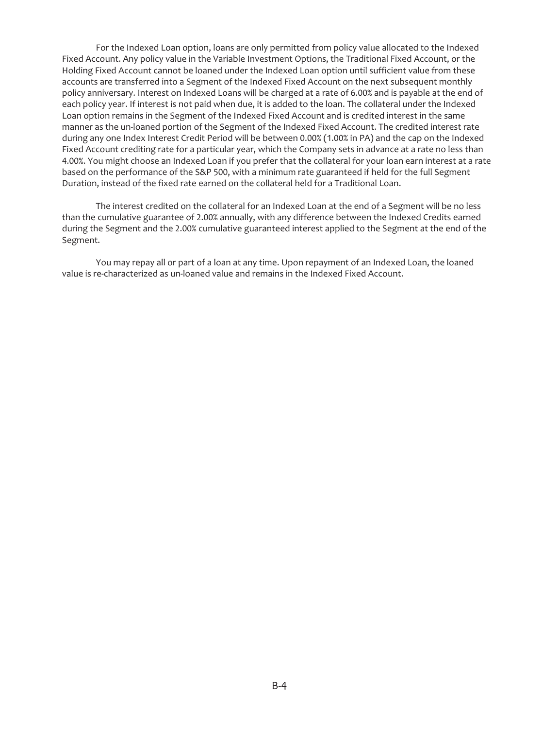For the Indexed Loan option, loans are only permitted from policy value allocated to the Indexed Fixed Account. Any policy value in the Variable Investment Options, the Traditional Fixed Account, or the Holding Fixed Account cannot be loaned under the Indexed Loan option until sufficient value from these accounts are transferred into a Segment of the Indexed Fixed Account on the next subsequent monthly policy anniversary. Interest on Indexed Loans will be charged at a rate of 6.00% and is payable at the end of each policy year. If interest is not paid when due, it is added to the loan. The collateral under the Indexed Loan option remains in the Segment of the Indexed Fixed Account and is credited interest in the same manner as the un-loaned portion of the Segment of the Indexed Fixed Account. The credited interest rate during any one Index Interest Credit Period will be between 0.00% (1.00% in PA) and the cap on the Indexed Fixed Account crediting rate for a particular year, which the Company sets in advance at a rate no less than 4.00%. You might choose an Indexed Loan if you prefer that the collateral for your loan earn interest at a rate based on the performance of the S&P 500, with a minimum rate guaranteed if held for the full Segment Duration, instead of the fixed rate earned on the collateral held for a Traditional Loan.

The interest credited on the collateral for an Indexed Loan at the end of a Segment will be no less than the cumulative guarantee of 2.00% annually, with any difference between the Indexed Credits earned during the Segment and the 2.00% cumulative guaranteed interest applied to the Segment at the end of the Segment.

You may repay all or part of a loan at any time. Upon repayment of an Indexed Loan, the loaned value is re-characterized as un-loaned value and remains in the Indexed Fixed Account.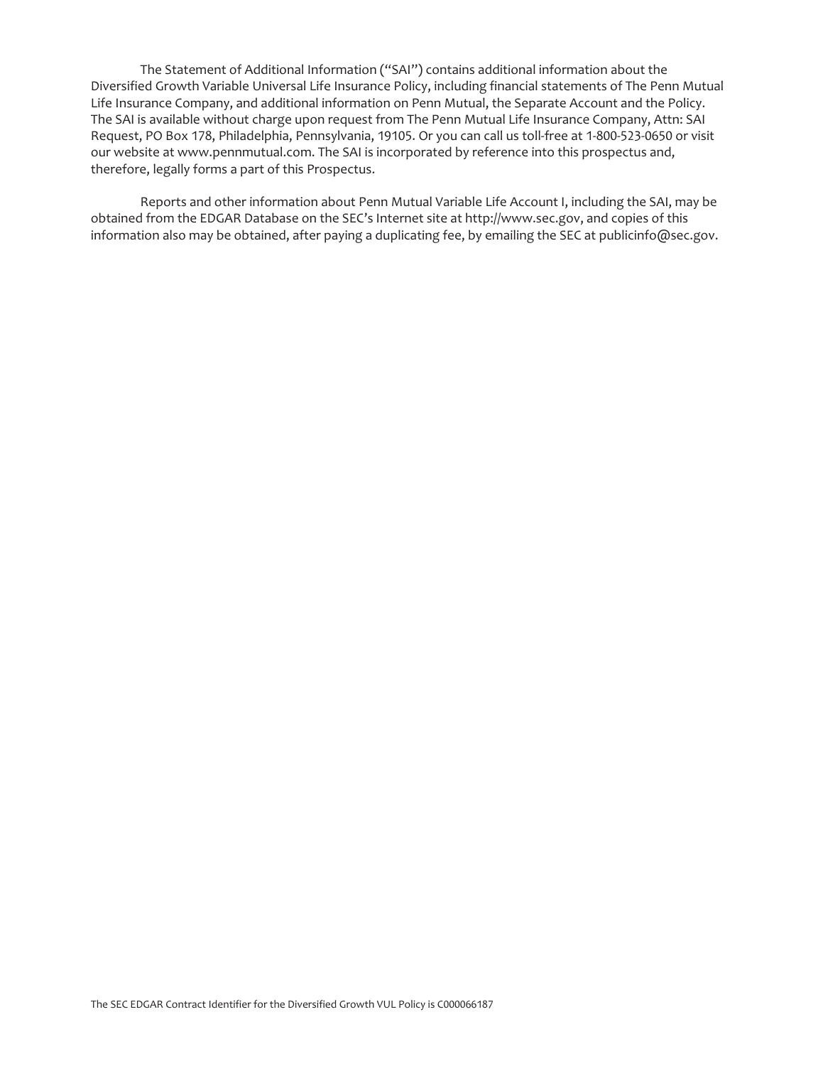The Statement of Additional Information ("SAI") contains additional information about the Diversified Growth Variable Universal Life Insurance Policy, including financial statements of The Penn Mutual Life Insurance Company, and additional information on Penn Mutual, the Separate Account and the Policy. The SAI is available without charge upon request from The Penn Mutual Life Insurance Company, Attn: SAI Request, PO Box 178, Philadelphia, Pennsylvania, 19105. Or you can call us toll-free at 1-800-523-0650 or visit our website at www.pennmutual.com. The SAI is incorporated by reference into this prospectus and, therefore, legally forms a part of this Prospectus.

Reports and other information about Penn Mutual Variable Life Account I, including the SAI, may be obtained from the EDGAR Database on the SEC's Internet site at http://www.sec.gov, and copies of this information also may be obtained, after paying a duplicating fee, by emailing the SEC at publicinfo@sec.gov.

The SEC EDGAR Contract Identifier for the Diversified Growth VUL Policy is C000066187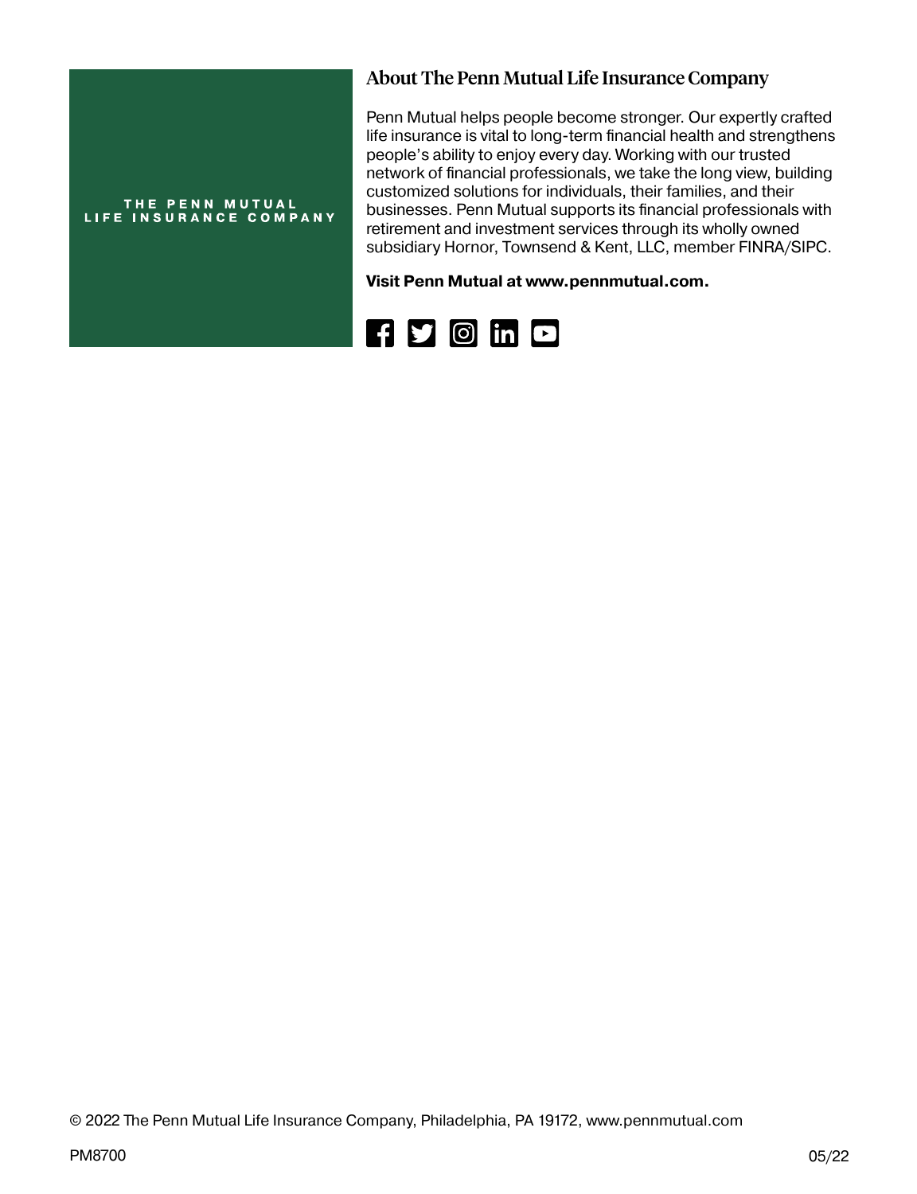THE PENN MUTUAL
LIFE INSURANCE COMPANY

## About The Penn Mutual Life Insurance Company

Penn Mutual helps people become stronger. Our expertly crafted life insurance is vital to long-term financial health and strengthens people's ability to enjoy every day. Working with our trusted network of financial professionals, we take the long view, building customized solutions for individuals, their families, and their businesses. Penn Mutual supports its financial professionals with retirement and investment services through its wholly owned subsidiary Hornor, Townsend & Kent, LLC, member FINRA/SIPC.

**Visit Penn Mutual at www.pennmutual.com.**

© 2022 The Penn Mutual Life Insurance Company, Philadelphia, PA 19172, www.pennmutual.com

PM8700 05/22